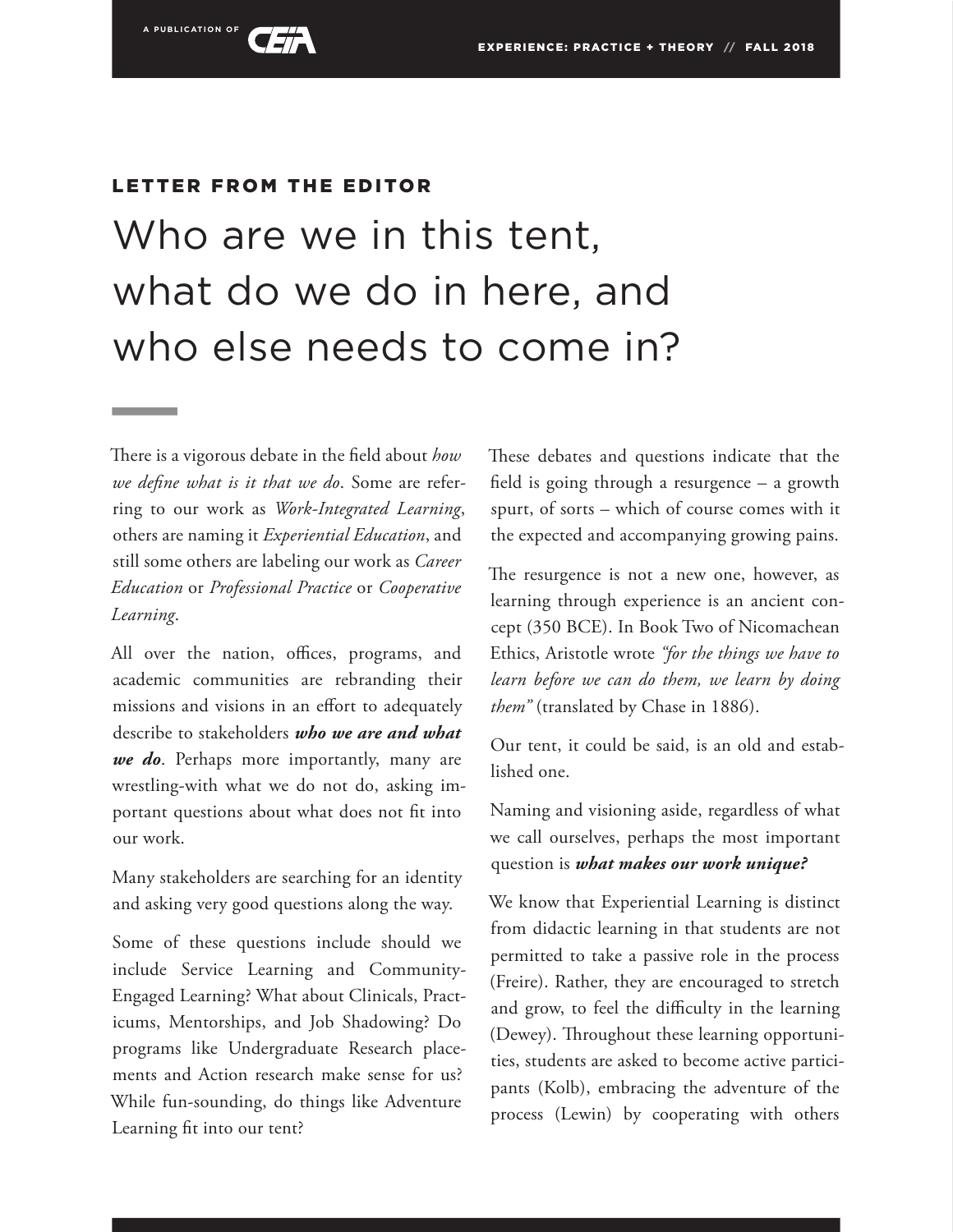## LETTER FROM THE EDITOR

# Who are we in this tent, what do we do in here, and who else needs to come in?

There is a vigorous debate in the field about *how we define what is it that we do*. Some are referring to our work as *Work-Integrated Learning*, others are naming it *Experiential Education*, and still some others are labeling our work as *Career Education* or *Professional Practice* or *Cooperative Learning*.

All over the nation, offices, programs, and academic communities are rebranding their missions and visions in an effort to adequately describe to stakeholders ***who we are and what we do***. Perhaps more importantly, many are wrestling-with what we do not do, asking important questions about what does not fit into our work.

Many stakeholders are searching for an identity and asking very good questions along the way.

Some of these questions include should we include Service Learning and Community-Engaged Learning? What about Clinicals, Practicums, Mentorships, and Job Shadowing? Do programs like Undergraduate Research placements and Action research make sense for us? While fun-sounding, do things like Adventure Learning fit into our tent?

These debates and questions indicate that the field is going through a resurgence – a growth spurt, of sorts – which of course comes with it the expected and accompanying growing pains.

The resurgence is not a new one, however, as learning through experience is an ancient concept (350 BCE). In Book Two of Nicomachean Ethics, Aristotle wrote *"for the things we have to learn before we can do them, we learn by doing them"* (translated by Chase in 1886).

Our tent, it could be said, is an old and established one.

Naming and visioning aside, regardless of what we call ourselves, perhaps the most important question is ***what makes our work unique?***

We know that Experiential Learning is distinct from didactic learning in that students are not permitted to take a passive role in the process (Freire). Rather, they are encouraged to stretch and grow, to feel the difficulty in the learning (Dewey). Throughout these learning opportunities, students are asked to become active participants (Kolb), embracing the adventure of the process (Lewin) by cooperating with others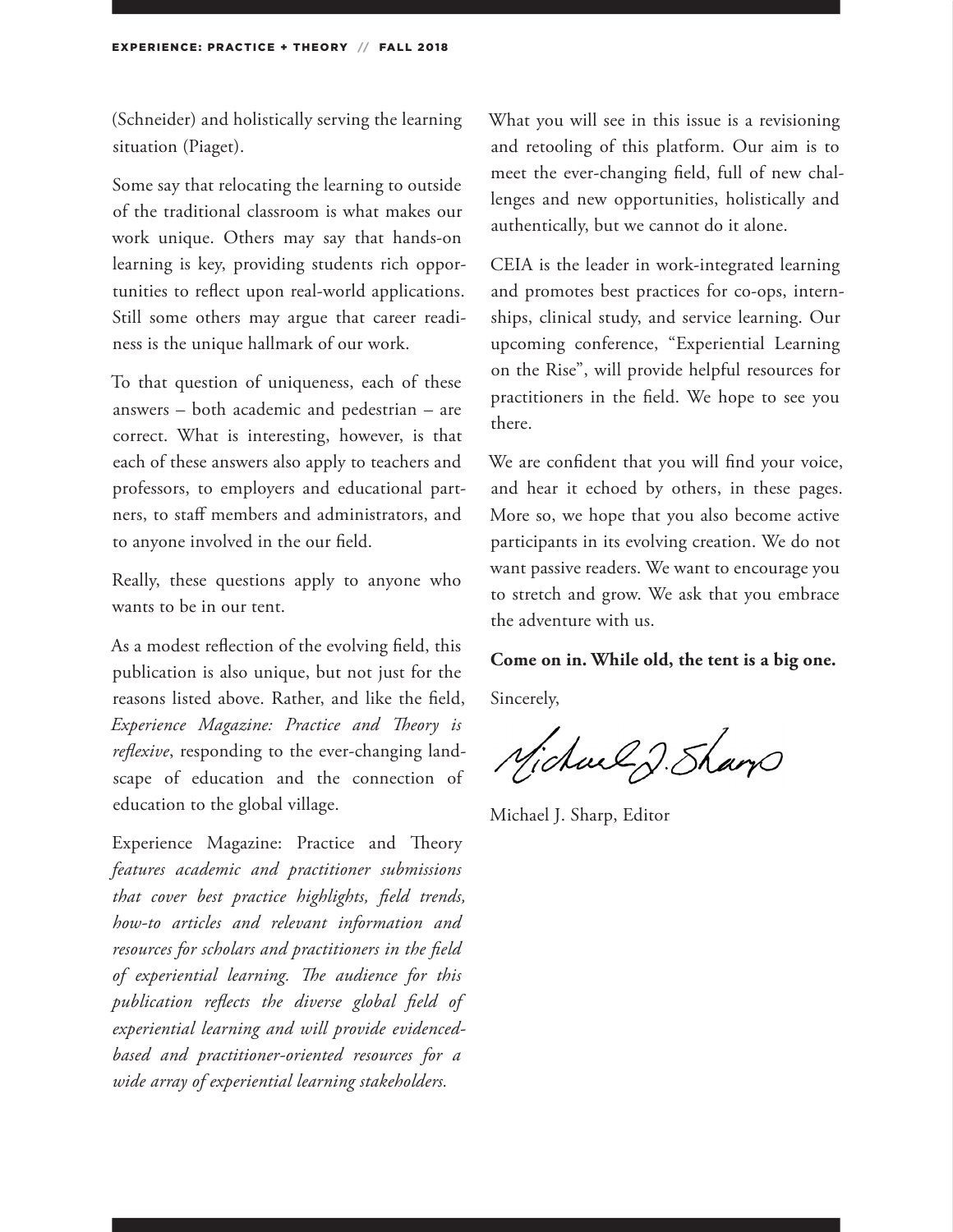(Schneider) and holistically serving the learning situation (Piaget).

Some say that relocating the learning to outside of the traditional classroom is what makes our work unique. Others may say that hands-on learning is key, providing students rich opportunities to reflect upon real-world applications. Still some others may argue that career readiness is the unique hallmark of our work.

To that question of uniqueness, each of these answers – both academic and pedestrian – are correct. What is interesting, however, is that each of these answers also apply to teachers and professors, to employers and educational partners, to staff members and administrators, and to anyone involved in the our field.

Really, these questions apply to anyone who wants to be in our tent.

As a modest reflection of the evolving field, this publication is also unique, but not just for the reasons listed above. Rather, and like the field, *Experience Magazine: Practice and Theory is reflexive*, responding to the ever-changing landscape of education and the connection of education to the global village.

Experience Magazine: Practice and Theory *features academic and practitioner submissions that cover best practice highlights, field trends, how-to articles and relevant information and resources for scholars and practitioners in the field of experiential learning. The audience for this publication reflects the diverse global field of experiential learning and will provide evidenced-based and practitioner-oriented resources for a wide array of experiential learning stakeholders.*

What you will see in this issue is a revisioning and retooling of this platform. Our aim is to meet the ever-changing field, full of new challenges and new opportunities, holistically and authentically, but we cannot do it alone.

CEIA is the leader in work-integrated learning and promotes best practices for co-ops, internships, clinical study, and service learning. Our upcoming conference, "Experiential Learning on the Rise", will provide helpful resources for practitioners in the field. We hope to see you there.

We are confident that you will find your voice, and hear it echoed by others, in these pages. More so, we hope that you also become active participants in its evolving creation. We do not want passive readers. We want to encourage you to stretch and grow. We ask that you embrace the adventure with us.

**Come on in. While old, the tent is a big one.**

Sincerely,

Michael J. Sharp

Michael J. Sharp, Editor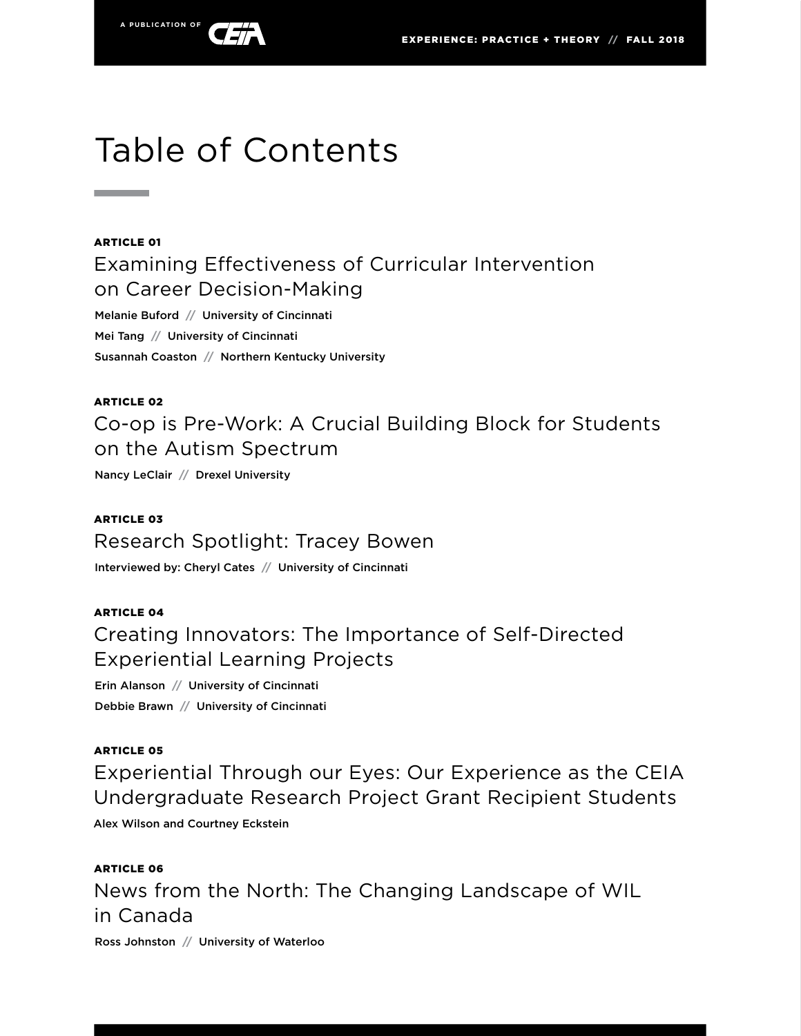# Table of Contents

**ARTICLE 01**

## Examining Effectiveness of Curricular Intervention on Career Decision-Making

Melanie Buford // University of Cincinnati

Mei Tang // University of Cincinnati

Susannah Coaston // Northern Kentucky University

**ARTICLE 02**

## Co-op is Pre-Work: A Crucial Building Block for Students on the Autism Spectrum

Nancy LeClair // Drexel University

**ARTICLE 03**

## Research Spotlight: Tracey Bowen

Interviewed by: Cheryl Cates // University of Cincinnati

**ARTICLE 04**

## Creating Innovators: The Importance of Self-Directed Experiential Learning Projects

Erin Alanson // University of Cincinnati

Debbie Brawn // University of Cincinnati

**ARTICLE 05**

## Experiential Through our Eyes: Our Experience as the CEIA Undergraduate Research Project Grant Recipient Students

Alex Wilson and Courtney Eckstein

**ARTICLE 06**

## News from the North: The Changing Landscape of WIL in Canada

Ross Johnston // University of Waterloo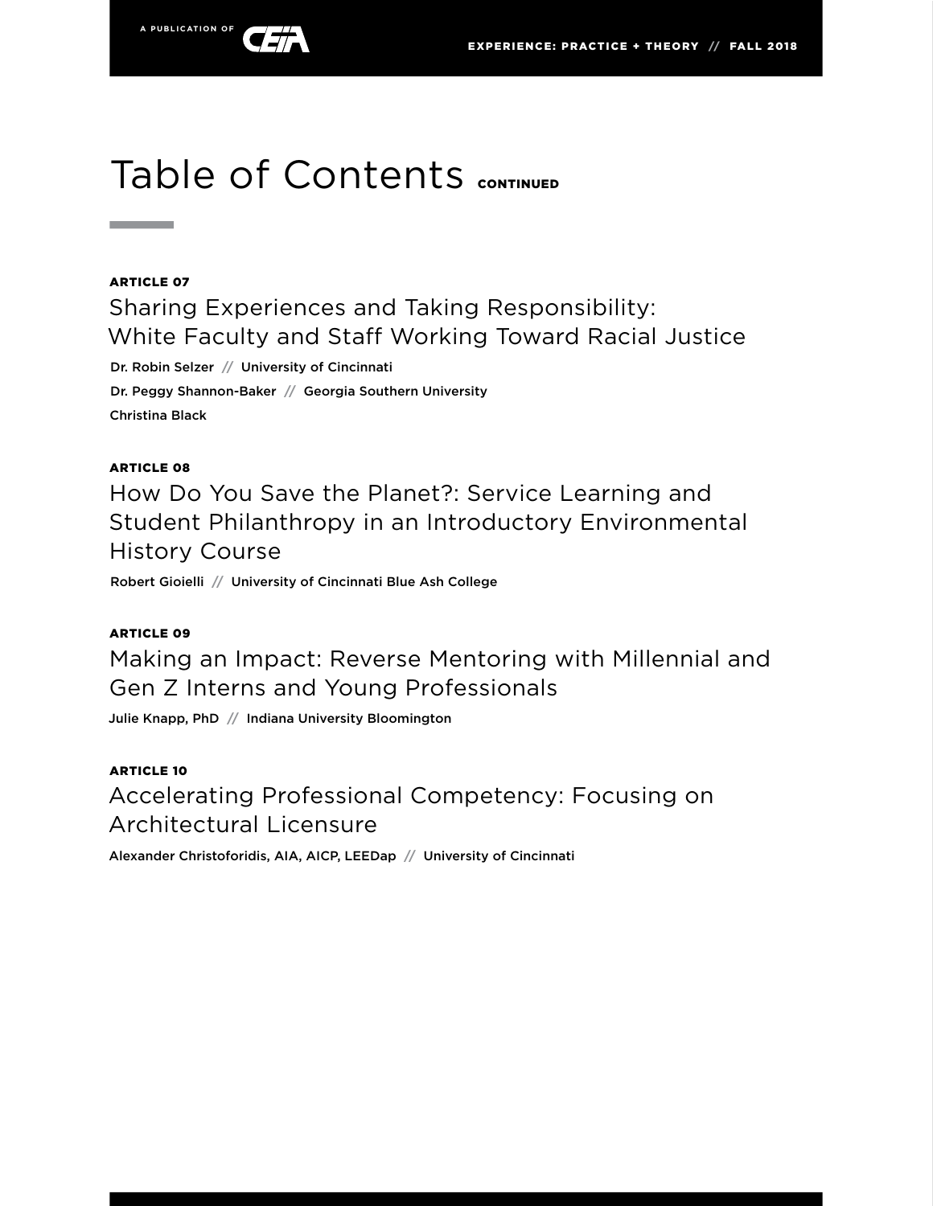# Table of Contents CONTINUED

**ARTICLE 07**

## Sharing Experiences and Taking Responsibility: White Faculty and Staff Working Toward Racial Justice

Dr. Robin Selzer // University of Cincinnati

Dr. Peggy Shannon-Baker // Georgia Southern University

Christina Black

**ARTICLE 08**

## How Do You Save the Planet?: Service Learning and Student Philanthropy in an Introductory Environmental History Course

Robert Gioielli // University of Cincinnati Blue Ash College

**ARTICLE 09**

## Making an Impact: Reverse Mentoring with Millennial and Gen Z Interns and Young Professionals

Julie Knapp, PhD // Indiana University Bloomington

**ARTICLE 10**

## Accelerating Professional Competency: Focusing on Architectural Licensure

Alexander Christoforidis, AIA, AICP, LEEDap // University of Cincinnati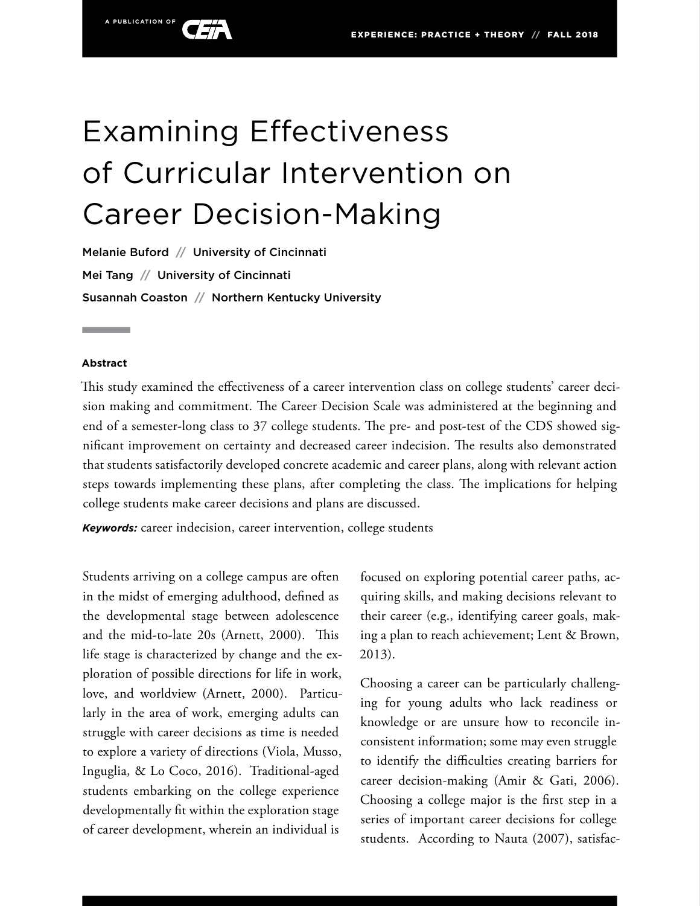# Examining Effectiveness of Curricular Intervention on Career Decision-Making

Melanie Buford // University of Cincinnati

Mei Tang // University of Cincinnati

Susannah Coaston // Northern Kentucky University

**Abstract**

This study examined the effectiveness of a career intervention class on college students' career decision making and commitment. The Career Decision Scale was administered at the beginning and end of a semester-long class to 37 college students. The pre- and post-test of the CDS showed significant improvement on certainty and decreased career indecision. The results also demonstrated that students satisfactorily developed concrete academic and career plans, along with relevant action steps towards implementing these plans, after completing the class. The implications for helping college students make career decisions and plans are discussed.

***Keywords:*** career indecision, career intervention, college students

Students arriving on a college campus are often in the midst of emerging adulthood, defined as the developmental stage between adolescence and the mid-to-late 20s (Arnett, 2000). This life stage is characterized by change and the exploration of possible directions for life in work, love, and worldview (Arnett, 2000). Particularly in the area of work, emerging adults can struggle with career decisions as time is needed to explore a variety of directions (Viola, Musso, Inguglia, & Lo Coco, 2016). Traditional-aged students embarking on the college experience developmentally fit within the exploration stage of career development, wherein an individual is focused on exploring potential career paths, acquiring skills, and making decisions relevant to their career (e.g., identifying career goals, making a plan to reach achievement; Lent & Brown, 2013).

Choosing a career can be particularly challenging for young adults who lack readiness or knowledge or are unsure how to reconcile inconsistent information; some may even struggle to identify the difficulties creating barriers for career decision-making (Amir & Gati, 2006). Choosing a college major is the first step in a series of important career decisions for college students. According to Nauta (2007), satisfac-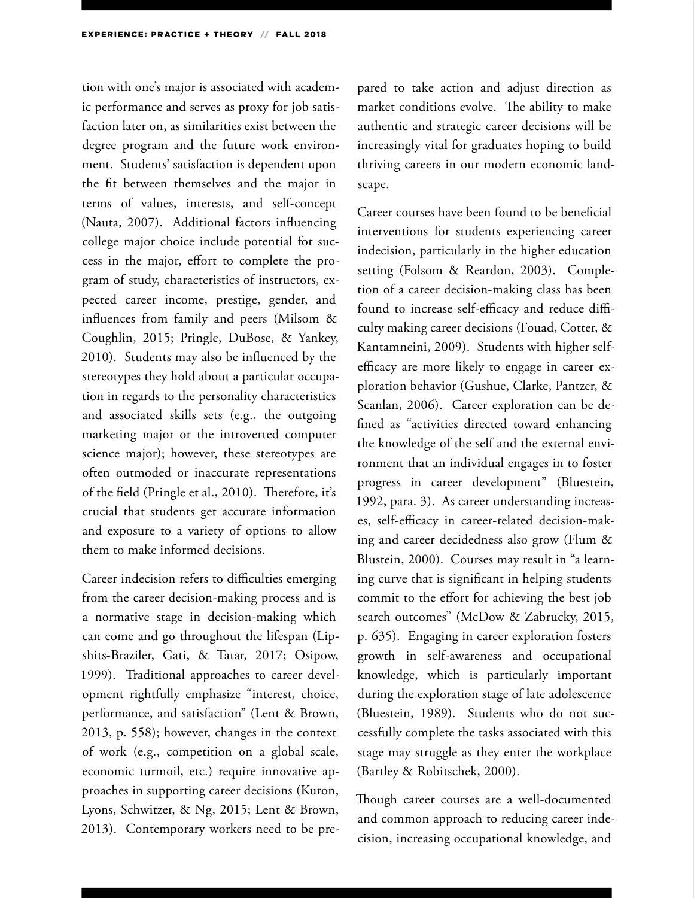tion with one's major is associated with academic performance and serves as proxy for job satisfaction later on, as similarities exist between the degree program and the future work environment. Students' satisfaction is dependent upon the fit between themselves and the major in terms of values, interests, and self-concept (Nauta, 2007). Additional factors influencing college major choice include potential for success in the major, effort to complete the program of study, characteristics of instructors, expected career income, prestige, gender, and influences from family and peers (Milsom & Coughlin, 2015; Pringle, DuBose, & Yankey, 2010). Students may also be influenced by the stereotypes they hold about a particular occupation in regards to the personality characteristics and associated skills sets (e.g., the outgoing marketing major or the introverted computer science major); however, these stereotypes are often outmoded or inaccurate representations of the field (Pringle et al., 2010). Therefore, it's crucial that students get accurate information and exposure to a variety of options to allow them to make informed decisions.

Career indecision refers to difficulties emerging from the career decision-making process and is a normative stage in decision-making which can come and go throughout the lifespan (Lipshits-Braziler, Gati, & Tatar, 2017; Osipow, 1999). Traditional approaches to career development rightfully emphasize "interest, choice, performance, and satisfaction" (Lent & Brown, 2013, p. 558); however, changes in the context of work (e.g., competition on a global scale, economic turmoil, etc.) require innovative approaches in supporting career decisions (Kuron, Lyons, Schwitzer, & Ng, 2015; Lent & Brown, 2013). Contemporary workers need to be prepared to take action and adjust direction as market conditions evolve. The ability to make authentic and strategic career decisions will be increasingly vital for graduates hoping to build thriving careers in our modern economic landscape.

Career courses have been found to be beneficial interventions for students experiencing career indecision, particularly in the higher education setting (Folsom & Reardon, 2003). Completion of a career decision-making class has been found to increase self-efficacy and reduce difficulty making career decisions (Fouad, Cotter, & Kantamneini, 2009). Students with higher self-efficacy are more likely to engage in career exploration behavior (Gushue, Clarke, Pantzer, & Scanlan, 2006). Career exploration can be defined as "activities directed toward enhancing the knowledge of the self and the external environment that an individual engages in to foster progress in career development" (Bluestein, 1992, para. 3). As career understanding increases, self-efficacy in career-related decision-making and career decidedness also grow (Flum & Blustein, 2000). Courses may result in "a learning curve that is significant in helping students commit to the effort for achieving the best job search outcomes" (McDow & Zabrucky, 2015, p. 635). Engaging in career exploration fosters growth in self-awareness and occupational knowledge, which is particularly important during the exploration stage of late adolescence (Bluestein, 1989). Students who do not successfully complete the tasks associated with this stage may struggle as they enter the workplace (Bartley & Robitschek, 2000).

Though career courses are a well-documented and common approach to reducing career indecision, increasing occupational knowledge, and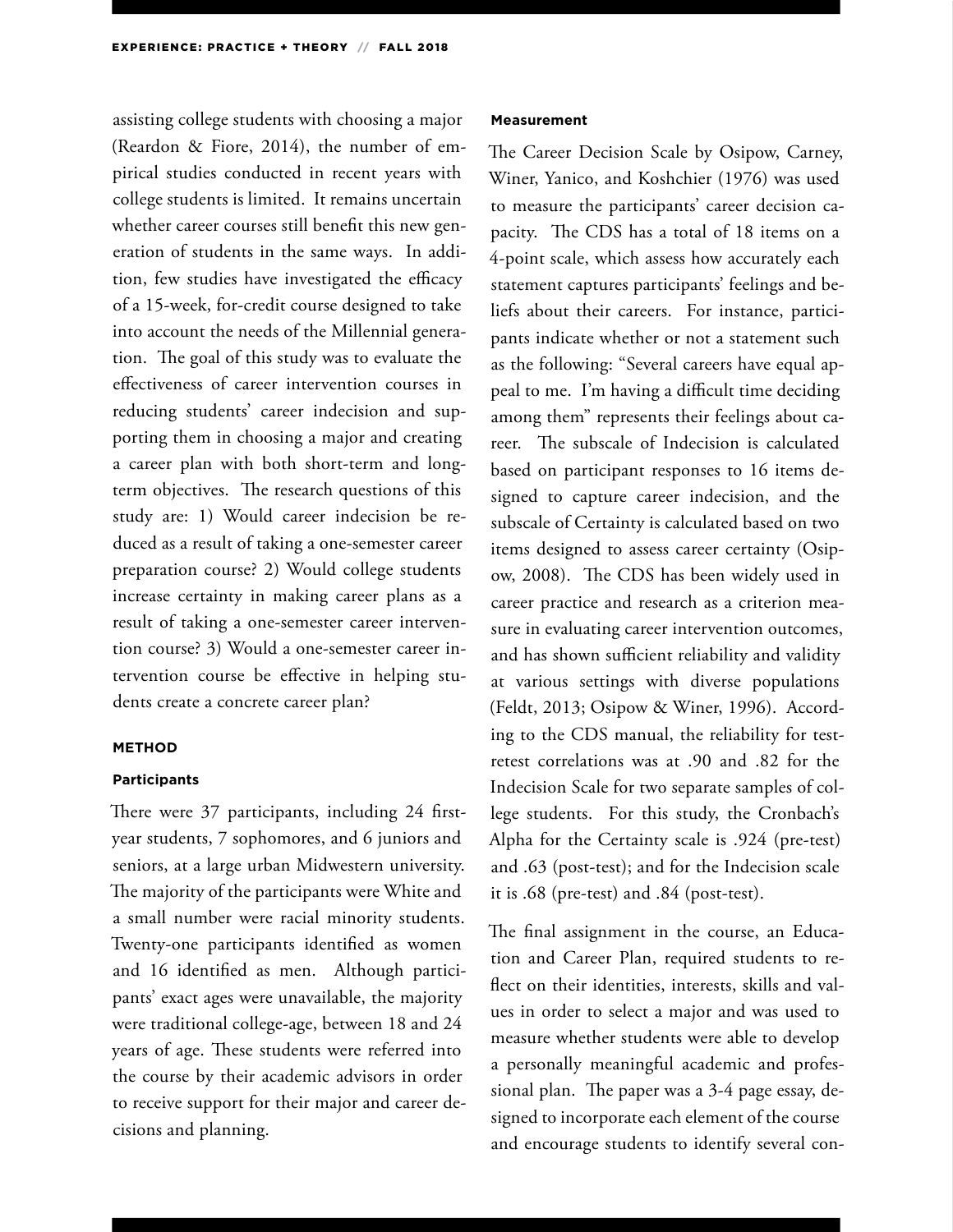assisting college students with choosing a major (Reardon & Fiore, 2014), the number of empirical studies conducted in recent years with college students is limited. It remains uncertain whether career courses still benefit this new generation of students in the same ways. In addition, few studies have investigated the efficacy of a 15-week, for-credit course designed to take into account the needs of the Millennial generation. The goal of this study was to evaluate the effectiveness of career intervention courses in reducing students' career indecision and supporting them in choosing a major and creating a career plan with both short-term and long-term objectives. The research questions of this study are: 1) Would career indecision be reduced as a result of taking a one-semester career preparation course? 2) Would college students increase certainty in making career plans as a result of taking a one-semester career intervention course? 3) Would a one-semester career intervention course be effective in helping students create a concrete career plan?

## METHOD

### Participants

There were 37 participants, including 24 first-year students, 7 sophomores, and 6 juniors and seniors, at a large urban Midwestern university. The majority of the participants were White and a small number were racial minority students. Twenty-one participants identified as women and 16 identified as men. Although participants' exact ages were unavailable, the majority were traditional college-age, between 18 and 24 years of age. These students were referred into the course by their academic advisors in order to receive support for their major and career decisions and planning.

### Measurement

The Career Decision Scale by Osipow, Carney, Winer, Yanico, and Koshchier (1976) was used to measure the participants' career decision capacity. The CDS has a total of 18 items on a 4-point scale, which assess how accurately each statement captures participants' feelings and beliefs about their careers. For instance, participants indicate whether or not a statement such as the following: "Several careers have equal appeal to me. I'm having a difficult time deciding among them" represents their feelings about career. The subscale of Indecision is calculated based on participant responses to 16 items designed to capture career indecision, and the subscale of Certainty is calculated based on two items designed to assess career certainty (Osipow, 2008). The CDS has been widely used in career practice and research as a criterion measure in evaluating career intervention outcomes, and has shown sufficient reliability and validity at various settings with diverse populations (Feldt, 2013; Osipow & Winer, 1996). According to the CDS manual, the reliability for test-retest correlations was at .90 and .82 for the Indecision Scale for two separate samples of college students. For this study, the Cronbach's Alpha for the Certainty scale is .924 (pre-test) and .63 (post-test); and for the Indecision scale it is .68 (pre-test) and .84 (post-test).

The final assignment in the course, an Education and Career Plan, required students to reflect on their identities, interests, skills and values in order to select a major and was used to measure whether students were able to develop a personally meaningful academic and professional plan. The paper was a 3-4 page essay, designed to incorporate each element of the course and encourage students to identify several con-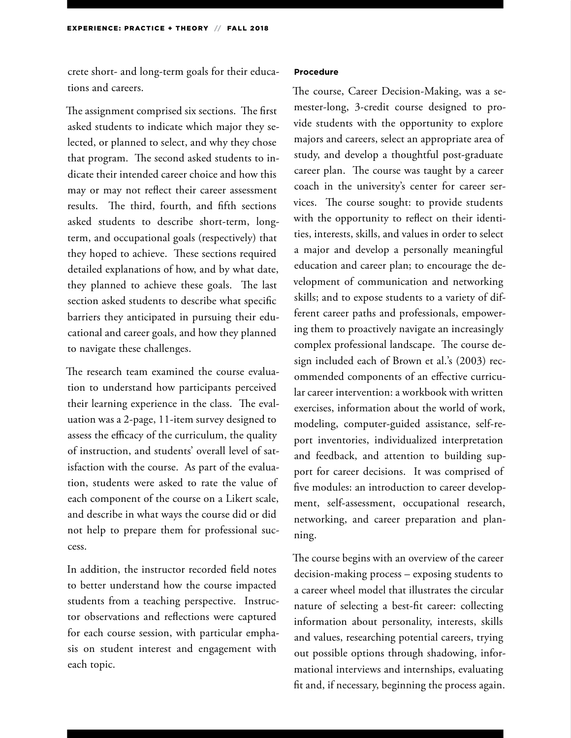crete short- and long-term goals for their educations and careers.

The assignment comprised six sections. The first asked students to indicate which major they selected, or planned to select, and why they chose that program. The second asked students to indicate their intended career choice and how this may or may not reflect their career assessment results. The third, fourth, and fifth sections asked students to describe short-term, long-term, and occupational goals (respectively) that they hoped to achieve. These sections required detailed explanations of how, and by what date, they planned to achieve these goals. The last section asked students to describe what specific barriers they anticipated in pursuing their educational and career goals, and how they planned to navigate these challenges.

The research team examined the course evaluation to understand how participants perceived their learning experience in the class. The evaluation was a 2-page, 11-item survey designed to assess the efficacy of the curriculum, the quality of instruction, and students' overall level of satisfaction with the course. As part of the evaluation, students were asked to rate the value of each component of the course on a Likert scale, and describe in what ways the course did or did not help to prepare them for professional success.

In addition, the instructor recorded field notes to better understand how the course impacted students from a teaching perspective. Instructor observations and reflections were captured for each course session, with particular emphasis on student interest and engagement with each topic.

**Procedure**

The course, Career Decision-Making, was a semester-long, 3-credit course designed to provide students with the opportunity to explore majors and careers, select an appropriate area of study, and develop a thoughtful post-graduate career plan. The course was taught by a career coach in the university's center for career services. The course sought: to provide students with the opportunity to reflect on their identities, interests, skills, and values in order to select a major and develop a personally meaningful education and career plan; to encourage the development of communication and networking skills; and to expose students to a variety of different career paths and professionals, empowering them to proactively navigate an increasingly complex professional landscape. The course design included each of Brown et al.'s (2003) recommended components of an effective curricular career intervention: a workbook with written exercises, information about the world of work, modeling, computer-guided assistance, self-report inventories, individualized interpretation and feedback, and attention to building support for career decisions. It was comprised of five modules: an introduction to career development, self-assessment, occupational research, networking, and career preparation and planning.

The course begins with an overview of the career decision-making process – exposing students to a career wheel model that illustrates the circular nature of selecting a best-fit career: collecting information about personality, interests, skills and values, researching potential careers, trying out possible options through shadowing, informational interviews and internships, evaluating fit and, if necessary, beginning the process again.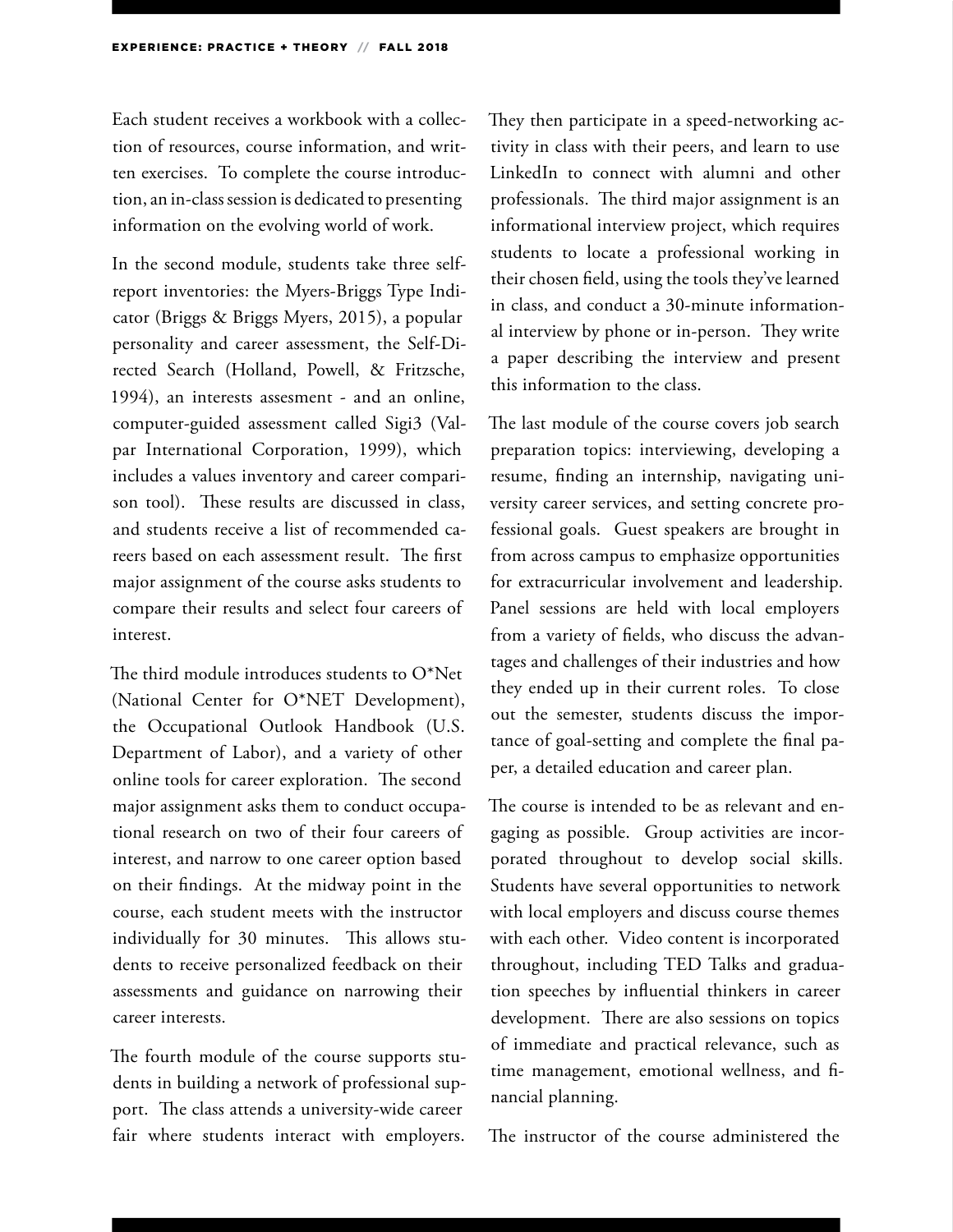Each student receives a workbook with a collection of resources, course information, and written exercises. To complete the course introduction, an in-class session is dedicated to presenting information on the evolving world of work.

In the second module, students take three self-report inventories: the Myers-Briggs Type Indicator (Briggs & Briggs Myers, 2015), a popular personality and career assessment, the Self-Directed Search (Holland, Powell, & Fritzsche, 1994), an interests assesment - and an online, computer-guided assessment called Sigi3 (Valpar International Corporation, 1999), which includes a values inventory and career comparison tool). These results are discussed in class, and students receive a list of recommended careers based on each assessment result. The first major assignment of the course asks students to compare their results and select four careers of interest.

The third module introduces students to O*Net (National Center for O*NET Development), the Occupational Outlook Handbook (U.S. Department of Labor), and a variety of other online tools for career exploration. The second major assignment asks them to conduct occupational research on two of their four careers of interest, and narrow to one career option based on their findings. At the midway point in the course, each student meets with the instructor individually for 30 minutes. This allows students to receive personalized feedback on their assessments and guidance on narrowing their career interests.

The fourth module of the course supports students in building a network of professional support. The class attends a university-wide career fair where students interact with employers. They then participate in a speed-networking activity in class with their peers, and learn to use LinkedIn to connect with alumni and other professionals. The third major assignment is an informational interview project, which requires students to locate a professional working in their chosen field, using the tools they've learned in class, and conduct a 30-minute informational interview by phone or in-person. They write a paper describing the interview and present this information to the class.

The last module of the course covers job search preparation topics: interviewing, developing a resume, finding an internship, navigating university career services, and setting concrete professional goals. Guest speakers are brought in from across campus to emphasize opportunities for extracurricular involvement and leadership. Panel sessions are held with local employers from a variety of fields, who discuss the advantages and challenges of their industries and how they ended up in their current roles. To close out the semester, students discuss the importance of goal-setting and complete the final paper, a detailed education and career plan.

The course is intended to be as relevant and engaging as possible. Group activities are incorporated throughout to develop social skills. Students have several opportunities to network with local employers and discuss course themes with each other. Video content is incorporated throughout, including TED Talks and graduation speeches by influential thinkers in career development. There are also sessions on topics of immediate and practical relevance, such as time management, emotional wellness, and financial planning.

The instructor of the course administered the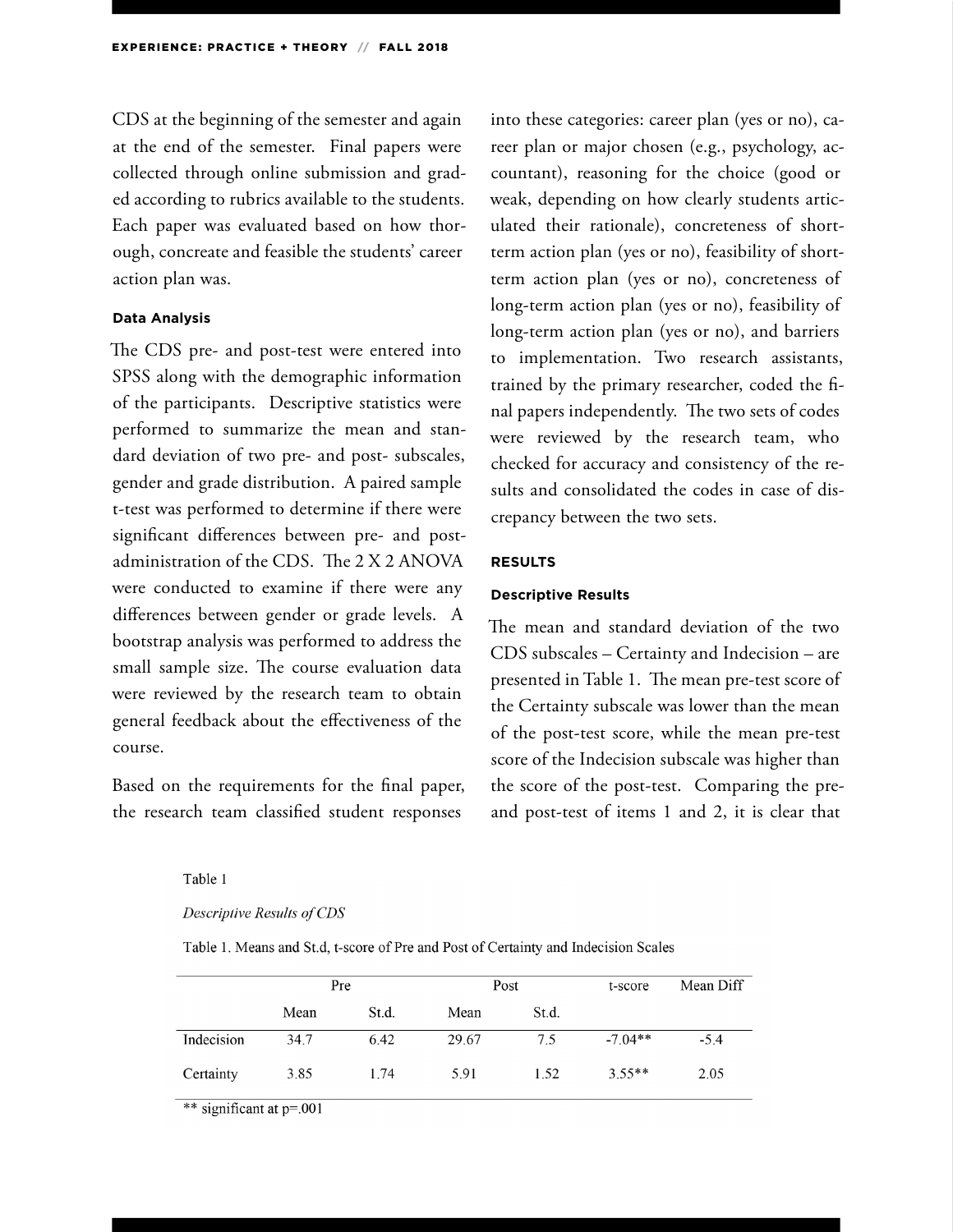CDS at the beginning of the semester and again at the end of the semester. Final papers were collected through online submission and graded according to rubrics available to the students. Each paper was evaluated based on how thorough, concreate and feasible the students' career action plan was.

#### Data Analysis

The CDS pre- and post-test were entered into SPSS along with the demographic information of the participants. Descriptive statistics were performed to summarize the mean and standard deviation of two pre- and post- subscales, gender and grade distribution. A paired sample t-test was performed to determine if there were significant differences between pre- and post-administration of the CDS. The 2 X 2 ANOVA were conducted to examine if there were any differences between gender or grade levels. A bootstrap analysis was performed to address the small sample size. The course evaluation data were reviewed by the research team to obtain general feedback about the effectiveness of the course.

Based on the requirements for the final paper, the research team classified student responses into these categories: career plan (yes or no), career plan or major chosen (e.g., psychology, accountant), reasoning for the choice (good or weak, depending on how clearly students articulated their rationale), concreteness of short-term action plan (yes or no), feasibility of short-term action plan (yes or no), concreteness of long-term action plan (yes or no), feasibility of long-term action plan (yes or no), and barriers to implementation. Two research assistants, trained by the primary researcher, coded the final papers independently. The two sets of codes were reviewed by the research team, who checked for accuracy and consistency of the results and consolidated the codes in case of discrepancy between the two sets.

### RESULTS

#### Descriptive Results

The mean and standard deviation of the two CDS subscales – Certainty and Indecision – are presented in Table 1. The mean pre-test score of the Certainty subscale was lower than the mean of the post-test score, while the mean pre-test score of the Indecision subscale was higher than the score of the post-test. Comparing the pre- and post-test of items 1 and 2, it is clear that

Table 1

*Descriptive Results of CDS*

Table 1. Means and St.d, t-score of Pre and Post of Certainty and Indecision Scales

| | Pre | | Post | | t-score | Mean Diff |
|---|---|---|---|---|---|---|
| | Mean | St.d. | Mean | St.d. | | |
| Indecision | 34.7 | 6.42 | 29.67 | 7.5 | -7.04** | -5.4 |
| Certainty | 3.85 | 1.74 | 5.91 | 1.52 | 3.55** | 2.05 |

** significant at p=.001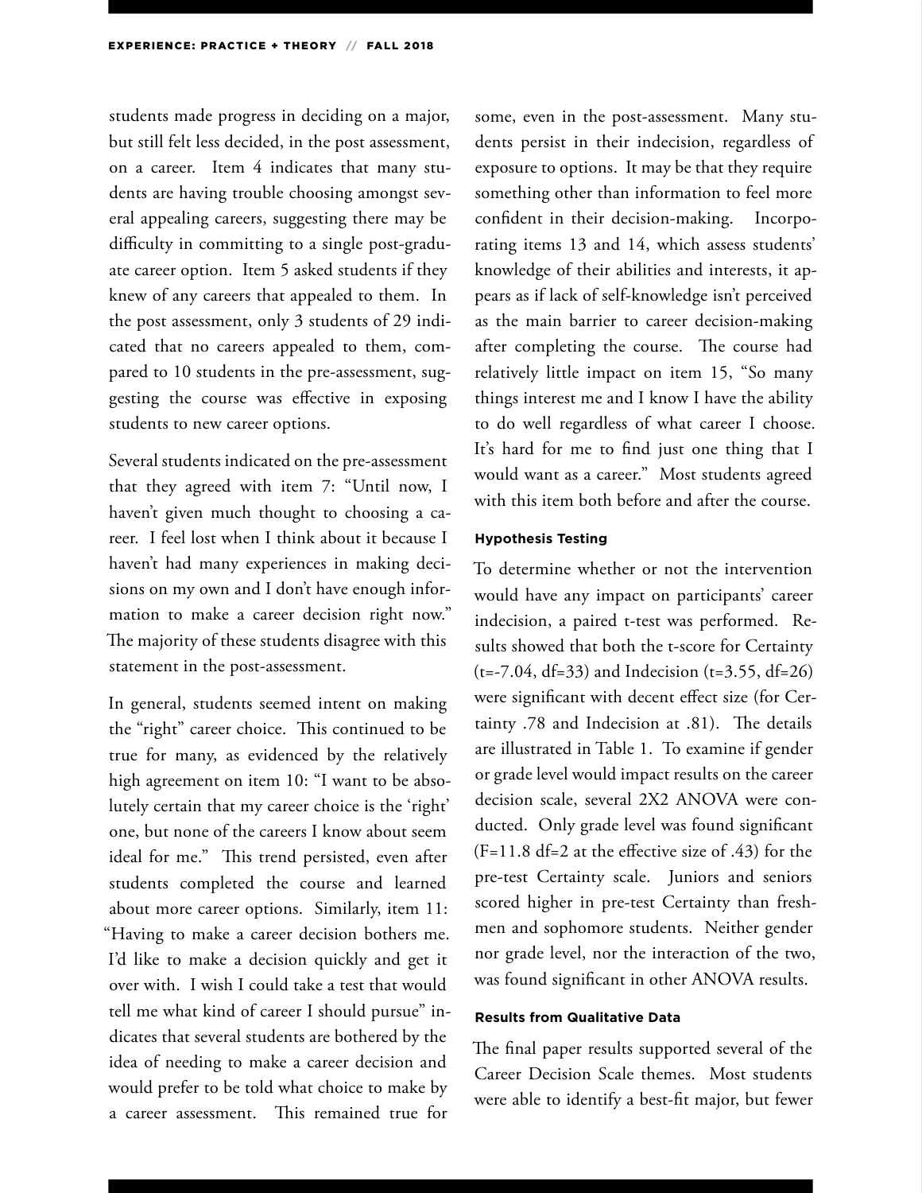students made progress in deciding on a major, but still felt less decided, in the post assessment, on a career. Item 4 indicates that many students are having trouble choosing amongst several appealing careers, suggesting there may be difficulty in committing to a single post-graduate career option. Item 5 asked students if they knew of any careers that appealed to them. In the post assessment, only 3 students of 29 indicated that no careers appealed to them, compared to 10 students in the pre-assessment, suggesting the course was effective in exposing students to new career options.

Several students indicated on the pre-assessment that they agreed with item 7: "Until now, I haven't given much thought to choosing a career. I feel lost when I think about it because I haven't had many experiences in making decisions on my own and I don't have enough information to make a career decision right now." The majority of these students disagree with this statement in the post-assessment.

In general, students seemed intent on making the "right" career choice. This continued to be true for many, as evidenced by the relatively high agreement on item 10: "I want to be absolutely certain that my career choice is the 'right' one, but none of the careers I know about seem ideal for me." This trend persisted, even after students completed the course and learned about more career options. Similarly, item 11: "Having to make a career decision bothers me. I'd like to make a decision quickly and get it over with. I wish I could take a test that would tell me what kind of career I should pursue" indicates that several students are bothered by the idea of needing to make a career decision and would prefer to be told what choice to make by a career assessment. This remained true for some, even in the post-assessment. Many students persist in their indecision, regardless of exposure to options. It may be that they require something other than information to feel more confident in their decision-making. Incorporating items 13 and 14, which assess students' knowledge of their abilities and interests, it appears as if lack of self-knowledge isn't perceived as the main barrier to career decision-making after completing the course. The course had relatively little impact on item 15, "So many things interest me and I know I have the ability to do well regardless of what career I choose. It's hard for me to find just one thing that I would want as a career." Most students agreed with this item both before and after the course.

#### Hypothesis Testing

To determine whether or not the intervention would have any impact on participants' career indecision, a paired t-test was performed. Results showed that both the t-score for Certainty ($t=-7.04$, $df=33$) and Indecision ($t=3.55$, $df=26$) were significant with decent effect size (for Certainty .78 and Indecision at .81). The details are illustrated in Table 1. To examine if gender or grade level would impact results on the career decision scale, several 2X2 ANOVA were conducted. Only grade level was found significant ($F=11.8$ $df=2$ at the effective size of .43) for the pre-test Certainty scale. Juniors and seniors scored higher in pre-test Certainty than freshmen and sophomore students. Neither gender nor grade level, nor the interaction of the two, was found significant in other ANOVA results.

#### Results from Qualitative Data

The final paper results supported several of the Career Decision Scale themes. Most students were able to identify a best-fit major, but fewer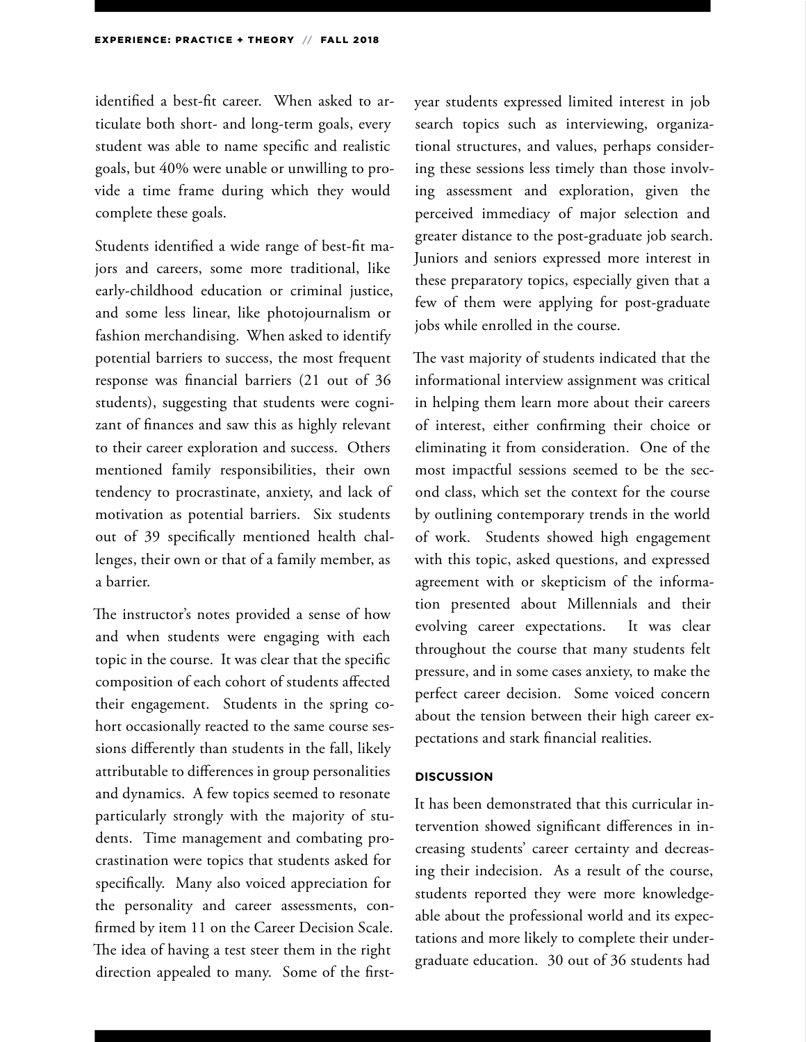identified a best-fit career. When asked to articulate both short- and long-term goals, every student was able to name specific and realistic goals, but 40% were unable or unwilling to provide a time frame during which they would complete these goals.

Students identified a wide range of best-fit majors and careers, some more traditional, like early-childhood education or criminal justice, and some less linear, like photojournalism or fashion merchandising. When asked to identify potential barriers to success, the most frequent response was financial barriers (21 out of 36 students), suggesting that students were cognizant of finances and saw this as highly relevant to their career exploration and success. Others mentioned family responsibilities, their own tendency to procrastinate, anxiety, and lack of motivation as potential barriers. Six students out of 39 specifically mentioned health challenges, their own or that of a family member, as a barrier.

The instructor's notes provided a sense of how and when students were engaging with each topic in the course. It was clear that the specific composition of each cohort of students affected their engagement. Students in the spring cohort occasionally reacted to the same course sessions differently than students in the fall, likely attributable to differences in group personalities and dynamics. A few topics seemed to resonate particularly strongly with the majority of students. Time management and combating procrastination were topics that students asked for specifically. Many also voiced appreciation for the personality and career assessments, confirmed by item 11 on the Career Decision Scale. The idea of having a test steer them in the right direction appealed to many. Some of the first-year students expressed limited interest in job search topics such as interviewing, organizational structures, and values, perhaps considering these sessions less timely than those involving assessment and exploration, given the perceived immediacy of major selection and greater distance to the post-graduate job search. Juniors and seniors expressed more interest in these preparatory topics, especially given that a few of them were applying for post-graduate jobs while enrolled in the course.

The vast majority of students indicated that the informational interview assignment was critical in helping them learn more about their careers of interest, either confirming their choice or eliminating it from consideration. One of the most impactful sessions seemed to be the second class, which set the context for the course by outlining contemporary trends in the world of work. Students showed high engagement with this topic, asked questions, and expressed agreement with or skepticism of the information presented about Millennials and their evolving career expectations. It was clear throughout the course that many students felt pressure, and in some cases anxiety, to make the perfect career decision. Some voiced concern about the tension between their high career expectations and stark financial realities.

## DISCUSSION

It has been demonstrated that this curricular intervention showed significant differences in increasing students' career certainty and decreasing their indecision. As a result of the course, students reported they were more knowledgeable about the professional world and its expectations and more likely to complete their undergraduate education. 30 out of 36 students had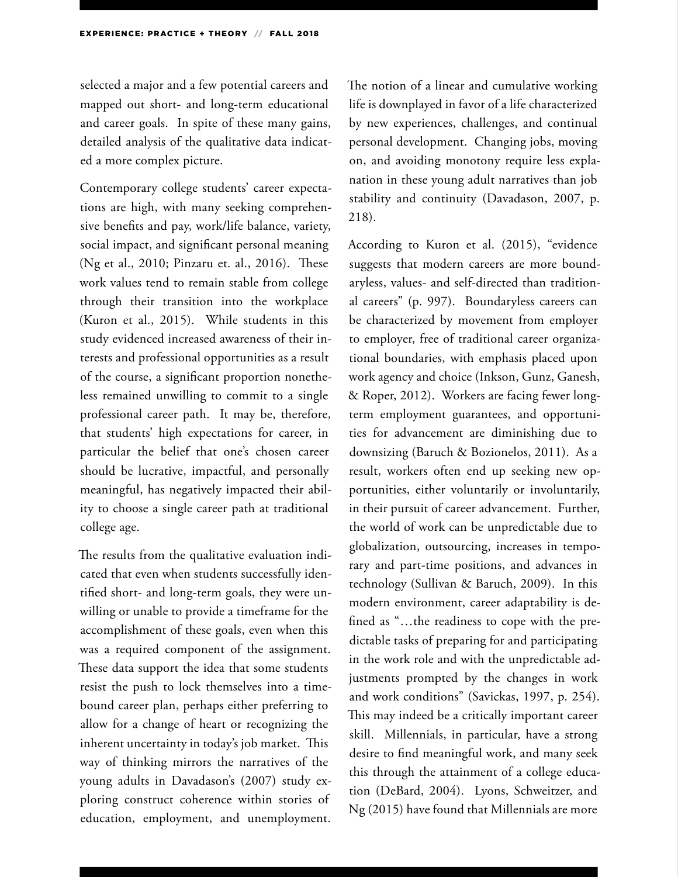selected a major and a few potential careers and mapped out short- and long-term educational and career goals. In spite of these many gains, detailed analysis of the qualitative data indicated a more complex picture.

Contemporary college students' career expectations are high, with many seeking comprehensive benefits and pay, work/life balance, variety, social impact, and significant personal meaning (Ng et al., 2010; Pinzaru et. al., 2016). These work values tend to remain stable from college through their transition into the workplace (Kuron et al., 2015). While students in this study evidenced increased awareness of their interests and professional opportunities as a result of the course, a significant proportion nonetheless remained unwilling to commit to a single professional career path. It may be, therefore, that students' high expectations for career, in particular the belief that one's chosen career should be lucrative, impactful, and personally meaningful, has negatively impacted their ability to choose a single career path at traditional college age.

The results from the qualitative evaluation indicated that even when students successfully identified short- and long-term goals, they were unwilling or unable to provide a timeframe for the accomplishment of these goals, even when this was a required component of the assignment. These data support the idea that some students resist the push to lock themselves into a time-bound career plan, perhaps either preferring to allow for a change of heart or recognizing the inherent uncertainty in today's job market. This way of thinking mirrors the narratives of the young adults in Davadason's (2007) study exploring construct coherence within stories of education, employment, and unemployment. The notion of a linear and cumulative working life is downplayed in favor of a life characterized by new experiences, challenges, and continual personal development. Changing jobs, moving on, and avoiding monotony require less explanation in these young adult narratives than job stability and continuity (Davadason, 2007, p. 218).

According to Kuron et al. (2015), "evidence suggests that modern careers are more boundaryless, values- and self-directed than traditional careers" (p. 997). Boundaryless careers can be characterized by movement from employer to employer, free of traditional career organizational boundaries, with emphasis placed upon work agency and choice (Inkson, Gunz, Ganesh, & Roper, 2012). Workers are facing fewer long-term employment guarantees, and opportunities for advancement are diminishing due to downsizing (Baruch & Bozionelos, 2011). As a result, workers often end up seeking new opportunities, either voluntarily or involuntarily, in their pursuit of career advancement. Further, the world of work can be unpredictable due to globalization, outsourcing, increases in temporary and part-time positions, and advances in technology (Sullivan & Baruch, 2009). In this modern environment, career adaptability is defined as "…the readiness to cope with the predictable tasks of preparing for and participating in the work role and with the unpredictable adjustments prompted by the changes in work and work conditions" (Savickas, 1997, p. 254). This may indeed be a critically important career skill. Millennials, in particular, have a strong desire to find meaningful work, and many seek this through the attainment of a college education (DeBard, 2004). Lyons, Schweitzer, and Ng (2015) have found that Millennials are more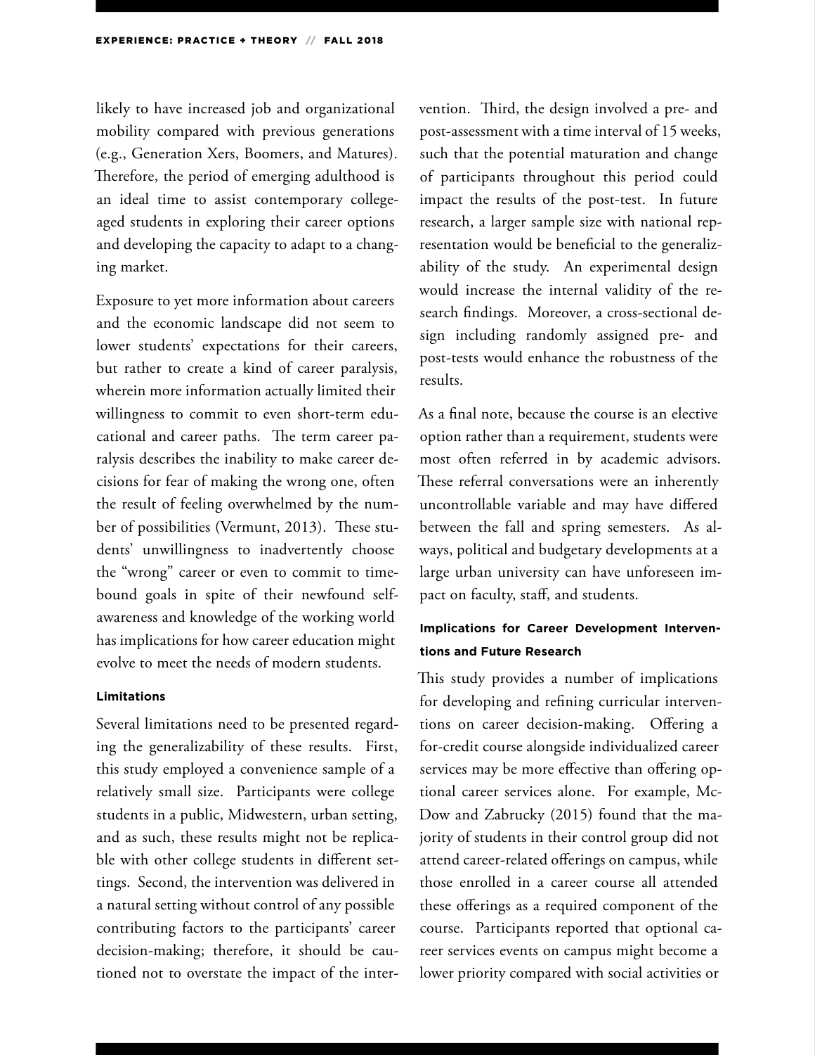likely to have increased job and organizational mobility compared with previous generations (e.g., Generation Xers, Boomers, and Matures). Therefore, the period of emerging adulthood is an ideal time to assist contemporary college-aged students in exploring their career options and developing the capacity to adapt to a changing market.

Exposure to yet more information about careers and the economic landscape did not seem to lower students' expectations for their careers, but rather to create a kind of career paralysis, wherein more information actually limited their willingness to commit to even short-term educational and career paths. The term career paralysis describes the inability to make career decisions for fear of making the wrong one, often the result of feeling overwhelmed by the number of possibilities (Vermunt, 2013). These students' unwillingness to inadvertently choose the "wrong" career or even to commit to time-bound goals in spite of their newfound self-awareness and knowledge of the working world has implications for how career education might evolve to meet the needs of modern students.

#### Limitations

Several limitations need to be presented regarding the generalizability of these results. First, this study employed a convenience sample of a relatively small size. Participants were college students in a public, Midwestern, urban setting, and as such, these results might not be replicable with other college students in different settings. Second, the intervention was delivered in a natural setting without control of any possible contributing factors to the participants' career decision-making; therefore, it should be cautioned not to overstate the impact of the intervention. Third, the design involved a pre- and post-assessment with a time interval of 15 weeks, such that the potential maturation and change of participants throughout this period could impact the results of the post-test. In future research, a larger sample size with national representation would be beneficial to the generalizability of the study. An experimental design would increase the internal validity of the research findings. Moreover, a cross-sectional design including randomly assigned pre- and post-tests would enhance the robustness of the results.

As a final note, because the course is an elective option rather than a requirement, students were most often referred in by academic advisors. These referral conversations were an inherently uncontrollable variable and may have differed between the fall and spring semesters. As always, political and budgetary developments at a large urban university can have unforeseen impact on faculty, staff, and students.

#### Implications for Career Development Interventions and Future Research

This study provides a number of implications for developing and refining curricular interventions on career decision-making. Offering a for-credit course alongside individualized career services may be more effective than offering optional career services alone. For example, McDow and Zabrucky (2015) found that the majority of students in their control group did not attend career-related offerings on campus, while those enrolled in a career course all attended these offerings as a required component of the course. Participants reported that optional career services events on campus might become a lower priority compared with social activities or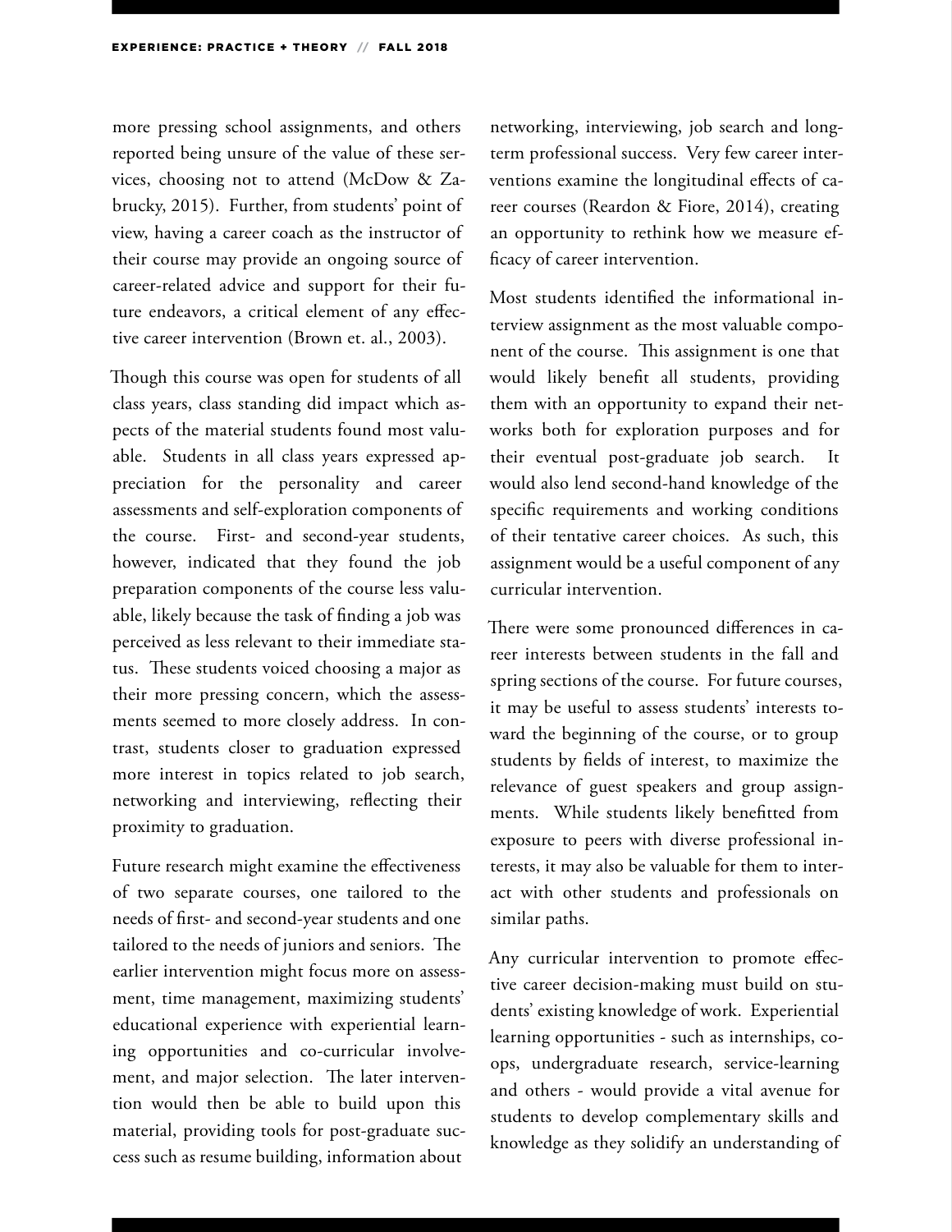more pressing school assignments, and others reported being unsure of the value of these services, choosing not to attend (McDow & Zabrucky, 2015). Further, from students' point of view, having a career coach as the instructor of their course may provide an ongoing source of career-related advice and support for their future endeavors, a critical element of any effective career intervention (Brown et. al., 2003).

Though this course was open for students of all class years, class standing did impact which aspects of the material students found most valuable. Students in all class years expressed appreciation for the personality and career assessments and self-exploration components of the course. First- and second-year students, however, indicated that they found the job preparation components of the course less valuable, likely because the task of finding a job was perceived as less relevant to their immediate status. These students voiced choosing a major as their more pressing concern, which the assessments seemed to more closely address. In contrast, students closer to graduation expressed more interest in topics related to job search, networking and interviewing, reflecting their proximity to graduation.

Future research might examine the effectiveness of two separate courses, one tailored to the needs of first- and second-year students and one tailored to the needs of juniors and seniors. The earlier intervention might focus more on assessment, time management, maximizing students' educational experience with experiential learning opportunities and co-curricular involvement, and major selection. The later intervention would then be able to build upon this material, providing tools for post-graduate success such as resume building, information about networking, interviewing, job search and long-term professional success. Very few career interventions examine the longitudinal effects of career courses (Reardon & Fiore, 2014), creating an opportunity to rethink how we measure efficacy of career intervention.

Most students identified the informational interview assignment as the most valuable component of the course. This assignment is one that would likely benefit all students, providing them with an opportunity to expand their networks both for exploration purposes and for their eventual post-graduate job search. It would also lend second-hand knowledge of the specific requirements and working conditions of their tentative career choices. As such, this assignment would be a useful component of any curricular intervention.

There were some pronounced differences in career interests between students in the fall and spring sections of the course. For future courses, it may be useful to assess students' interests toward the beginning of the course, or to group students by fields of interest, to maximize the relevance of guest speakers and group assignments. While students likely benefitted from exposure to peers with diverse professional interests, it may also be valuable for them to interact with other students and professionals on similar paths.

Any curricular intervention to promote effective career decision-making must build on students' existing knowledge of work. Experiential learning opportunities - such as internships, co-ops, undergraduate research, service-learning and others - would provide a vital avenue for students to develop complementary skills and knowledge as they solidify an understanding of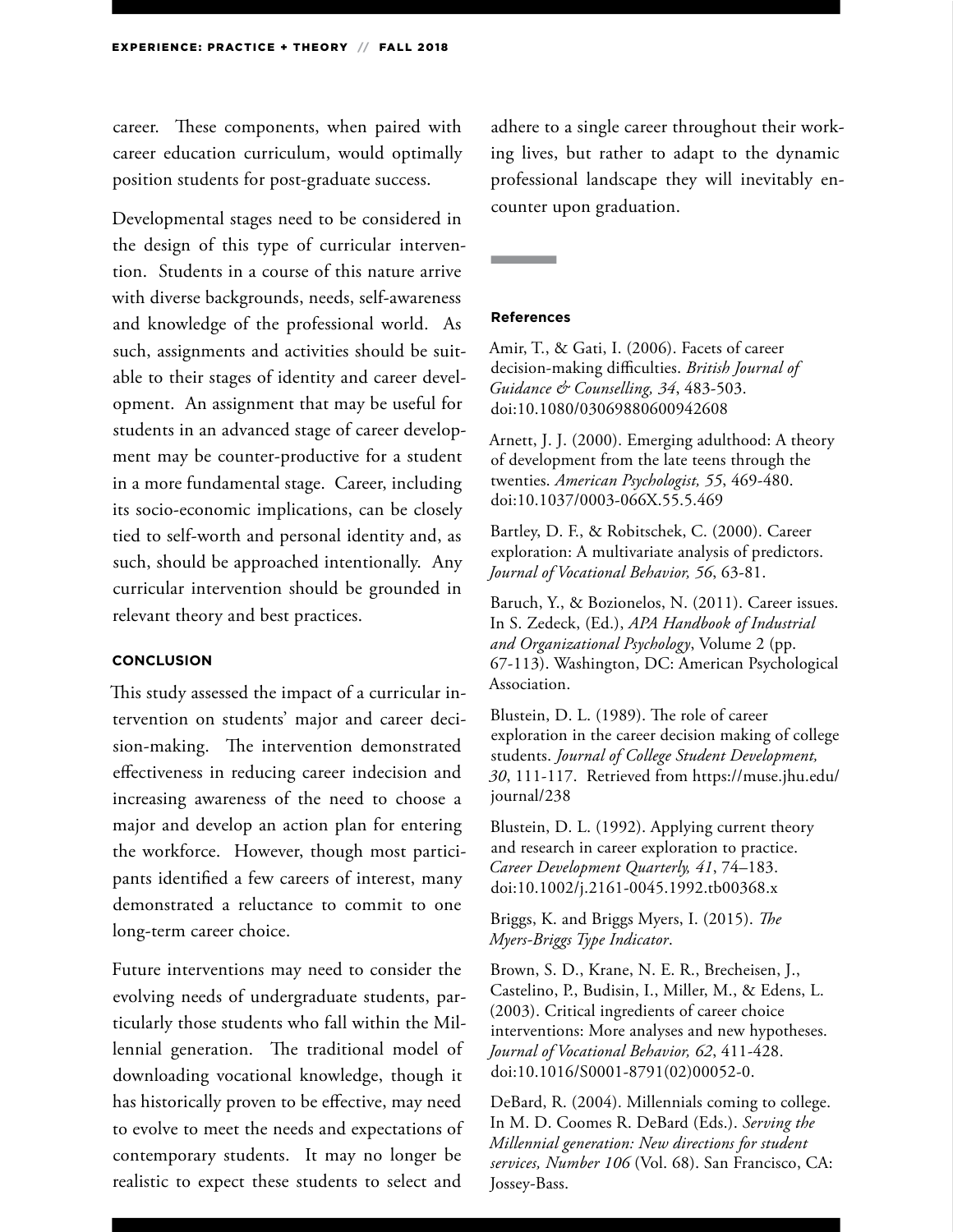career. These components, when paired with career education curriculum, would optimally position students for post-graduate success.

Developmental stages need to be considered in the design of this type of curricular intervention. Students in a course of this nature arrive with diverse backgrounds, needs, self-awareness and knowledge of the professional world. As such, assignments and activities should be suitable to their stages of identity and career development. An assignment that may be useful for students in an advanced stage of career development may be counter-productive for a student in a more fundamental stage. Career, including its socio-economic implications, can be closely tied to self-worth and personal identity and, as such, should be approached intentionally. Any curricular intervention should be grounded in relevant theory and best practices.

## CONCLUSION

This study assessed the impact of a curricular intervention on students' major and career decision-making. The intervention demonstrated effectiveness in reducing career indecision and increasing awareness of the need to choose a major and develop an action plan for entering the workforce. However, though most participants identified a few careers of interest, many demonstrated a reluctance to commit to one long-term career choice.

Future interventions may need to consider the evolving needs of undergraduate students, particularly those students who fall within the Millennial generation. The traditional model of downloading vocational knowledge, though it has historically proven to be effective, may need to evolve to meet the needs and expectations of contemporary students. It may no longer be realistic to expect these students to select and adhere to a single career throughout their working lives, but rather to adapt to the dynamic professional landscape they will inevitably encounter upon graduation.

## References

Amir, T., & Gati, I. (2006). Facets of career decision-making difficulties. *British Journal of Guidance & Counselling, 34*, 483-503. doi:10.1080/03069880600942608

Arnett, J. J. (2000). Emerging adulthood: A theory of development from the late teens through the twenties. *American Psychologist, 55*, 469-480. doi:10.1037/0003-066X.55.5.469

Bartley, D. F., & Robitschek, C. (2000). Career exploration: A multivariate analysis of predictors. *Journal of Vocational Behavior, 56*, 63-81.

Baruch, Y., & Bozionelos, N. (2011). Career issues. In S. Zedeck, (Ed.), *APA Handbook of Industrial and Organizational Psychology*, Volume 2 (pp. 67-113). Washington, DC: American Psychological Association.

Blustein, D. L. (1989). The role of career exploration in the career decision making of college students. *Journal of College Student Development, 30*, 111-117. Retrieved from https://muse.jhu.edu/journal/238

Blustein, D. L. (1992). Applying current theory and research in career exploration to practice. *Career Development Quarterly, 41*, 74–183. doi:10.1002/j.2161-0045.1992.tb00368.x

Briggs, K. and Briggs Myers, I. (2015). *The Myers-Briggs Type Indicator*.

Brown, S. D., Krane, N. E. R., Brecheisen, J., Castelino, P., Budisin, I., Miller, M., & Edens, L. (2003). Critical ingredients of career choice interventions: More analyses and new hypotheses. *Journal of Vocational Behavior, 62*, 411-428. doi:10.1016/S0001-8791(02)00052-0.

DeBard, R. (2004). Millennials coming to college. In M. D. Coomes R. DeBard (Eds.). *Serving the Millennial generation: New directions for student services, Number 106* (Vol. 68). San Francisco, CA: Jossey-Bass.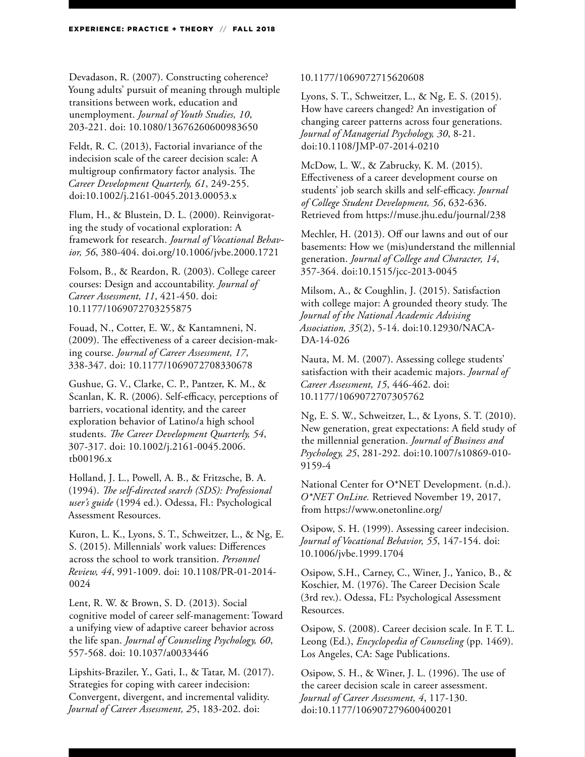Devadason, R. (2007). Constructing coherence? Young adults' pursuit of meaning through multiple transitions between work, education and unemployment. *Journal of Youth Studies, 10*, 203-221. doi: 10.1080/13676260600983650

Feldt, R. C. (2013), Factorial invariance of the indecision scale of the career decision scale: A multigroup confirmatory factor analysis. The *Career Development Quarterly, 61*, 249-255. doi:10.1002/j.2161-0045.2013.00053.x

Flum, H., & Blustein, D. L. (2000). Reinvigorating the study of vocational exploration: A framework for research. *Journal of Vocational Behavior, 56*, 380-404. doi.org/10.1006/jvbe.2000.1721

Folsom, B., & Reardon, R. (2003). College career courses: Design and accountability. *Journal of Career Assessment, 11*, 421-450. doi: 10.1177/1069072703255875

Fouad, N., Cotter, E. W., & Kantamneni, N. (2009). The effectiveness of a career decision-making course. *Journal of Career Assessment, 17*, 338-347. doi: 10.1177/1069072708330678

Gushue, G. V., Clarke, C. P., Pantzer, K. M., & Scanlan, K. R. (2006). Self-efficacy, perceptions of barriers, vocational identity, and the career exploration behavior of Latino/a high school students. *The Career Development Quarterly, 54*, 307-317. doi: 10.1002/j.2161-0045.2006.tb00196.x

Holland, J. L., Powell, A. B., & Fritzsche, B. A. (1994). *The self-directed search (SDS): Professional user's guide* (1994 ed.). Odessa, Fl.: Psychological Assessment Resources.

Kuron, L. K., Lyons, S. T., Schweitzer, L., & Ng, E. S. (2015). Millennials' work values: Differences across the school to work transition. *Personnel Review, 44*, 991-1009. doi: 10.1108/PR-01-2014-0024

Lent, R. W. & Brown, S. D. (2013). Social cognitive model of career self-management: Toward a unifying view of adaptive career behavior across the life span. *Journal of Counseling Psychology, 60*, 557-568. doi: 10.1037/a0033446

Lipshits-Braziler, Y., Gati, I., & Tatar, M. (2017). Strategies for coping with career indecision: Convergent, divergent, and incremental validity. *Journal of Career Assessment, 25*, 183-202. doi: 10.1177/1069072715620608

Lyons, S. T., Schweitzer, L., & Ng, E. S. (2015). How have careers changed? An investigation of changing career patterns across four generations. *Journal of Managerial Psychology, 30*, 8-21. doi:10.1108/JMP-07-2014-0210

McDow, L. W., & Zabrucky, K. M. (2015). Effectiveness of a career development course on students' job search skills and self-efficacy. *Journal of College Student Development, 56*, 632-636. Retrieved from https://muse.jhu.edu/journal/238

Mechler, H. (2013). Off our lawns and out of our basements: How we (mis)understand the millennial generation. *Journal of College and Character, 14*, 357-364. doi:10.1515/jcc-2013-0045

Milsom, A., & Coughlin, J. (2015). Satisfaction with college major: A grounded theory study. The *Journal of the National Academic Advising Association, 35*(2), 5-14. doi:10.12930/NACADA-14-026

Nauta, M. M. (2007). Assessing college students' satisfaction with their academic majors. *Journal of Career Assessment, 15*, 446-462. doi: 10.1177/1069072707305762

Ng, E. S. W., Schweitzer, L., & Lyons, S. T. (2010). New generation, great expectations: A field study of the millennial generation. *Journal of Business and Psychology, 25*, 281-292. doi:10.1007/s10869-010-9159-4

National Center for O*NET Development. (n.d.). *O*NET OnLine.* Retrieved November 19, 2017, from https://www.onetonline.org/

Osipow, S. H. (1999). Assessing career indecision. *Journal of Vocational Behavior, 55*, 147-154. doi: 10.1006/jvbe.1999.1704

Osipow, S.H., Carney, C., Winer, J., Yanico, B., & Koschier, M. (1976). The Career Decision Scale (3rd rev.). Odessa, FL: Psychological Assessment Resources.

Osipow, S. (2008). Career decision scale. In F. T. L. Leong (Ed.), *Encyclopedia of Counseling* (pp. 1469). Los Angeles, CA: Sage Publications.

Osipow, S. H., & Winer, J. L. (1996). The use of the career decision scale in career assessment. *Journal of Career Assessment, 4*, 117-130. doi:10.1177/106907279600400201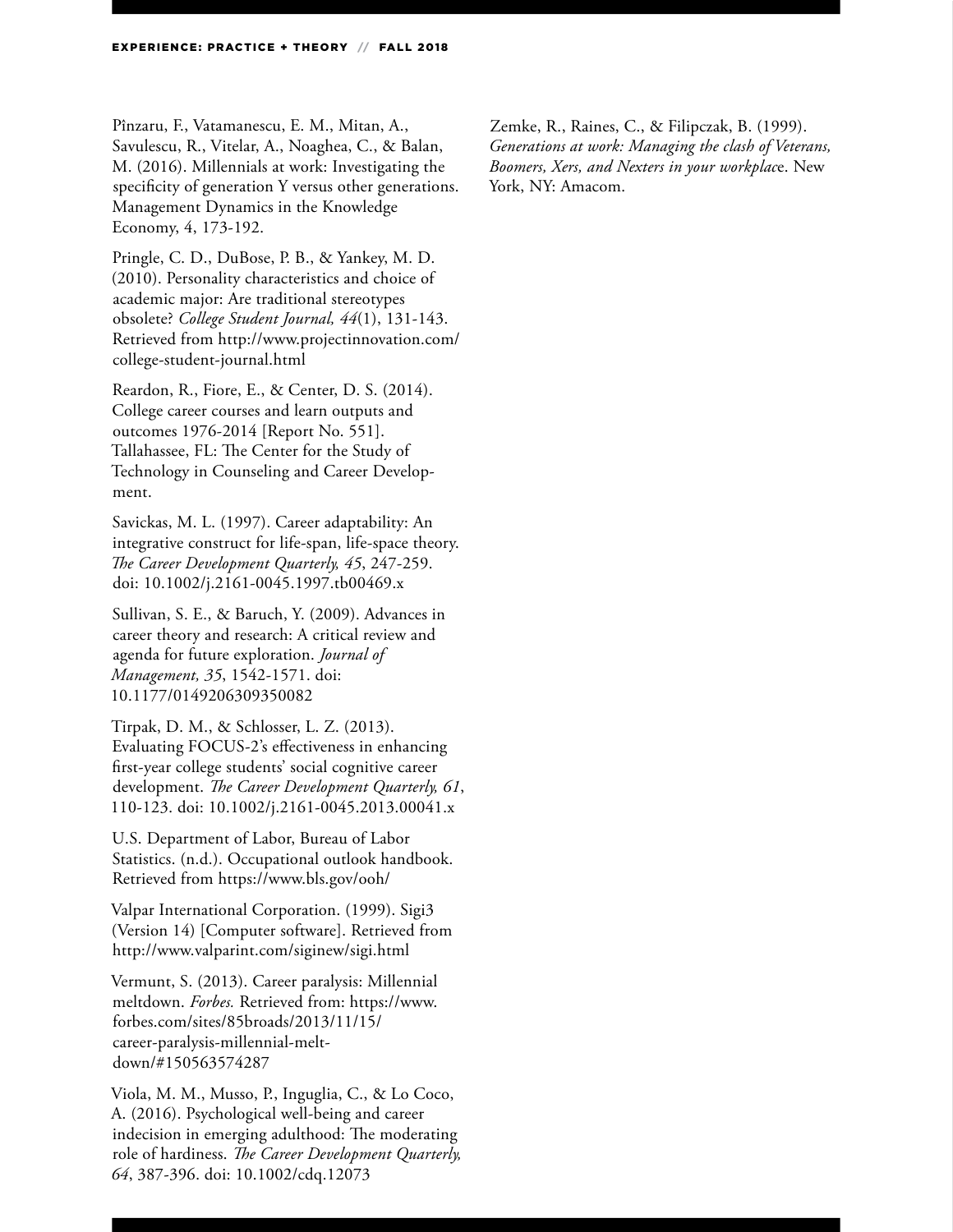Pînzaru, F., Vatamanescu, E. M., Mitan, A., Savulescu, R., Vitelar, A., Noaghea, C., & Balan, M. (2016). Millennials at work: Investigating the specificity of generation Y versus other generations. Management Dynamics in the Knowledge Economy, 4, 173-192.

Pringle, C. D., DuBose, P. B., & Yankey, M. D. (2010). Personality characteristics and choice of academic major: Are traditional stereotypes obsolete? *College Student Journal, 44*(1), 131-143. Retrieved from http://www.projectinnovation.com/college-student-journal.html

Reardon, R., Fiore, E., & Center, D. S. (2014). College career courses and learn outputs and outcomes 1976-2014 [Report No. 551]. Tallahassee, FL: The Center for the Study of Technology in Counseling and Career Development.

Savickas, M. L. (1997). Career adaptability: An integrative construct for life-span, life-space theory. *The Career Development Quarterly, 45*, 247-259. doi: 10.1002/j.2161-0045.1997.tb00469.x

Sullivan, S. E., & Baruch, Y. (2009). Advances in career theory and research: A critical review and agenda for future exploration. *Journal of Management, 35*, 1542-1571. doi: 10.1177/0149206309350082

Tirpak, D. M., & Schlosser, L. Z. (2013). Evaluating FOCUS-2's effectiveness in enhancing first-year college students' social cognitive career development. *The Career Development Quarterly, 61*, 110-123. doi: 10.1002/j.2161-0045.2013.00041.x

U.S. Department of Labor, Bureau of Labor Statistics. (n.d.). Occupational outlook handbook. Retrieved from https://www.bls.gov/ooh/

Valpar International Corporation. (1999). Sigi3 (Version 14) [Computer software]. Retrieved from http://www.valparint.com/siginew/sigi.html

Vermunt, S. (2013). Career paralysis: Millennial meltdown. *Forbes.* Retrieved from: https://www.forbes.com/sites/85broads/2013/11/15/career-paralysis-millennial-meltdown/#150563574287

Viola, M. M., Musso, P., Inguglia, C., & Lo Coco, A. (2016). Psychological well-being and career indecision in emerging adulthood: The moderating role of hardiness. *The Career Development Quarterly, 64*, 387-396. doi: 10.1002/cdq.12073

Zemke, R., Raines, C., & Filipczak, B. (1999). *Generations at work: Managing the clash of Veterans, Boomers, Xers, and Nexters in your workplac*e. New York, NY: Amacom.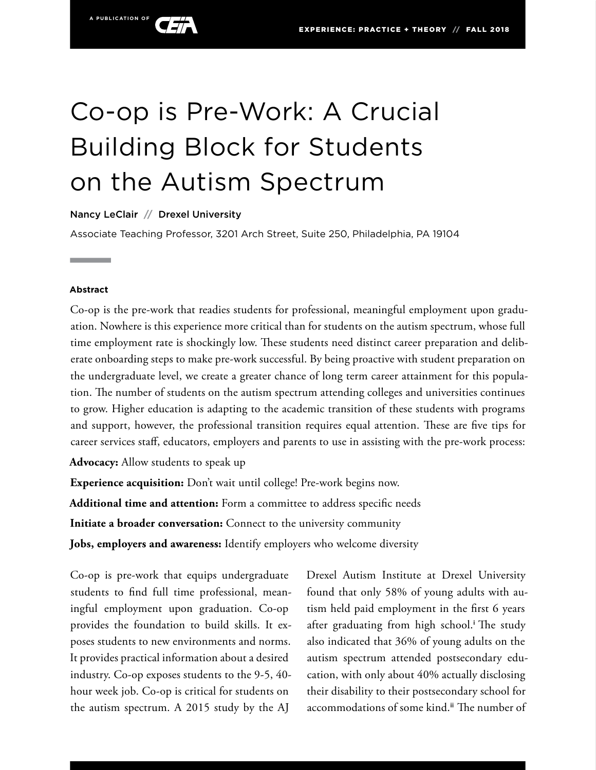# Co-op is Pre-Work: A Crucial Building Block for Students on the Autism Spectrum

Nancy LeClair // Drexel University

Associate Teaching Professor, 3201 Arch Street, Suite 250, Philadelphia, PA 19104

#### Abstract

Co-op is the pre-work that readies students for professional, meaningful employment upon graduation. Nowhere is this experience more critical than for students on the autism spectrum, whose full time employment rate is shockingly low. These students need distinct career preparation and deliberate onboarding steps to make pre-work successful. By being proactive with student preparation on the undergraduate level, we create a greater chance of long term career attainment for this population. The number of students on the autism spectrum attending colleges and universities continues to grow. Higher education is adapting to the academic transition of these students with programs and support, however, the professional transition requires equal attention. These are five tips for career services staff, educators, employers and parents to use in assisting with the pre-work process:

**Advocacy:** Allow students to speak up

**Experience acquisition:** Don't wait until college! Pre-work begins now.

**Additional time and attention:** Form a committee to address specific needs

**Initiate a broader conversation:** Connect to the university community

**Jobs, employers and awareness:** Identify employers who welcome diversity

Co-op is pre-work that equips undergraduate students to find full time professional, meaningful employment upon graduation. Co-op provides the foundation to build skills. It exposes students to new environments and norms. It provides practical information about a desired industry. Co-op exposes students to the 9-5, 40-hour week job. Co-op is critical for students on the autism spectrum. A 2015 study by the AJ Drexel Autism Institute at Drexel University found that only 58% of young adults with autism held paid employment in the first 6 years after graduating from high school.[i] The study also indicated that 36% of young adults on the autism spectrum attended postsecondary education, with only about 40% actually disclosing their disability to their postsecondary school for accommodations of some kind.[ii] The number of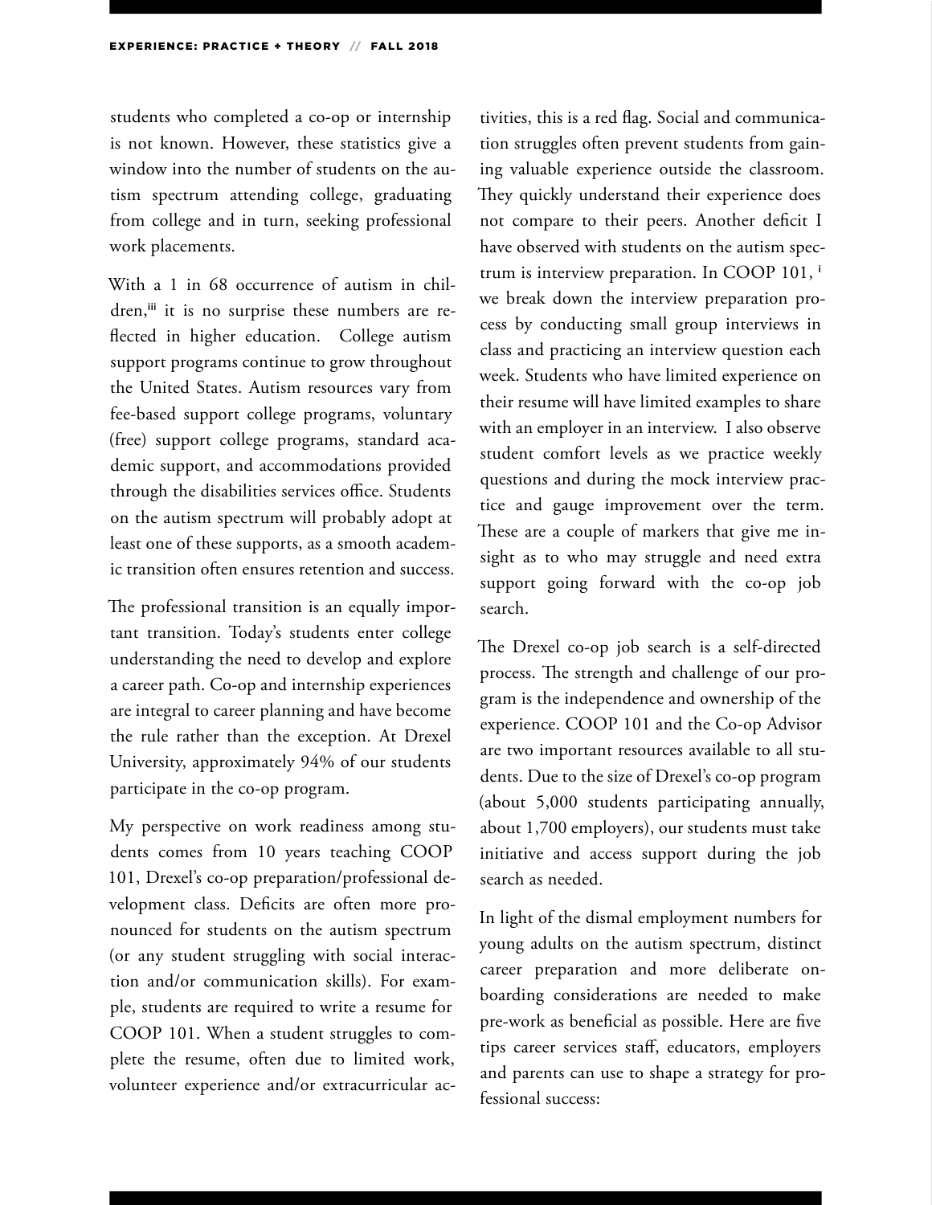students who completed a co-op or internship is not known. However, these statistics give a window into the number of students on the autism spectrum attending college, graduating from college and in turn, seeking professional work placements.

With a 1 in 68 occurrence of autism in children,[iii] it is no surprise these numbers are reflected in higher education. College autism support programs continue to grow throughout the United States. Autism resources vary from fee-based support college programs, voluntary (free) support college programs, standard academic support, and accommodations provided through the disabilities services office. Students on the autism spectrum will probably adopt at least one of these supports, as a smooth academic transition often ensures retention and success.

The professional transition is an equally important transition. Today's students enter college understanding the need to develop and explore a career path. Co-op and internship experiences are integral to career planning and have become the rule rather than the exception. At Drexel University, approximately 94% of our students participate in the co-op program.

My perspective on work readiness among students comes from 10 years teaching COOP 101, Drexel's co-op preparation/professional development class. Deficits are often more pronounced for students on the autism spectrum (or any student struggling with social interaction and/or communication skills). For example, students are required to write a resume for COOP 101. When a student struggles to complete the resume, often due to limited work, volunteer experience and/or extracurricular activities, this is a red flag. Social and communication struggles often prevent students from gaining valuable experience outside the classroom. They quickly understand their experience does not compare to their peers. Another deficit I have observed with students on the autism spectrum is interview preparation. In COOP 101, [i] we break down the interview preparation process by conducting small group interviews in class and practicing an interview question each week. Students who have limited experience on their resume will have limited examples to share with an employer in an interview. I also observe student comfort levels as we practice weekly questions and during the mock interview practice and gauge improvement over the term. These are a couple of markers that give me insight as to who may struggle and need extra support going forward with the co-op job search.

The Drexel co-op job search is a self-directed process. The strength and challenge of our program is the independence and ownership of the experience. COOP 101 and the Co-op Advisor are two important resources available to all students. Due to the size of Drexel's co-op program (about 5,000 students participating annually, about 1,700 employers), our students must take initiative and access support during the job search as needed.

In light of the dismal employment numbers for young adults on the autism spectrum, distinct career preparation and more deliberate onboarding considerations are needed to make pre-work as beneficial as possible. Here are five tips career services staff, educators, employers and parents can use to shape a strategy for professional success: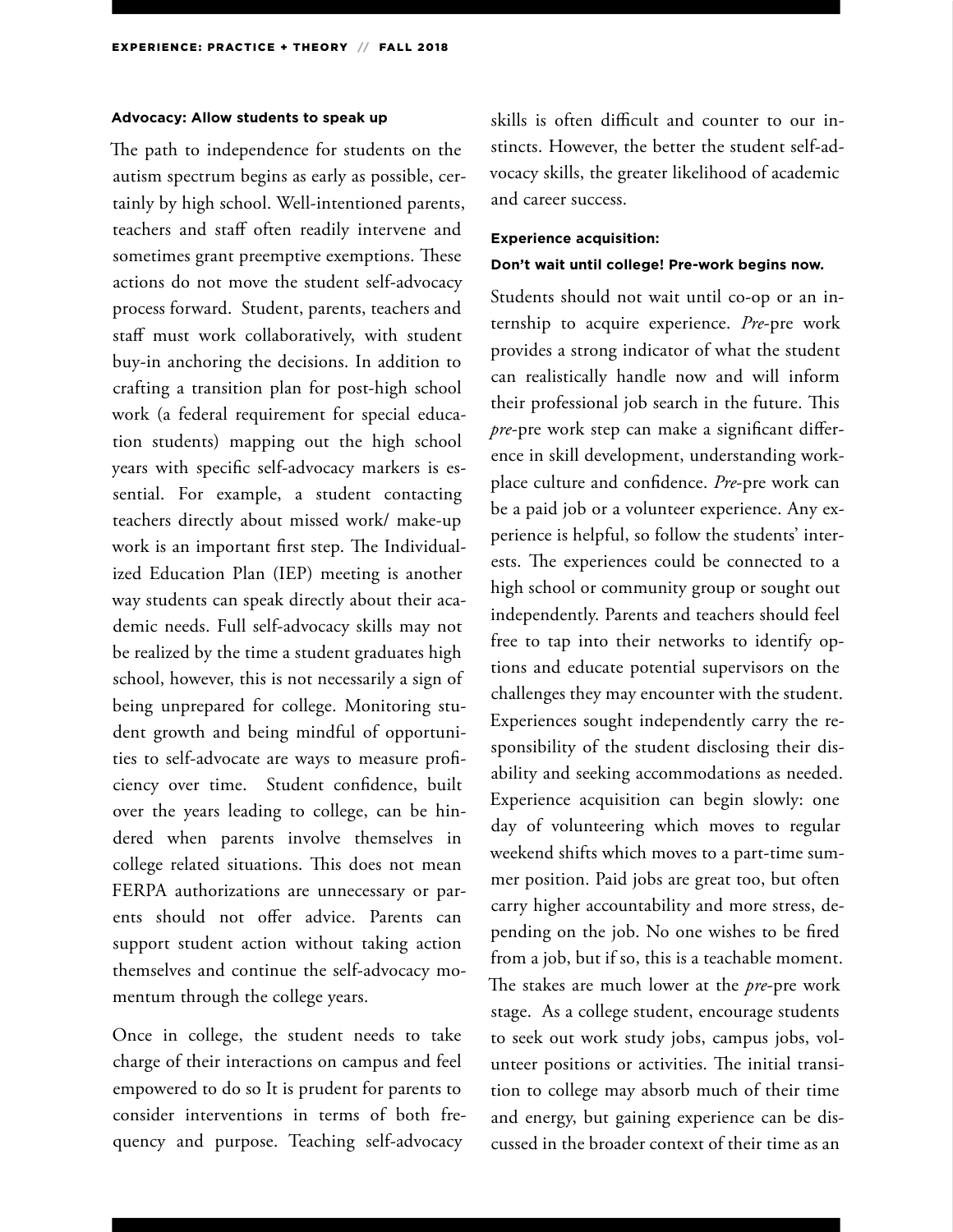**Advocacy: Allow students to speak up**

The path to independence for students on the autism spectrum begins as early as possible, certainly by high school. Well-intentioned parents, teachers and staff often readily intervene and sometimes grant preemptive exemptions. These actions do not move the student self-advocacy process forward. Student, parents, teachers and staff must work collaboratively, with student buy-in anchoring the decisions. In addition to crafting a transition plan for post-high school work (a federal requirement for special education students) mapping out the high school years with specific self-advocacy markers is essential. For example, a student contacting teachers directly about missed work/ make-up work is an important first step. The Individualized Education Plan (IEP) meeting is another way students can speak directly about their academic needs. Full self-advocacy skills may not be realized by the time a student graduates high school, however, this is not necessarily a sign of being unprepared for college. Monitoring student growth and being mindful of opportunities to self-advocate are ways to measure proficiency over time. Student confidence, built over the years leading to college, can be hindered when parents involve themselves in college related situations. This does not mean FERPA authorizations are unnecessary or parents should not offer advice. Parents can support student action without taking action themselves and continue the self-advocacy momentum through the college years.

Once in college, the student needs to take charge of their interactions on campus and feel empowered to do so It is prudent for parents to consider interventions in terms of both frequency and purpose. Teaching self-advocacy skills is often difficult and counter to our instincts. However, the better the student self-advocacy skills, the greater likelihood of academic and career success.

**Experience acquisition:**

**Don't wait until college! Pre-work begins now.**

Students should not wait until co-op or an internship to acquire experience. *Pre*-pre work provides a strong indicator of what the student can realistically handle now and will inform their professional job search in the future. This *pre*-pre work step can make a significant difference in skill development, understanding workplace culture and confidence. *Pre*-pre work can be a paid job or a volunteer experience. Any experience is helpful, so follow the students' interests. The experiences could be connected to a high school or community group or sought out independently. Parents and teachers should feel free to tap into their networks to identify options and educate potential supervisors on the challenges they may encounter with the student. Experiences sought independently carry the responsibility of the student disclosing their disability and seeking accommodations as needed. Experience acquisition can begin slowly: one day of volunteering which moves to regular weekend shifts which moves to a part-time summer position. Paid jobs are great too, but often carry higher accountability and more stress, depending on the job. No one wishes to be fired from a job, but if so, this is a teachable moment. The stakes are much lower at the *pre*-pre work stage. As a college student, encourage students to seek out work study jobs, campus jobs, volunteer positions or activities. The initial transition to college may absorb much of their time and energy, but gaining experience can be discussed in the broader context of their time as an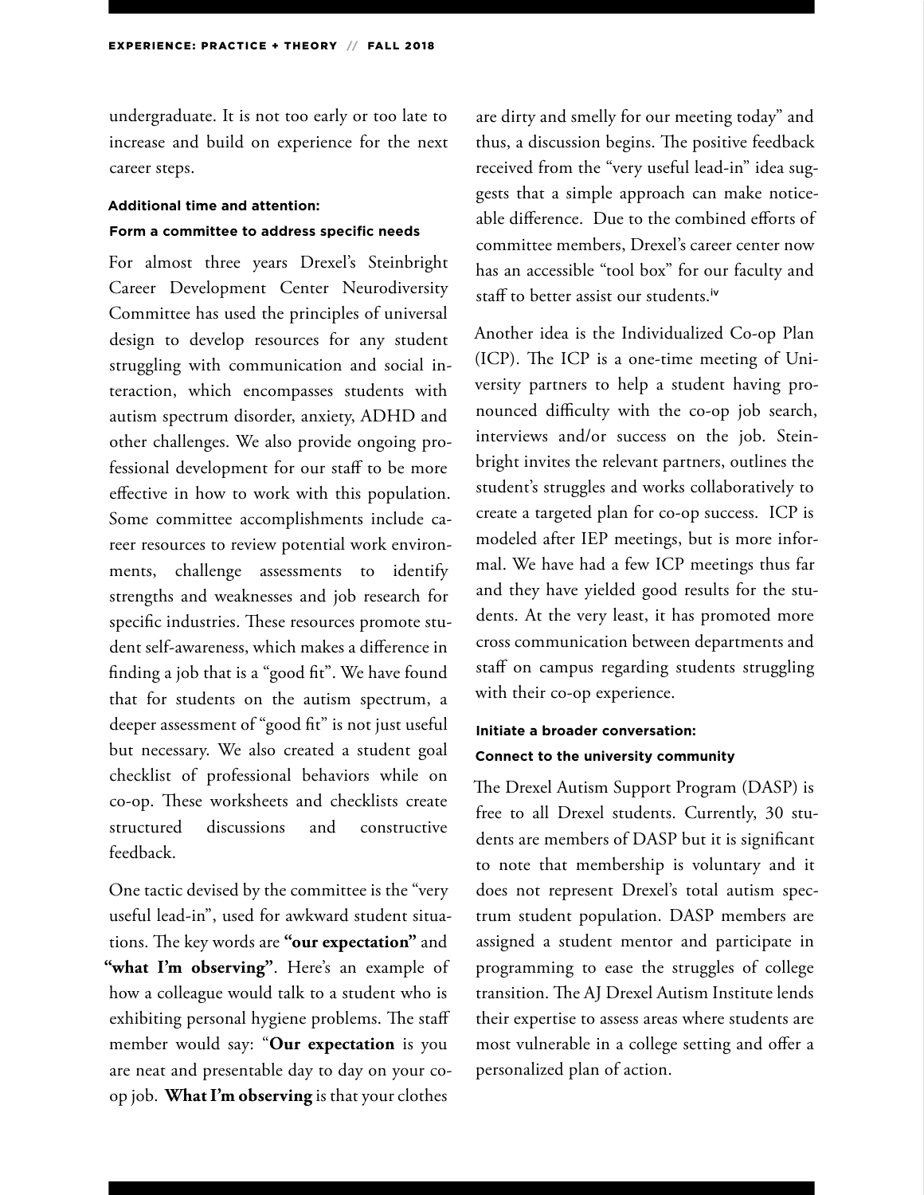undergraduate. It is not too early or too late to increase and build on experience for the next career steps.

#### Additional time and attention: Form a committee to address specific needs

For almost three years Drexel's Steinbright Career Development Center Neurodiversity Committee has used the principles of universal design to develop resources for any student struggling with communication and social interaction, which encompasses students with autism spectrum disorder, anxiety, ADHD and other challenges. We also provide ongoing professional development for our staff to be more effective in how to work with this population. Some committee accomplishments include career resources to review potential work environments, challenge assessments to identify strengths and weaknesses and job research for specific industries. These resources promote student self-awareness, which makes a difference in finding a job that is a "good fit". We have found that for students on the autism spectrum, a deeper assessment of "good fit" is not just useful but necessary. We also created a student goal checklist of professional behaviors while on co-op. These worksheets and checklists create structured discussions and constructive feedback.

One tactic devised by the committee is the "very useful lead-in", used for awkward student situations. The key words are **"our expectation"** and **"what I'm observing"**. Here's an example of how a colleague would talk to a student who is exhibiting personal hygiene problems. The staff member would say: "**Our expectation** is you are neat and presentable day to day on your co-op job. **What I'm observing** is that your clothes are dirty and smelly for our meeting today" and thus, a discussion begins. The positive feedback received from the "very useful lead-in" idea suggests that a simple approach can make noticeable difference. Due to the combined efforts of committee members, Drexel's career center now has an accessible "tool box" for our faculty and staff to better assist our students.[iv]

Another idea is the Individualized Co-op Plan (ICP). The ICP is a one-time meeting of University partners to help a student having pronounced difficulty with the co-op job search, interviews and/or success on the job. Steinbright invites the relevant partners, outlines the student's struggles and works collaboratively to create a targeted plan for co-op success. ICP is modeled after IEP meetings, but is more informal. We have had a few ICP meetings thus far and they have yielded good results for the students. At the very least, it has promoted more cross communication between departments and staff on campus regarding students struggling with their co-op experience.

#### Initiate a broader conversation: Connect to the university community

The Drexel Autism Support Program (DASP) is free to all Drexel students. Currently, 30 students are members of DASP but it is significant to note that membership is voluntary and it does not represent Drexel's total autism spectrum student population. DASP members are assigned a student mentor and participate in programming to ease the struggles of college transition. The AJ Drexel Autism Institute lends their expertise to assess areas where students are most vulnerable in a college setting and offer a personalized plan of action.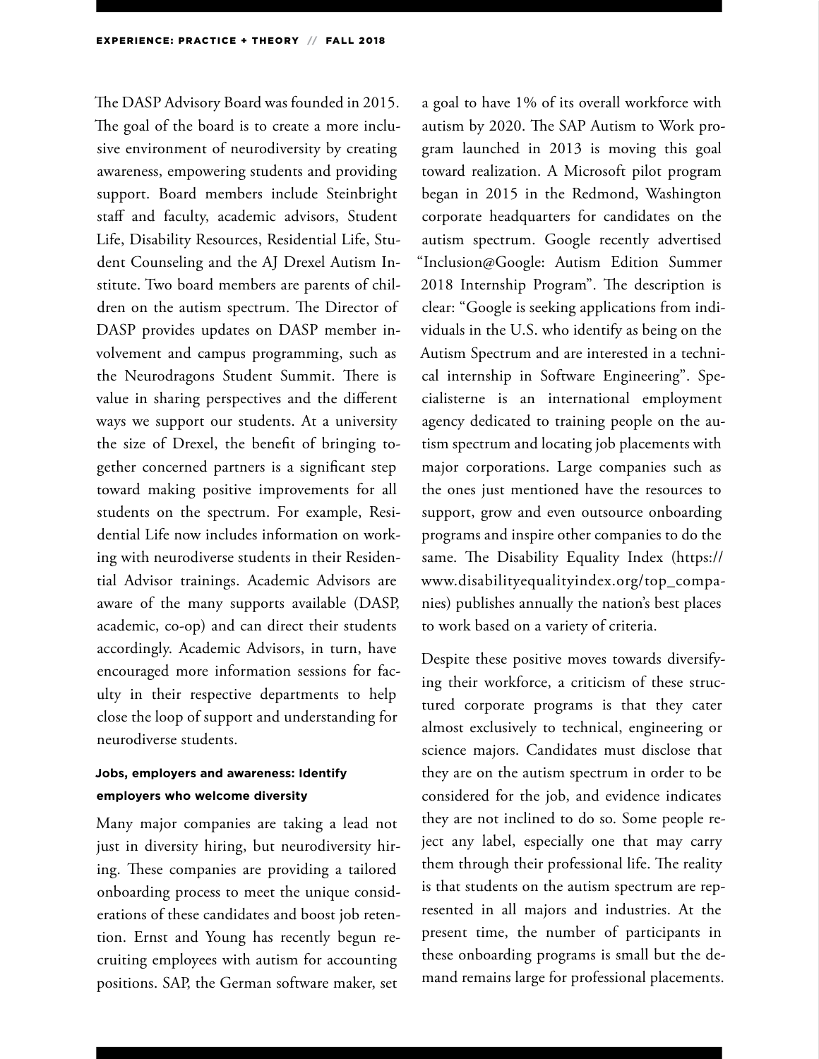The DASP Advisory Board was founded in 2015. The goal of the board is to create a more inclusive environment of neurodiversity by creating awareness, empowering students and providing support. Board members include Steinbright staff and faculty, academic advisors, Student Life, Disability Resources, Residential Life, Student Counseling and the AJ Drexel Autism Institute. Two board members are parents of children on the autism spectrum. The Director of DASP provides updates on DASP member involvement and campus programming, such as the Neurodragons Student Summit. There is value in sharing perspectives and the different ways we support our students. At a university the size of Drexel, the benefit of bringing together concerned partners is a significant step toward making positive improvements for all students on the spectrum. For example, Residential Life now includes information on working with neurodiverse students in their Residential Advisor trainings. Academic Advisors are aware of the many supports available (DASP, academic, co-op) and can direct their students accordingly. Academic Advisors, in turn, have encouraged more information sessions for faculty in their respective departments to help close the loop of support and understanding for neurodiverse students.

#### Jobs, employers and awareness: Identify employers who welcome diversity

Many major companies are taking a lead not just in diversity hiring, but neurodiversity hiring. These companies are providing a tailored onboarding process to meet the unique considerations of these candidates and boost job retention. Ernst and Young has recently begun recruiting employees with autism for accounting positions. SAP, the German software maker, set a goal to have 1% of its overall workforce with autism by 2020. The SAP Autism to Work program launched in 2013 is moving this goal toward realization. A Microsoft pilot program began in 2015 in the Redmond, Washington corporate headquarters for candidates on the autism spectrum. Google recently advertised "Inclusion@Google: Autism Edition Summer 2018 Internship Program". The description is clear: "Google is seeking applications from individuals in the U.S. who identify as being on the Autism Spectrum and are interested in a technical internship in Software Engineering". Specialisterne is an international employment agency dedicated to training people on the autism spectrum and locating job placements with major corporations. Large companies such as the ones just mentioned have the resources to support, grow and even outsource onboarding programs and inspire other companies to do the same. The Disability Equality Index (https://www.disabilityequalityindex.org/top_companies) publishes annually the nation's best places to work based on a variety of criteria.

Despite these positive moves towards diversifying their workforce, a criticism of these structured corporate programs is that they cater almost exclusively to technical, engineering or science majors. Candidates must disclose that they are on the autism spectrum in order to be considered for the job, and evidence indicates they are not inclined to do so. Some people reject any label, especially one that may carry them through their professional life. The reality is that students on the autism spectrum are represented in all majors and industries. At the present time, the number of participants in these onboarding programs is small but the demand remains large for professional placements.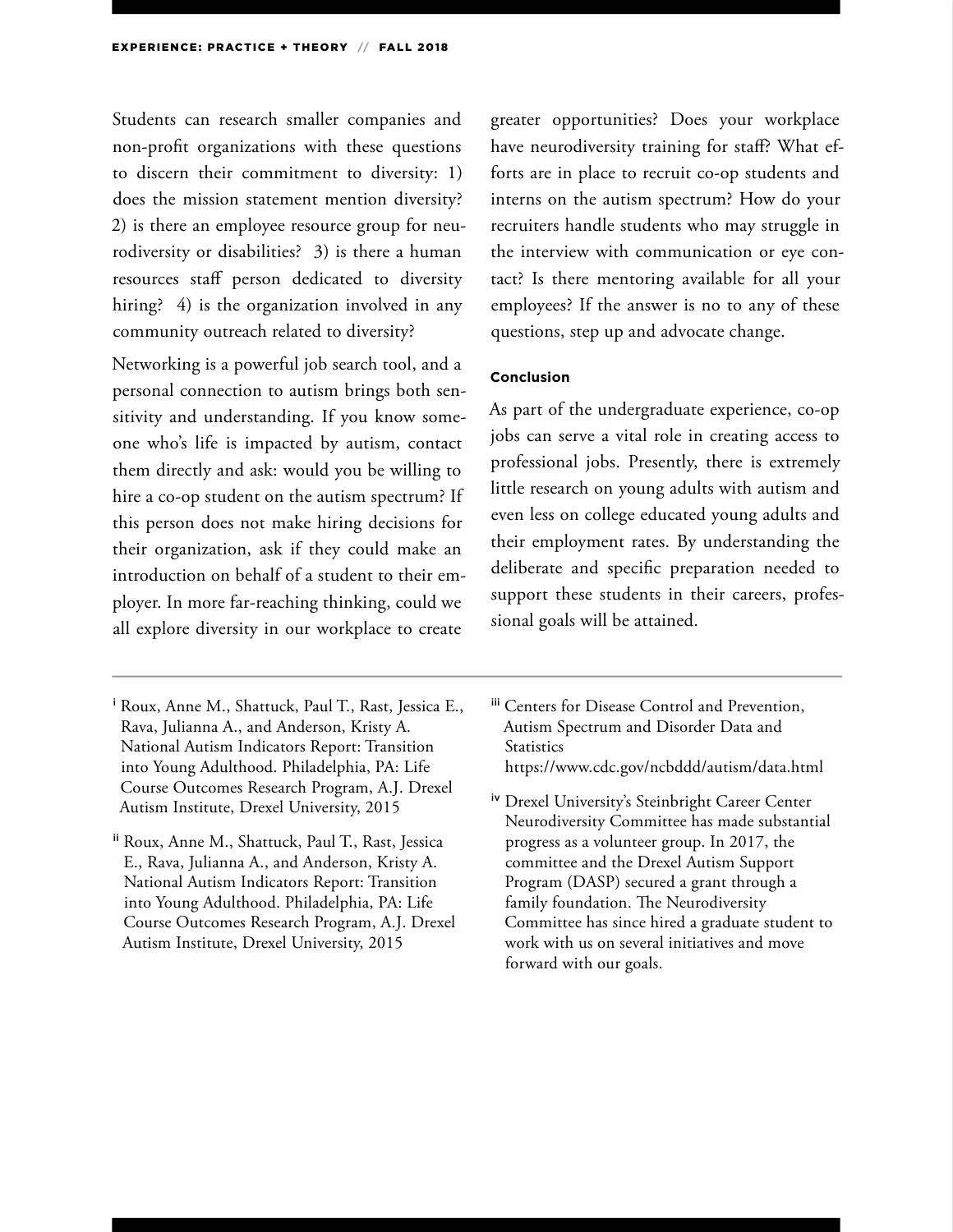Students can research smaller companies and non-profit organizations with these questions to discern their commitment to diversity: 1) does the mission statement mention diversity? 2) is there an employee resource group for neurodiversity or disabilities? 3) is there a human resources staff person dedicated to diversity hiring? 4) is the organization involved in any community outreach related to diversity?

Networking is a powerful job search tool, and a personal connection to autism brings both sensitivity and understanding. If you know someone who's life is impacted by autism, contact them directly and ask: would you be willing to hire a co-op student on the autism spectrum? If this person does not make hiring decisions for their organization, ask if they could make an introduction on behalf of a student to their employer. In more far-reaching thinking, could we all explore diversity in our workplace to create greater opportunities? Does your workplace have neurodiversity training for staff? What efforts are in place to recruit co-op students and interns on the autism spectrum? How do your recruiters handle students who may struggle in the interview with communication or eye contact? Is there mentoring available for all your employees? If the answer is no to any of these questions, step up and advocate change.

#### Conclusion

As part of the undergraduate experience, co-op jobs can serve a vital role in creating access to professional jobs. Presently, there is extremely little research on young adults with autism and even less on college educated young adults and their employment rates. By understanding the deliberate and specific preparation needed to support these students in their careers, professional goals will be attained.

---

[i] Roux, Anne M., Shattuck, Paul T., Rast, Jessica E., Rava, Julianna A., and Anderson, Kristy A. National Autism Indicators Report: Transition into Young Adulthood. Philadelphia, PA: Life Course Outcomes Research Program, A.J. Drexel Autism Institute, Drexel University, 2015

[ii] Roux, Anne M., Shattuck, Paul T., Rast, Jessica E., Rava, Julianna A., and Anderson, Kristy A. National Autism Indicators Report: Transition into Young Adulthood. Philadelphia, PA: Life Course Outcomes Research Program, A.J. Drexel Autism Institute, Drexel University, 2015

[iii] Centers for Disease Control and Prevention, Autism Spectrum and Disorder Data and Statistics https://www.cdc.gov/ncbddd/autism/data.html

[iv] Drexel University's Steinbright Career Center Neurodiversity Committee has made substantial progress as a volunteer group. In 2017, the committee and the Drexel Autism Support Program (DASP) secured a grant through a family foundation. The Neurodiversity Committee has since hired a graduate student to work with us on several initiatives and move forward with our goals.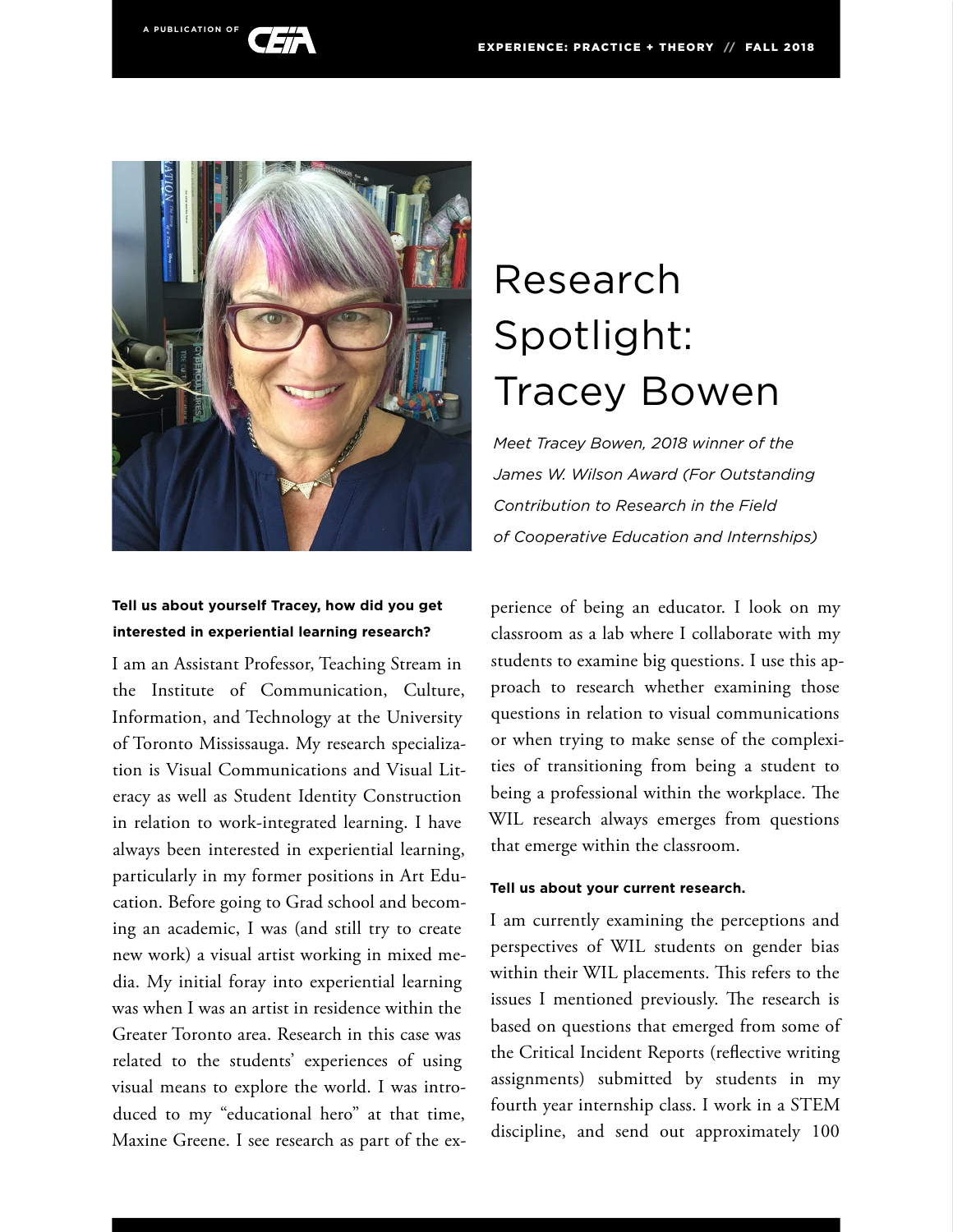# Research Spotlight: Tracey Bowen

*Meet Tracey Bowen, 2018 winner of the James W. Wilson Award (For Outstanding Contribution to Research in the Field of Cooperative Education and Internships)*

**Tell us about yourself Tracey, how did you get interested in experiential learning research?**

I am an Assistant Professor, Teaching Stream in the Institute of Communication, Culture, Information, and Technology at the University of Toronto Mississauga. My research specialization is Visual Communications and Visual Literacy as well as Student Identity Construction in relation to work-integrated learning. I have always been interested in experiential learning, particularly in my former positions in Art Education. Before going to Grad school and becoming an academic, I was (and still try to create new work) a visual artist working in mixed media. My initial foray into experiential learning was when I was an artist in residence within the Greater Toronto area. Research in this case was related to the students' experiences of using visual means to explore the world. I was introduced to my "educational hero" at that time, Maxine Greene. I see research as part of the experience of being an educator. I look on my classroom as a lab where I collaborate with my students to examine big questions. I use this approach to research whether examining those questions in relation to visual communications or when trying to make sense of the complexities of transitioning from being a student to being a professional within the workplace. The WIL research always emerges from questions that emerge within the classroom.

**Tell us about your current research.**

I am currently examining the perceptions and perspectives of WIL students on gender bias within their WIL placements. This refers to the issues I mentioned previously. The research is based on questions that emerged from some of the Critical Incident Reports (reflective writing assignments) submitted by students in my fourth year internship class. I work in a STEM discipline, and send out approximately 100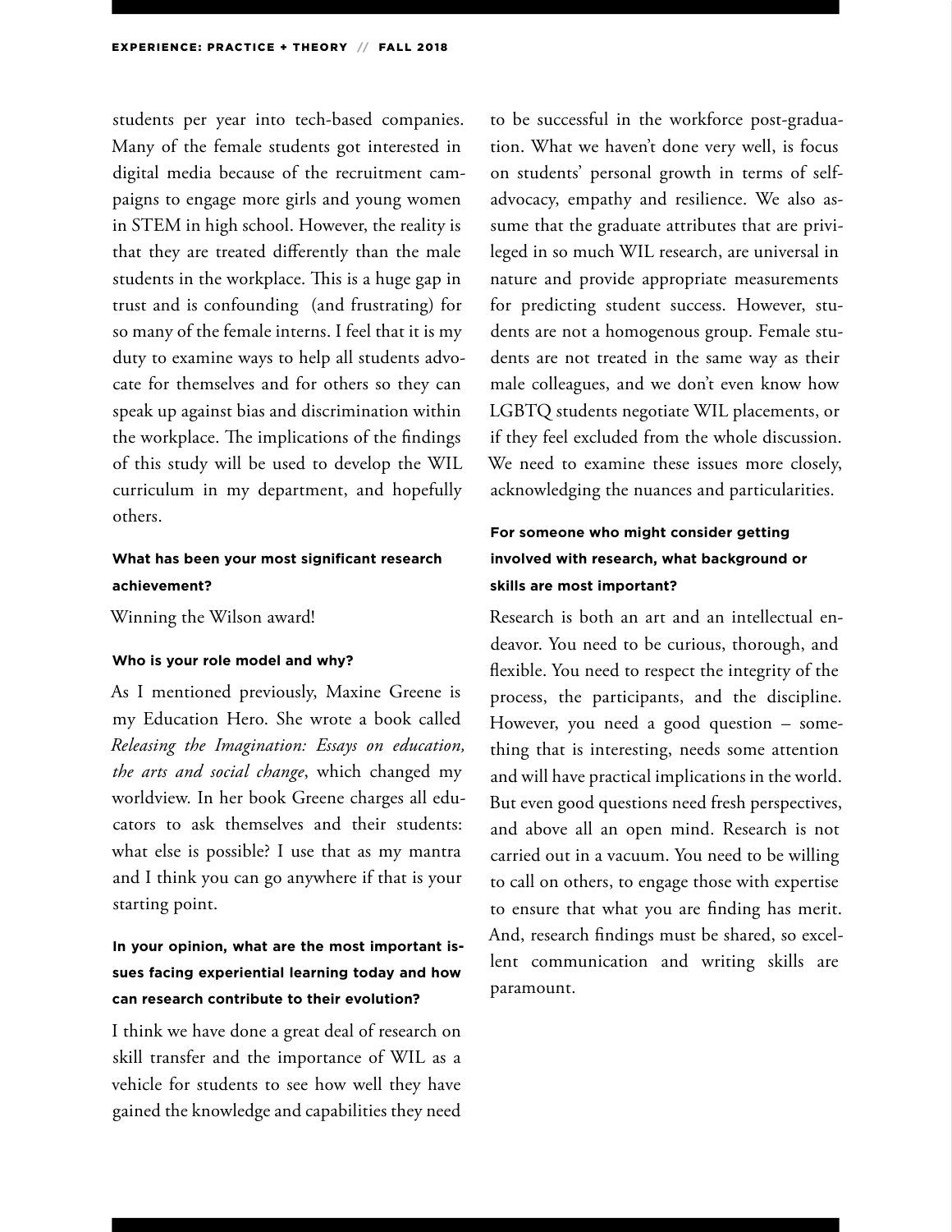students per year into tech-based companies. Many of the female students got interested in digital media because of the recruitment campaigns to engage more girls and young women in STEM in high school. However, the reality is that they are treated differently than the male students in the workplace. This is a huge gap in trust and is confounding (and frustrating) for so many of the female interns. I feel that it is my duty to examine ways to help all students advocate for themselves and for others so they can speak up against bias and discrimination within the workplace. The implications of the findings of this study will be used to develop the WIL curriculum in my department, and hopefully others.

**What has been your most significant research achievement?**

Winning the Wilson award!

**Who is your role model and why?**

As I mentioned previously, Maxine Greene is my Education Hero. She wrote a book called *Releasing the Imagination: Essays on education, the arts and social change*, which changed my worldview. In her book Greene charges all educators to ask themselves and their students: what else is possible? I use that as my mantra and I think you can go anywhere if that is your starting point.

**In your opinion, what are the most important issues facing experiential learning today and how can research contribute to their evolution?**

I think we have done a great deal of research on skill transfer and the importance of WIL as a vehicle for students to see how well they have gained the knowledge and capabilities they need to be successful in the workforce post-graduation. What we haven't done very well, is focus on students' personal growth in terms of self-advocacy, empathy and resilience. We also assume that the graduate attributes that are privileged in so much WIL research, are universal in nature and provide appropriate measurements for predicting student success. However, students are not a homogenous group. Female students are not treated in the same way as their male colleagues, and we don't even know how LGBTQ students negotiate WIL placements, or if they feel excluded from the whole discussion. We need to examine these issues more closely, acknowledging the nuances and particularities.

**For someone who might consider getting involved with research, what background or skills are most important?**

Research is both an art and an intellectual endeavor. You need to be curious, thorough, and flexible. You need to respect the integrity of the process, the participants, and the discipline. However, you need a good question – something that is interesting, needs some attention and will have practical implications in the world. But even good questions need fresh perspectives, and above all an open mind. Research is not carried out in a vacuum. You need to be willing to call on others, to engage those with expertise to ensure that what you are finding has merit. And, research findings must be shared, so excellent communication and writing skills are paramount.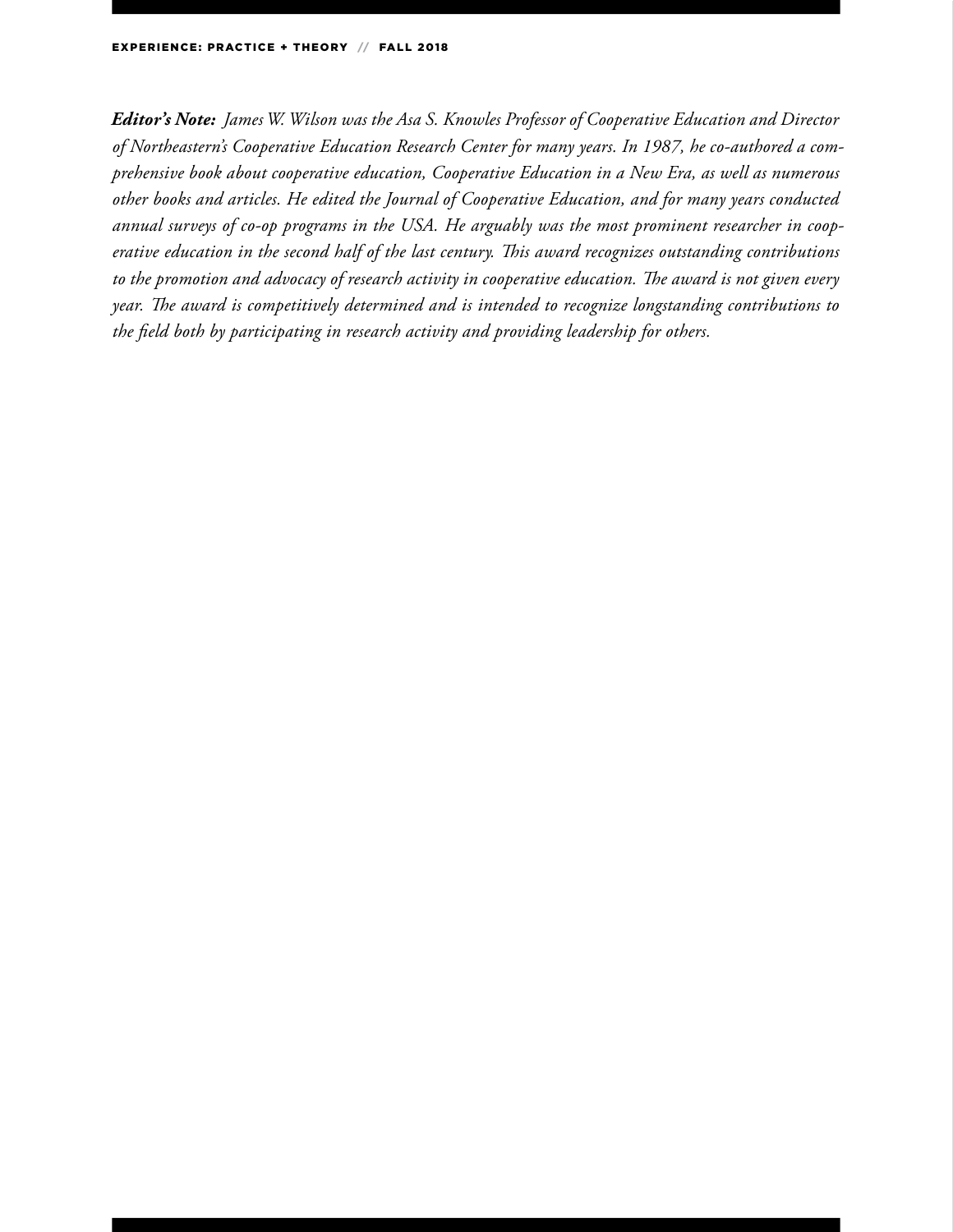***Editor's Note:*** *James W. Wilson was the Asa S. Knowles Professor of Cooperative Education and Director of Northeastern's Cooperative Education Research Center for many years. In 1987, he co-authored a comprehensive book about cooperative education, Cooperative Education in a New Era, as well as numerous other books and articles. He edited the Journal of Cooperative Education, and for many years conducted annual surveys of co-op programs in the USA. He arguably was the most prominent researcher in cooperative education in the second half of the last century. This award recognizes outstanding contributions to the promotion and advocacy of research activity in cooperative education. The award is not given every year. The award is competitively determined and is intended to recognize longstanding contributions to the field both by participating in research activity and providing leadership for others.*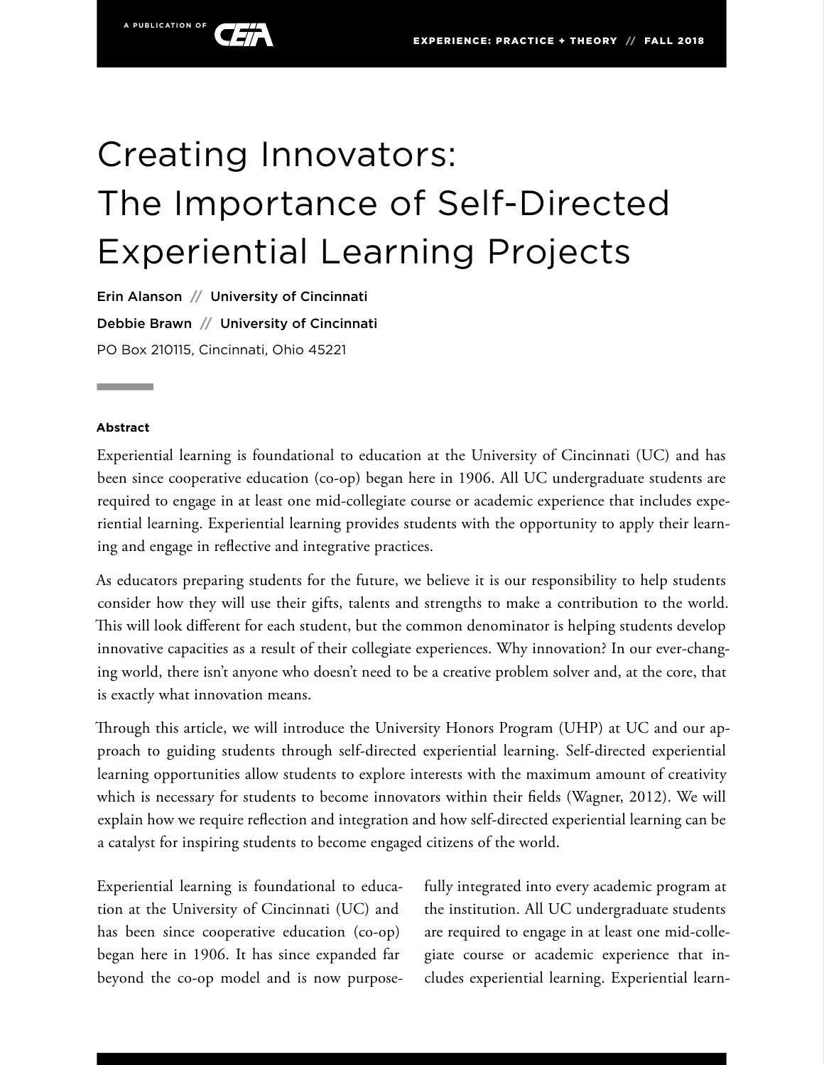# Creating Innovators: The Importance of Self-Directed Experiential Learning Projects

**Erin Alanson // University of Cincinnati**

**Debbie Brawn // University of Cincinnati**

PO Box 210115, Cincinnati, Ohio 45221

### Abstract

Experiential learning is foundational to education at the University of Cincinnati (UC) and has been since cooperative education (co-op) began here in 1906. All UC undergraduate students are required to engage in at least one mid-collegiate course or academic experience that includes experiential learning. Experiential learning provides students with the opportunity to apply their learning and engage in reflective and integrative practices.

As educators preparing students for the future, we believe it is our responsibility to help students consider how they will use their gifts, talents and strengths to make a contribution to the world. This will look different for each student, but the common denominator is helping students develop innovative capacities as a result of their collegiate experiences. Why innovation? In our ever-changing world, there isn't anyone who doesn't need to be a creative problem solver and, at the core, that is exactly what innovation means.

Through this article, we will introduce the University Honors Program (UHP) at UC and our approach to guiding students through self-directed experiential learning. Self-directed experiential learning opportunities allow students to explore interests with the maximum amount of creativity which is necessary for students to become innovators within their fields (Wagner, 2012). We will explain how we require reflection and integration and how self-directed experiential learning can be a catalyst for inspiring students to become engaged citizens of the world.

Experiential learning is foundational to education at the University of Cincinnati (UC) and has been since cooperative education (co-op) began here in 1906. It has since expanded far beyond the co-op model and is now purposefully integrated into every academic program at the institution. All UC undergraduate students are required to engage in at least one mid-collegiate course or academic experience that includes experiential learning. Experiential learn-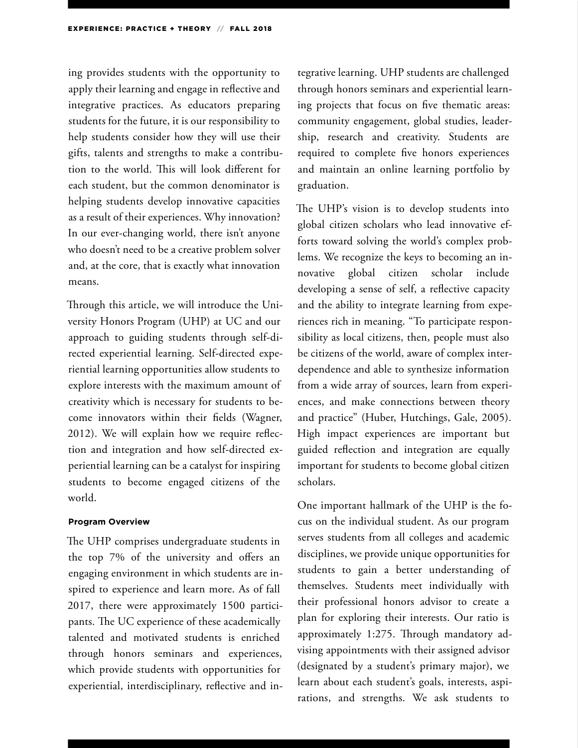ing provides students with the opportunity to apply their learning and engage in reflective and integrative practices. As educators preparing students for the future, it is our responsibility to help students consider how they will use their gifts, talents and strengths to make a contribution to the world. This will look different for each student, but the common denominator is helping students develop innovative capacities as a result of their experiences. Why innovation? In our ever-changing world, there isn't anyone who doesn't need to be a creative problem solver and, at the core, that is exactly what innovation means.

Through this article, we will introduce the University Honors Program (UHP) at UC and our approach to guiding students through self-directed experiential learning. Self-directed experiential learning opportunities allow students to explore interests with the maximum amount of creativity which is necessary for students to become innovators within their fields (Wagner, 2012). We will explain how we require reflection and integration and how self-directed experiential learning can be a catalyst for inspiring students to become engaged citizens of the world.

#### Program Overview

The UHP comprises undergraduate students in the top 7% of the university and offers an engaging environment in which students are inspired to experience and learn more. As of fall 2017, there were approximately 1500 participants. The UC experience of these academically talented and motivated students is enriched through honors seminars and experiences, which provide students with opportunities for experiential, interdisciplinary, reflective and integrative learning. UHP students are challenged through honors seminars and experiential learning projects that focus on five thematic areas: community engagement, global studies, leadership, research and creativity. Students are required to complete five honors experiences and maintain an online learning portfolio by graduation.

The UHP's vision is to develop students into global citizen scholars who lead innovative efforts toward solving the world's complex problems. We recognize the keys to becoming an innovative global citizen scholar include developing a sense of self, a reflective capacity and the ability to integrate learning from experiences rich in meaning. "To participate responsibility as local citizens, then, people must also be citizens of the world, aware of complex interdependence and able to synthesize information from a wide array of sources, learn from experiences, and make connections between theory and practice" (Huber, Hutchings, Gale, 2005). High impact experiences are important but guided reflection and integration are equally important for students to become global citizen scholars.

One important hallmark of the UHP is the focus on the individual student. As our program serves students from all colleges and academic disciplines, we provide unique opportunities for students to gain a better understanding of themselves. Students meet individually with their professional honors advisor to create a plan for exploring their interests. Our ratio is approximately 1:275. Through mandatory advising appointments with their assigned advisor (designated by a student's primary major), we learn about each student's goals, interests, aspirations, and strengths. We ask students to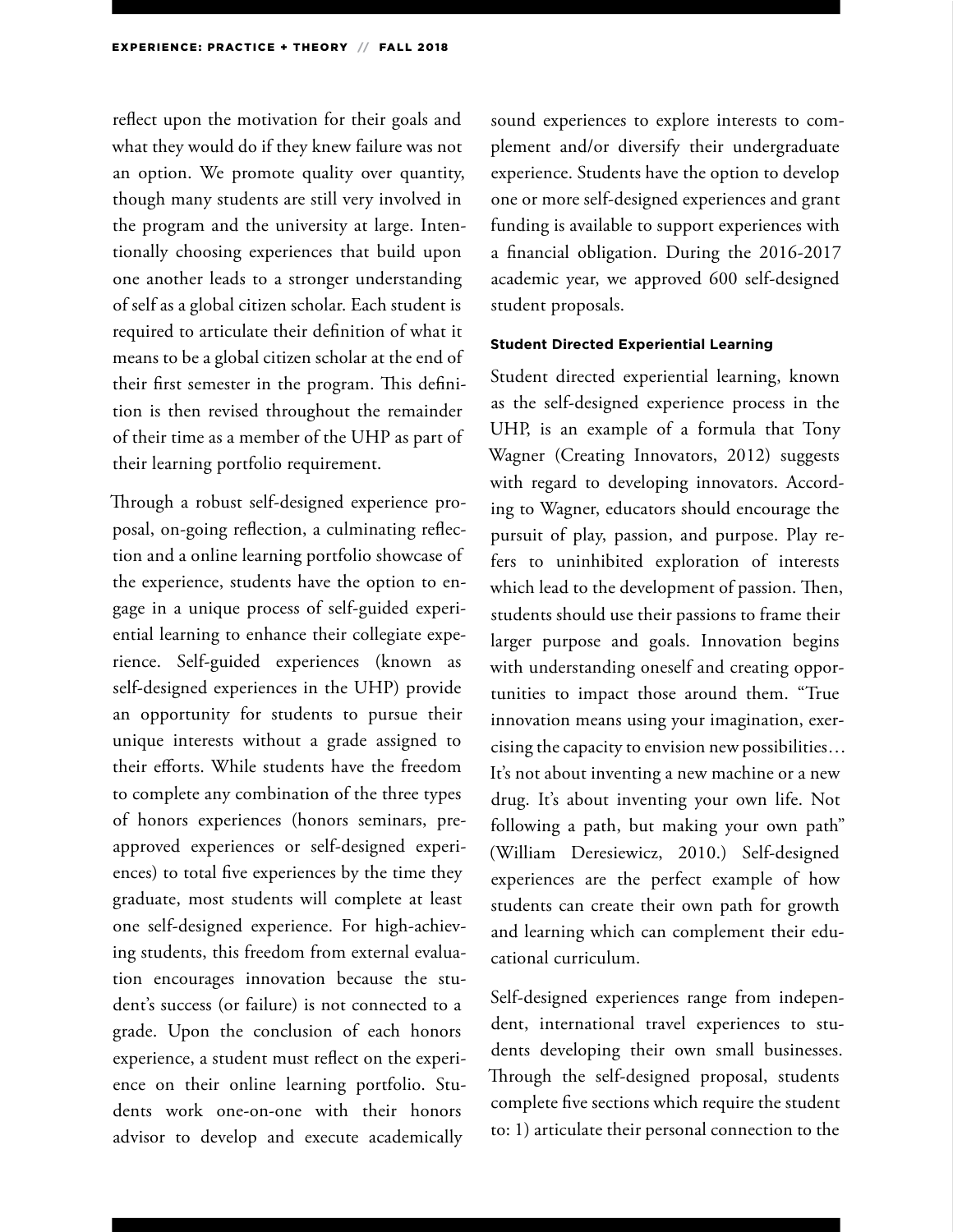reflect upon the motivation for their goals and what they would do if they knew failure was not an option. We promote quality over quantity, though many students are still very involved in the program and the university at large. Intentionally choosing experiences that build upon one another leads to a stronger understanding of self as a global citizen scholar. Each student is required to articulate their definition of what it means to be a global citizen scholar at the end of their first semester in the program. This definition is then revised throughout the remainder of their time as a member of the UHP as part of their learning portfolio requirement.

Through a robust self-designed experience proposal, on-going reflection, a culminating reflection and a online learning portfolio showcase of the experience, students have the option to engage in a unique process of self-guided experiential learning to enhance their collegiate experience. Self-guided experiences (known as self-designed experiences in the UHP) provide an opportunity for students to pursue their unique interests without a grade assigned to their efforts. While students have the freedom to complete any combination of the three types of honors experiences (honors seminars, pre-approved experiences or self-designed experiences) to total five experiences by the time they graduate, most students will complete at least one self-designed experience. For high-achieving students, this freedom from external evaluation encourages innovation because the student's success (or failure) is not connected to a grade. Upon the conclusion of each honors experience, a student must reflect on the experience on their online learning portfolio. Students work one-on-one with their honors advisor to develop and execute academically sound experiences to explore interests to complement and/or diversify their undergraduate experience. Students have the option to develop one or more self-designed experiences and grant funding is available to support experiences with a financial obligation. During the 2016-2017 academic year, we approved 600 self-designed student proposals.

#### Student Directed Experiential Learning

Student directed experiential learning, known as the self-designed experience process in the UHP, is an example of a formula that Tony Wagner (Creating Innovators, 2012) suggests with regard to developing innovators. According to Wagner, educators should encourage the pursuit of play, passion, and purpose. Play refers to uninhibited exploration of interests which lead to the development of passion. Then, students should use their passions to frame their larger purpose and goals. Innovation begins with understanding oneself and creating opportunities to impact those around them. "True innovation means using your imagination, exercising the capacity to envision new possibilities… It's not about inventing a new machine or a new drug. It's about inventing your own life. Not following a path, but making your own path" (William Deresiewicz, 2010.) Self-designed experiences are the perfect example of how students can create their own path for growth and learning which can complement their educational curriculum.

Self-designed experiences range from independent, international travel experiences to students developing their own small businesses. Through the self-designed proposal, students complete five sections which require the student to: 1) articulate their personal connection to the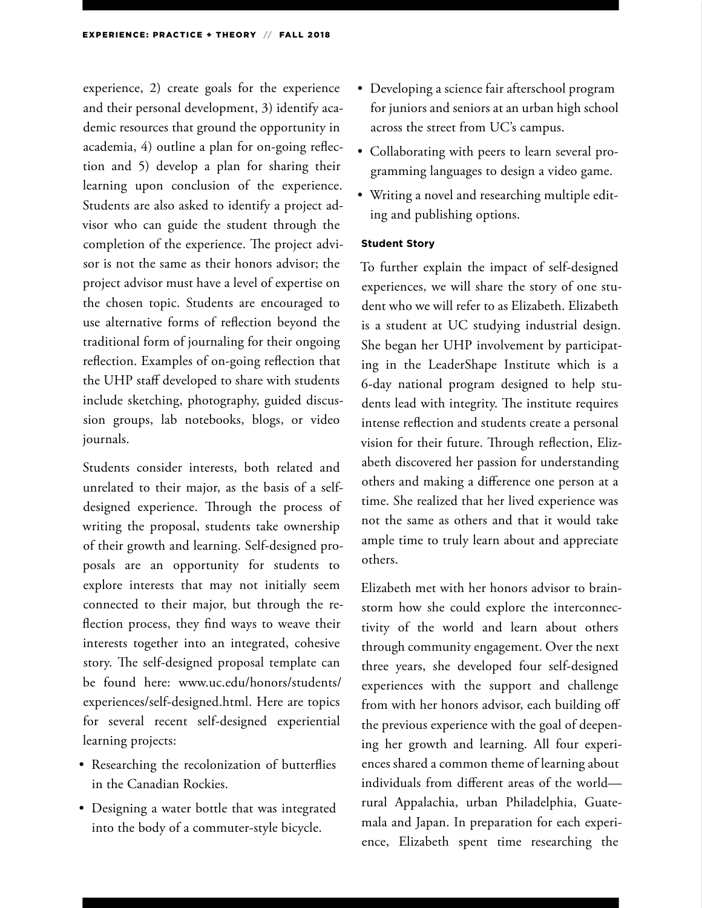experience, 2) create goals for the experience and their personal development, 3) identify academic resources that ground the opportunity in academia, 4) outline a plan for on-going reflection and 5) develop a plan for sharing their learning upon conclusion of the experience. Students are also asked to identify a project advisor who can guide the student through the completion of the experience. The project advisor is not the same as their honors advisor; the project advisor must have a level of expertise on the chosen topic. Students are encouraged to use alternative forms of reflection beyond the traditional form of journaling for their ongoing reflection. Examples of on-going reflection that the UHP staff developed to share with students include sketching, photography, guided discussion groups, lab notebooks, blogs, or video journals.

Students consider interests, both related and unrelated to their major, as the basis of a self-designed experience. Through the process of writing the proposal, students take ownership of their growth and learning. Self-designed proposals are an opportunity for students to explore interests that may not initially seem connected to their major, but through the reflection process, they find ways to weave their interests together into an integrated, cohesive story. The self-designed proposal template can be found here: www.uc.edu/honors/students/experiences/self-designed.html. Here are topics for several recent self-designed experiential learning projects:

- Researching the recolonization of butterflies in the Canadian Rockies.
- Designing a water bottle that was integrated into the body of a commuter-style bicycle.
- Developing a science fair afterschool program for juniors and seniors at an urban high school across the street from UC's campus.
- Collaborating with peers to learn several programming languages to design a video game.
- Writing a novel and researching multiple editing and publishing options.

#### Student Story

To further explain the impact of self-designed experiences, we will share the story of one student who we will refer to as Elizabeth. Elizabeth is a student at UC studying industrial design. She began her UHP involvement by participating in the LeaderShape Institute which is a 6-day national program designed to help students lead with integrity. The institute requires intense reflection and students create a personal vision for their future. Through reflection, Elizabeth discovered her passion for understanding others and making a difference one person at a time. She realized that her lived experience was not the same as others and that it would take ample time to truly learn about and appreciate others.

Elizabeth met with her honors advisor to brainstorm how she could explore the interconnectivity of the world and learn about others through community engagement. Over the next three years, she developed four self-designed experiences with the support and challenge from with her honors advisor, each building off the previous experience with the goal of deepening her growth and learning. All four experiences shared a common theme of learning about individuals from different areas of the world—rural Appalachia, urban Philadelphia, Guatemala and Japan. In preparation for each experience, Elizabeth spent time researching the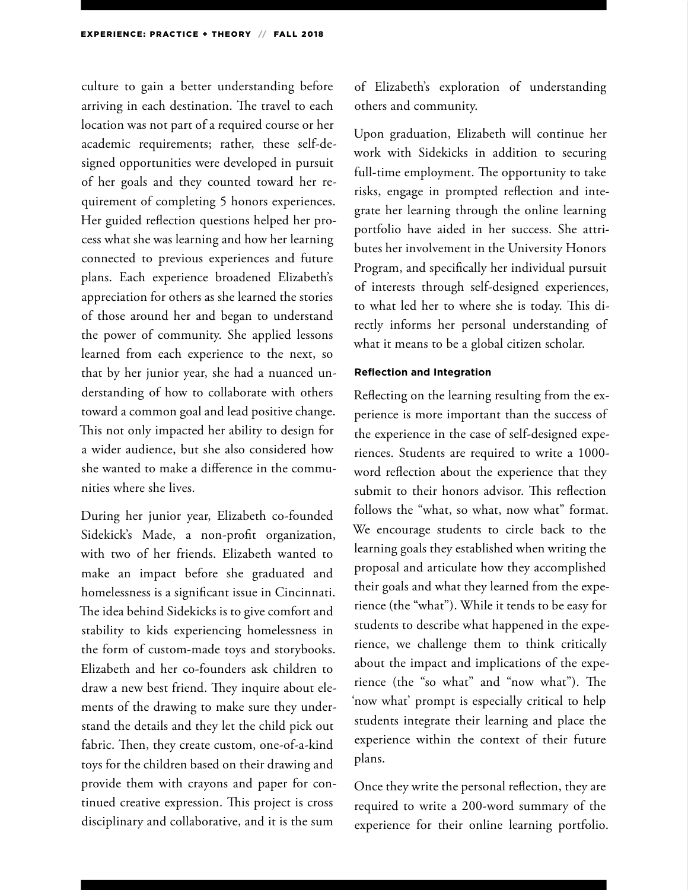culture to gain a better understanding before arriving in each destination. The travel to each location was not part of a required course or her academic requirements; rather, these self-designed opportunities were developed in pursuit of her goals and they counted toward her requirement of completing 5 honors experiences. Her guided reflection questions helped her process what she was learning and how her learning connected to previous experiences and future plans. Each experience broadened Elizabeth's appreciation for others as she learned the stories of those around her and began to understand the power of community. She applied lessons learned from each experience to the next, so that by her junior year, she had a nuanced understanding of how to collaborate with others toward a common goal and lead positive change. This not only impacted her ability to design for a wider audience, but she also considered how she wanted to make a difference in the communities where she lives.

During her junior year, Elizabeth co-founded Sidekick's Made, a non-profit organization, with two of her friends. Elizabeth wanted to make an impact before she graduated and homelessness is a significant issue in Cincinnati. The idea behind Sidekicks is to give comfort and stability to kids experiencing homelessness in the form of custom-made toys and storybooks. Elizabeth and her co-founders ask children to draw a new best friend. They inquire about elements of the drawing to make sure they understand the details and they let the child pick out fabric. Then, they create custom, one-of-a-kind toys for the children based on their drawing and provide them with crayons and paper for continued creative expression. This project is cross disciplinary and collaborative, and it is the sum of Elizabeth's exploration of understanding others and community.

Upon graduation, Elizabeth will continue her work with Sidekicks in addition to securing full-time employment. The opportunity to take risks, engage in prompted reflection and integrate her learning through the online learning portfolio have aided in her success. She attributes her involvement in the University Honors Program, and specifically her individual pursuit of interests through self-designed experiences, to what led her to where she is today. This directly informs her personal understanding of what it means to be a global citizen scholar.

#### Reflection and Integration

Reflecting on the learning resulting from the experience is more important than the success of the experience in the case of self-designed experiences. Students are required to write a 1000-word reflection about the experience that they submit to their honors advisor. This reflection follows the "what, so what, now what" format. We encourage students to circle back to the learning goals they established when writing the proposal and articulate how they accomplished their goals and what they learned from the experience (the "what"). While it tends to be easy for students to describe what happened in the experience, we challenge them to think critically about the impact and implications of the experience (the "so what" and "now what"). The 'now what' prompt is especially critical to help students integrate their learning and place the experience within the context of their future plans.

Once they write the personal reflection, they are required to write a 200-word summary of the experience for their online learning portfolio.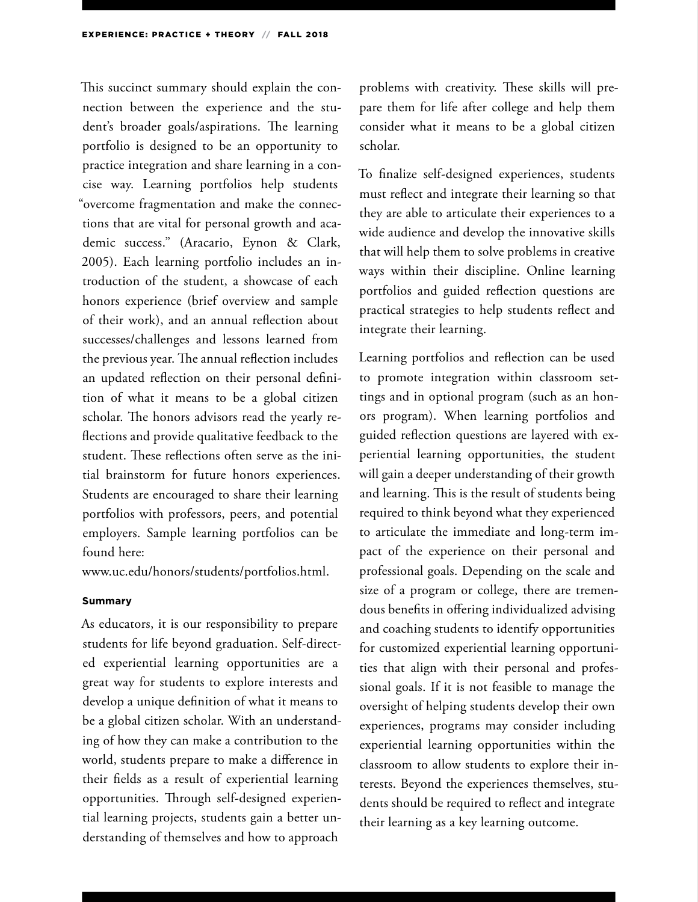This succinct summary should explain the connection between the experience and the student's broader goals/aspirations. The learning portfolio is designed to be an opportunity to practice integration and share learning in a concise way. Learning portfolios help students "overcome fragmentation and make the connections that are vital for personal growth and academic success." (Aracario, Eynon & Clark, 2005). Each learning portfolio includes an introduction of the student, a showcase of each honors experience (brief overview and sample of their work), and an annual reflection about successes/challenges and lessons learned from the previous year. The annual reflection includes an updated reflection on their personal definition of what it means to be a global citizen scholar. The honors advisors read the yearly reflections and provide qualitative feedback to the student. These reflections often serve as the initial brainstorm for future honors experiences. Students are encouraged to share their learning portfolios with professors, peers, and potential employers. Sample learning portfolios can be found here:
www.uc.edu/honors/students/portfolios.html.

#### Summary

As educators, it is our responsibility to prepare students for life beyond graduation. Self-directed experiential learning opportunities are a great way for students to explore interests and develop a unique definition of what it means to be a global citizen scholar. With an understanding of how they can make a contribution to the world, students prepare to make a difference in their fields as a result of experiential learning opportunities. Through self-designed experiential learning projects, students gain a better understanding of themselves and how to approach problems with creativity. These skills will prepare them for life after college and help them consider what it means to be a global citizen scholar.

To finalize self-designed experiences, students must reflect and integrate their learning so that they are able to articulate their experiences to a wide audience and develop the innovative skills that will help them to solve problems in creative ways within their discipline. Online learning portfolios and guided reflection questions are practical strategies to help students reflect and integrate their learning.

Learning portfolios and reflection can be used to promote integration within classroom settings and in optional program (such as an honors program). When learning portfolios and guided reflection questions are layered with experiential learning opportunities, the student will gain a deeper understanding of their growth and learning. This is the result of students being required to think beyond what they experienced to articulate the immediate and long-term impact of the experience on their personal and professional goals. Depending on the scale and size of a program or college, there are tremendous benefits in offering individualized advising and coaching students to identify opportunities for customized experiential learning opportunities that align with their personal and professional goals. If it is not feasible to manage the oversight of helping students develop their own experiences, programs may consider including experiential learning opportunities within the classroom to allow students to explore their interests. Beyond the experiences themselves, students should be required to reflect and integrate their learning as a key learning outcome.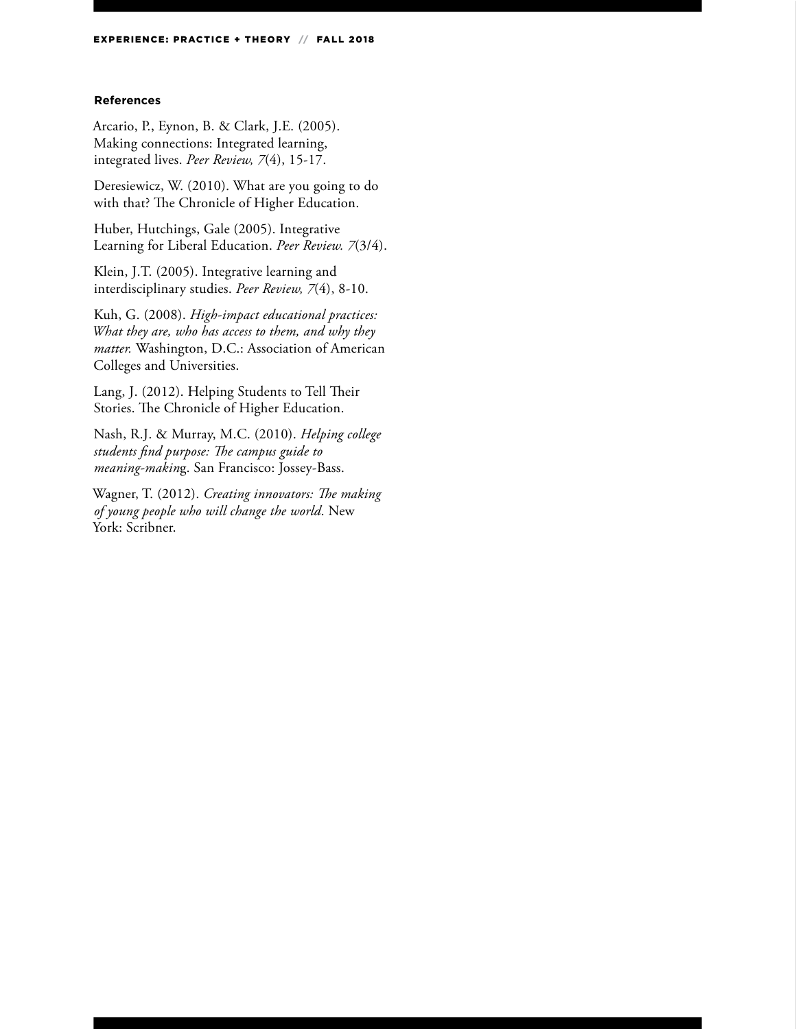### References

Arcario, P., Eynon, B. & Clark, J.E. (2005). Making connections: Integrated learning, integrated lives. *Peer Review, 7*(4), 15-17.

Deresiewicz, W. (2010). What are you going to do with that? The Chronicle of Higher Education.

Huber, Hutchings, Gale (2005). Integrative Learning for Liberal Education. *Peer Review. 7*(3/4).

Klein, J.T. (2005). Integrative learning and interdisciplinary studies. *Peer Review, 7*(4), 8-10.

Kuh, G. (2008). *High-impact educational practices: What they are, who has access to them, and why they matter.* Washington, D.C.: Association of American Colleges and Universities.

Lang, J. (2012). Helping Students to Tell Their Stories. The Chronicle of Higher Education.

Nash, R.J. & Murray, M.C. (2010). *Helping college students find purpose: The campus guide to meaning-makin*g. San Francisco: Jossey-Bass.

Wagner, T. (2012). *Creating innovators: The making of young people who will change the world*. New York: Scribner.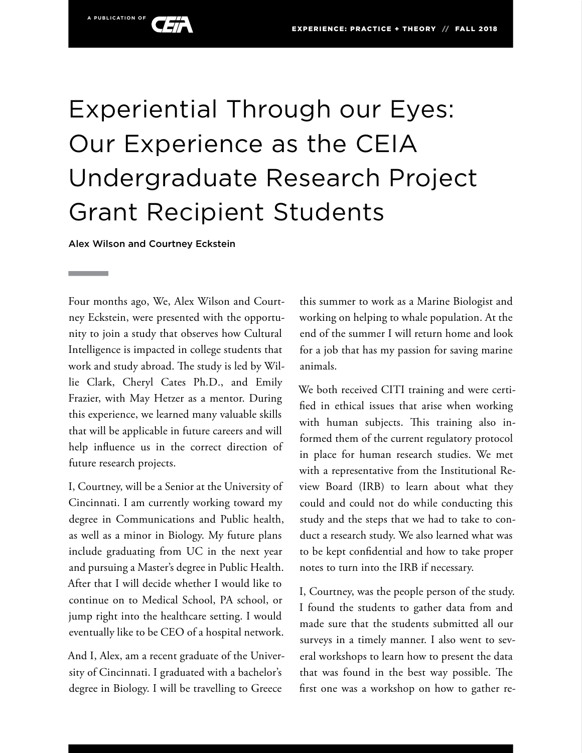# Experiential Through our Eyes: Our Experience as the CEIA Undergraduate Research Project Grant Recipient Students

Alex Wilson and Courtney Eckstein

Four months ago, We, Alex Wilson and Courtney Eckstein, were presented with the opportunity to join a study that observes how Cultural Intelligence is impacted in college students that work and study abroad. The study is led by Willie Clark, Cheryl Cates Ph.D., and Emily Frazier, with May Hetzer as a mentor. During this experience, we learned many valuable skills that will be applicable in future careers and will help influence us in the correct direction of future research projects.

I, Courtney, will be a Senior at the University of Cincinnati. I am currently working toward my degree in Communications and Public health, as well as a minor in Biology. My future plans include graduating from UC in the next year and pursuing a Master's degree in Public Health. After that I will decide whether I would like to continue on to Medical School, PA school, or jump right into the healthcare setting. I would eventually like to be CEO of a hospital network.

And I, Alex, am a recent graduate of the University of Cincinnati. I graduated with a bachelor's degree in Biology. I will be travelling to Greece this summer to work as a Marine Biologist and working on helping to whale population. At the end of the summer I will return home and look for a job that has my passion for saving marine animals.

We both received CITI training and were certified in ethical issues that arise when working with human subjects. This training also informed them of the current regulatory protocol in place for human research studies. We met with a representative from the Institutional Review Board (IRB) to learn about what they could and could not do while conducting this study and the steps that we had to take to conduct a research study. We also learned what was to be kept confidential and how to take proper notes to turn into the IRB if necessary.

I, Courtney, was the people person of the study. I found the students to gather data from and made sure that the students submitted all our surveys in a timely manner. I also went to several workshops to learn how to present the data that was found in the best way possible. The first one was a workshop on how to gather re-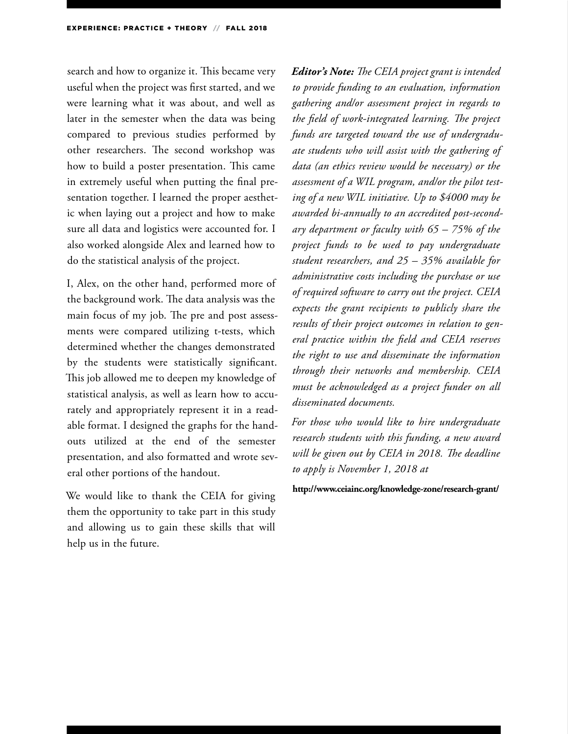search and how to organize it. This became very useful when the project was first started, and we were learning what it was about, and well as later in the semester when the data was being compared to previous studies performed by other researchers. The second workshop was how to build a poster presentation. This came in extremely useful when putting the final presentation together. I learned the proper aesthetic when laying out a project and how to make sure all data and logistics were accounted for. I also worked alongside Alex and learned how to do the statistical analysis of the project.

I, Alex, on the other hand, performed more of the background work. The data analysis was the main focus of my job. The pre and post assessments were compared utilizing t-tests, which determined whether the changes demonstrated by the students were statistically significant. This job allowed me to deepen my knowledge of statistical analysis, as well as learn how to accurately and appropriately represent it in a readable format. I designed the graphs for the handouts utilized at the end of the semester presentation, and also formatted and wrote several other portions of the handout.

We would like to thank the CEIA for giving them the opportunity to take part in this study and allowing us to gain these skills that will help us in the future.

***Editor's Note:*** *The CEIA project grant is intended to provide funding to an evaluation, information gathering and/or assessment project in regards to the field of work-integrated learning. The project funds are targeted toward the use of undergraduate students who will assist with the gathering of data (an ethics review would be necessary) or the assessment of a WIL program, and/or the pilot testing of a new WIL initiative. Up to $4000 may be awarded bi-annually to an accredited post-secondary department or faculty with 65 – 75% of the project funds to be used to pay undergraduate student researchers, and 25 – 35% available for administrative costs including the purchase or use of required software to carry out the project. CEIA expects the grant recipients to publicly share the results of their project outcomes in relation to general practice within the field and CEIA reserves the right to use and disseminate the information through their networks and membership. CEIA must be acknowledged as a project funder on all disseminated documents.*

*For those who would like to hire undergraduate research students with this funding, a new award will be given out by CEIA in 2018. The deadline to apply is November 1, 2018 at*

**http://www.ceiainc.org/knowledge-zone/research-grant/**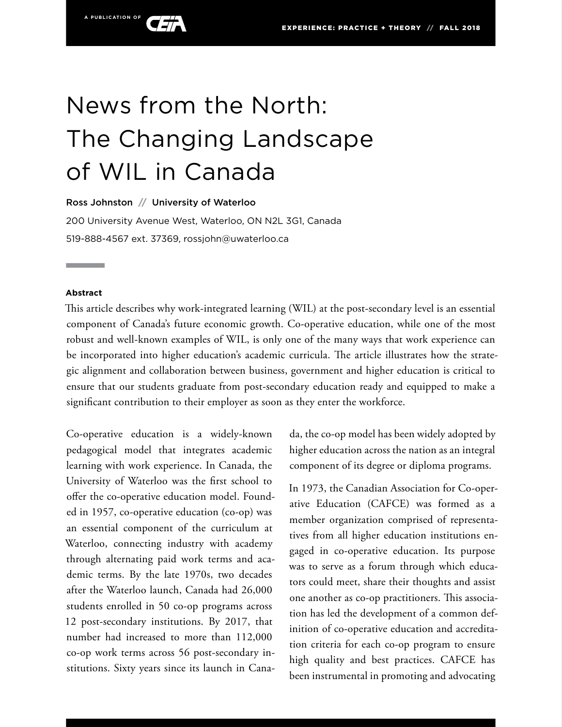# News from the North: The Changing Landscape of WIL in Canada

**Ross Johnston // University of Waterloo**

200 University Avenue West, Waterloo, ON N2L 3G1, Canada

519-888-4567 ext. 37369, rossjohn@uwaterloo.ca

**Abstract**

This article describes why work-integrated learning (WIL) at the post-secondary level is an essential component of Canada's future economic growth. Co-operative education, while one of the most robust and well-known examples of WIL, is only one of the many ways that work experience can be incorporated into higher education's academic curricula. The article illustrates how the strategic alignment and collaboration between business, government and higher education is critical to ensure that our students graduate from post-secondary education ready and equipped to make a significant contribution to their employer as soon as they enter the workforce.

Co-operative education is a widely-known pedagogical model that integrates academic learning with work experience. In Canada, the University of Waterloo was the first school to offer the co-operative education model. Founded in 1957, co-operative education (co-op) was an essential component of the curriculum at Waterloo, connecting industry with academy through alternating paid work terms and academic terms. By the late 1970s, two decades after the Waterloo launch, Canada had 26,000 students enrolled in 50 co-op programs across 12 post-secondary institutions. By 2017, that number had increased to more than 112,000 co-op work terms across 56 post-secondary institutions. Sixty years since its launch in Canada, the co-op model has been widely adopted by higher education across the nation as an integral component of its degree or diploma programs.

In 1973, the Canadian Association for Co-operative Education (CAFCE) was formed as a member organization comprised of representatives from all higher education institutions engaged in co-operative education. Its purpose was to serve as a forum through which educators could meet, share their thoughts and assist one another as co-op practitioners. This association has led the development of a common definition of co-operative education and accreditation criteria for each co-op program to ensure high quality and best practices. CAFCE has been instrumental in promoting and advocating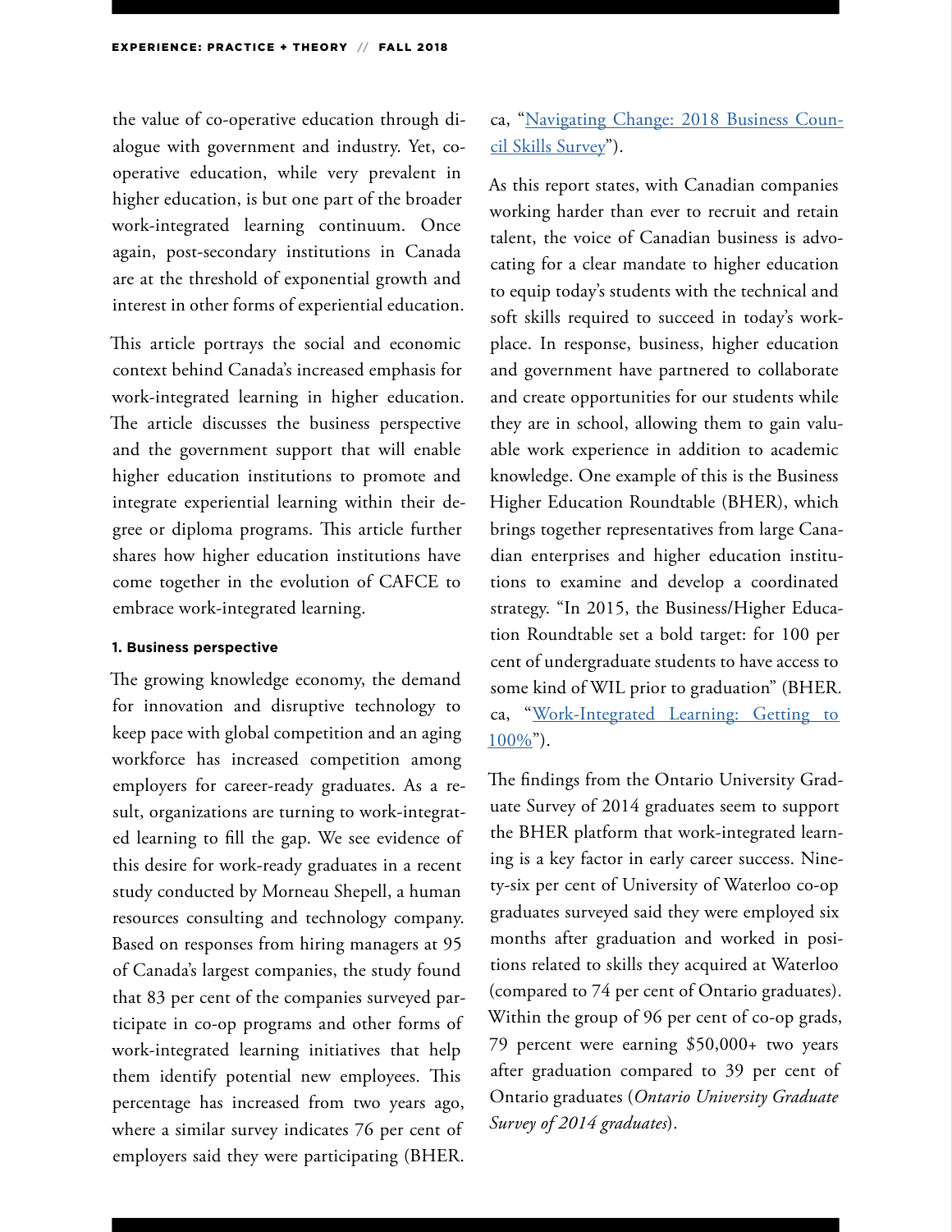the value of co-operative education through dialogue with government and industry. Yet, co-operative education, while very prevalent in higher education, is but one part of the broader work-integrated learning continuum. Once again, post-secondary institutions in Canada are at the threshold of exponential growth and interest in other forms of experiential education.

This article portrays the social and economic context behind Canada's increased emphasis for work-integrated learning in higher education. The article discusses the business perspective and the government support that will enable higher education institutions to promote and integrate experiential learning within their degree or diploma programs. This article further shares how higher education institutions have come together in the evolution of CAFCE to embrace work-integrated learning.

#### 1. Business perspective

The growing knowledge economy, the demand for innovation and disruptive technology to keep pace with global competition and an aging workforce has increased competition among employers for career-ready graduates. As a result, organizations are turning to work-integrated learning to fill the gap. We see evidence of this desire for work-ready graduates in a recent study conducted by Morneau Shepell, a human resources consulting and technology company. Based on responses from hiring managers at 95 of Canada's largest companies, the study found that 83 per cent of the companies surveyed participate in co-op programs and other forms of work-integrated learning initiatives that help them identify potential new employees. This percentage has increased from two years ago, where a similar survey indicates 76 per cent of employers said they were participating (BHER.ca, "Navigating Change: 2018 Business Council Skills Survey").

As this report states, with Canadian companies working harder than ever to recruit and retain talent, the voice of Canadian business is advocating for a clear mandate to higher education to equip today's students with the technical and soft skills required to succeed in today's workplace. In response, business, higher education and government have partnered to collaborate and create opportunities for our students while they are in school, allowing them to gain valuable work experience in addition to academic knowledge. One example of this is the Business Higher Education Roundtable (BHER), which brings together representatives from large Canadian enterprises and higher education institutions to examine and develop a coordinated strategy. "In 2015, the Business/Higher Education Roundtable set a bold target: for 100 per cent of undergraduate students to have access to some kind of WIL prior to graduation" (BHER.ca, "Work-Integrated Learning: Getting to 100%").

The findings from the Ontario University Graduate Survey of 2014 graduates seem to support the BHER platform that work-integrated learning is a key factor in early career success. Ninety-six per cent of University of Waterloo co-op graduates surveyed said they were employed six months after graduation and worked in positions related to skills they acquired at Waterloo (compared to 74 per cent of Ontario graduates). Within the group of 96 per cent of co-op grads, 79 percent were earning $50,000+ two years after graduation compared to 39 per cent of Ontario graduates (*Ontario University Graduate Survey of 2014 graduates*).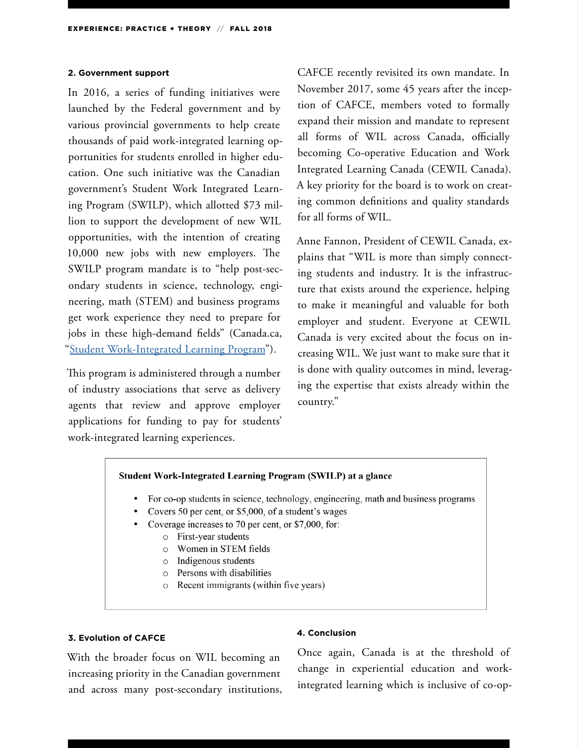**2. Government support**

In 2016, a series of funding initiatives were launched by the Federal government and by various provincial governments to help create thousands of paid work-integrated learning opportunities for students enrolled in higher education. One such initiative was the Canadian government's Student Work Integrated Learning Program (SWILP), which allotted $73 million to support the development of new WIL opportunities, with the intention of creating 10,000 new jobs with new employers. The SWILP program mandate is to "help post-secondary students in science, technology, engineering, math (STEM) and business programs get work experience they need to prepare for jobs in these high-demand fields" (Canada.ca, "Student Work-Integrated Learning Program").

This program is administered through a number of industry associations that serve as delivery agents that review and approve employer applications for funding to pay for students' work-integrated learning experiences.

CAFCE recently revisited its own mandate. In November 2017, some 45 years after the inception of CAFCE, members voted to formally expand their mission and mandate to represent all forms of WIL across Canada, officially becoming Co-operative Education and Work Integrated Learning Canada (CEWIL Canada). A key priority for the board is to work on creating common definitions and quality standards for all forms of WIL.

Anne Fannon, President of CEWIL Canada, explains that "WIL is more than simply connecting students and industry. It is the infrastructure that exists around the experience, helping to make it meaningful and valuable for both employer and student. Everyone at CEWIL Canada is very excited about the focus on increasing WIL. We just want to make sure that it is done with quality outcomes in mind, leveraging the expertise that exists already within the country."

**Student Work-Integrated Learning Program (SWILP) at a glance**

- For co-op students in science, technology, engineering, math and business programs
- Covers 50 per cent, or $5,000, of a student's wages
- Coverage increases to 70 per cent, or $7,000, for:
  - First-year students
  - Women in STEM fields
  - Indigenous students
  - Persons with disabilities
  - Recent immigrants (within five years)

**3. Evolution of CAFCE**

With the broader focus on WIL becoming an increasing priority in the Canadian government and across many post-secondary institutions,

**4. Conclusion**

Once again, Canada is at the threshold of change in experiential education and work-integrated learning which is inclusive of co-op-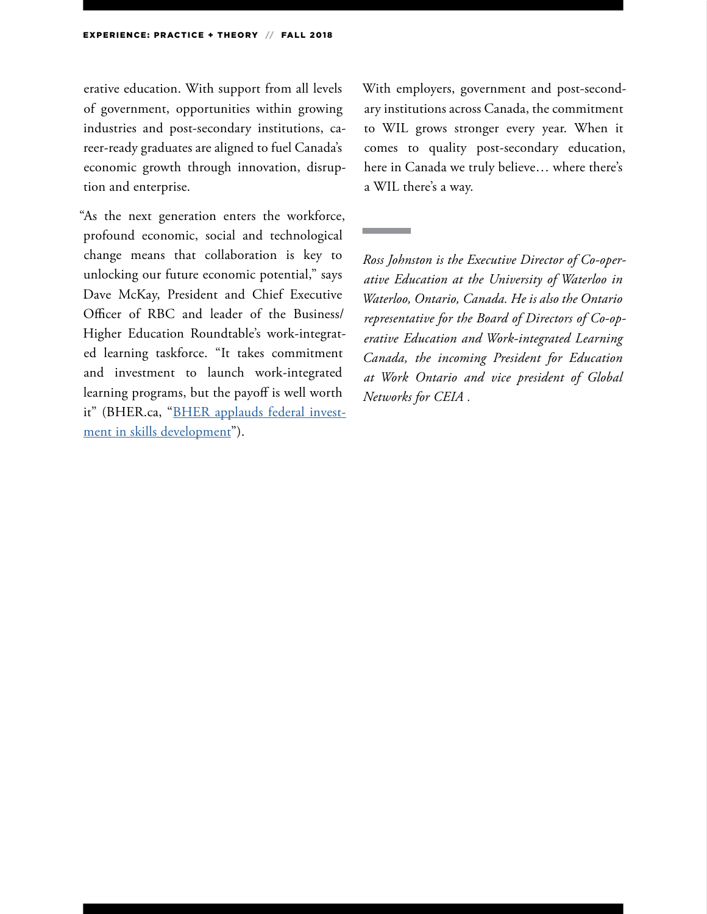erative education. With support from all levels of government, opportunities within growing industries and post-secondary institutions, career-ready graduates are aligned to fuel Canada's economic growth through innovation, disruption and enterprise.

"As the next generation enters the workforce, profound economic, social and technological change means that collaboration is key to unlocking our future economic potential," says Dave McKay, President and Chief Executive Officer of RBC and leader of the Business/Higher Education Roundtable's work-integrated learning taskforce. "It takes commitment and investment to launch work-integrated learning programs, but the payoff is well worth it" (BHER.ca, "BHER applauds federal investment in skills development").

With employers, government and post-secondary institutions across Canada, the commitment to WIL grows stronger every year. When it comes to quality post-secondary education, here in Canada we truly believe… where there's a WIL there's a way.

---

*Ross Johnston is the Executive Director of Co-operative Education at the University of Waterloo in Waterloo, Ontario, Canada. He is also the Ontario representative for the Board of Directors of Co-operative Education and Work-integrated Learning Canada, the incoming President for Education at Work Ontario and vice president of Global Networks for CEIA .*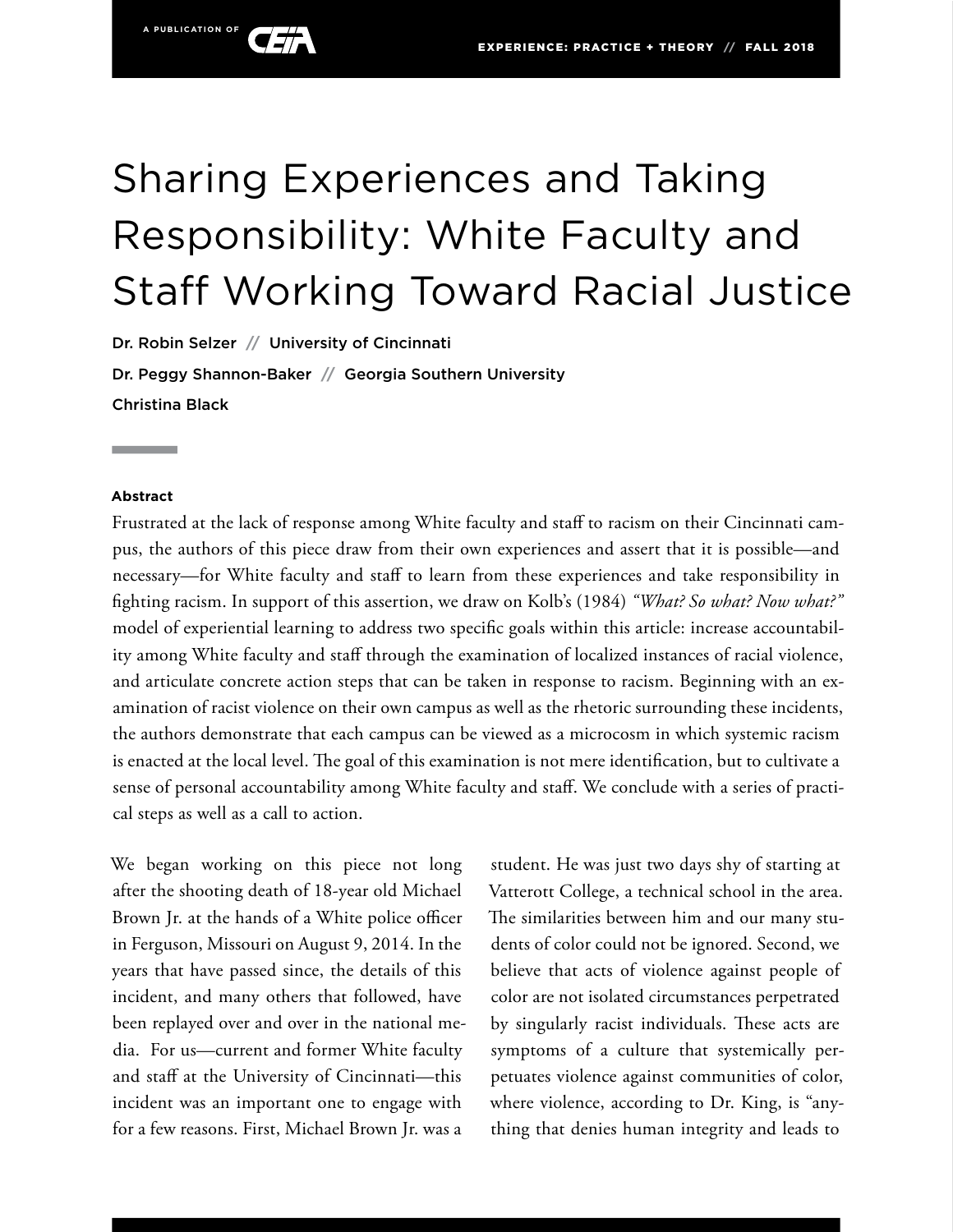# Sharing Experiences and Taking Responsibility: White Faculty and Staff Working Toward Racial Justice

**Dr. Robin Selzer // University of Cincinnati**

**Dr. Peggy Shannon-Baker // Georgia Southern University**

**Christina Black**

**Abstract**

Frustrated at the lack of response among White faculty and staff to racism on their Cincinnati campus, the authors of this piece draw from their own experiences and assert that it is possible—and necessary—for White faculty and staff to learn from these experiences and take responsibility in fighting racism. In support of this assertion, we draw on Kolb's (1984) *"What? So what? Now what?"* model of experiential learning to address two specific goals within this article: increase accountability among White faculty and staff through the examination of localized instances of racial violence, and articulate concrete action steps that can be taken in response to racism. Beginning with an examination of racist violence on their own campus as well as the rhetoric surrounding these incidents, the authors demonstrate that each campus can be viewed as a microcosm in which systemic racism is enacted at the local level. The goal of this examination is not mere identification, but to cultivate a sense of personal accountability among White faculty and staff. We conclude with a series of practical steps as well as a call to action.

We began working on this piece not long after the shooting death of 18-year old Michael Brown Jr. at the hands of a White police officer in Ferguson, Missouri on August 9, 2014. In the years that have passed since, the details of this incident, and many others that followed, have been replayed over and over in the national media. For us—current and former White faculty and staff at the University of Cincinnati—this incident was an important one to engage with for a few reasons. First, Michael Brown Jr. was a student. He was just two days shy of starting at Vatterott College, a technical school in the area. The similarities between him and our many students of color could not be ignored. Second, we believe that acts of violence against people of color are not isolated circumstances perpetrated by singularly racist individuals. These acts are symptoms of a culture that systemically perpetuates violence against communities of color, where violence, according to Dr. King, is "anything that denies human integrity and leads to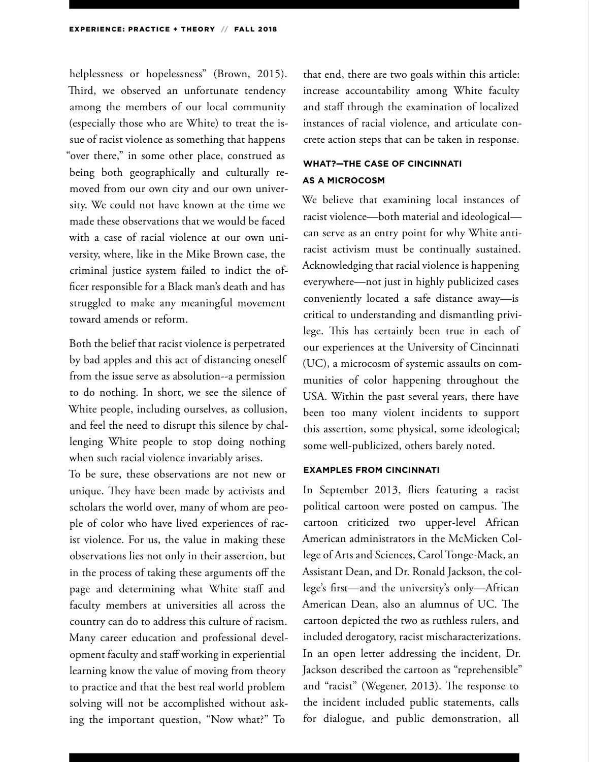helplessness or hopelessness" (Brown, 2015). Third, we observed an unfortunate tendency among the members of our local community (especially those who are White) to treat the issue of racist violence as something that happens "over there," in some other place, construed as being both geographically and culturally removed from our own city and our own university. We could not have known at the time we made these observations that we would be faced with a case of racial violence at our own university, where, like in the Mike Brown case, the criminal justice system failed to indict the officer responsible for a Black man's death and has struggled to make any meaningful movement toward amends or reform.

Both the belief that racist violence is perpetrated by bad apples and this act of distancing oneself from the issue serve as absolution--a permission to do nothing. In short, we see the silence of White people, including ourselves, as collusion, and feel the need to disrupt this silence by challenging White people to stop doing nothing when such racial violence invariably arises.

To be sure, these observations are not new or unique. They have been made by activists and scholars the world over, many of whom are people of color who have lived experiences of racist violence. For us, the value in making these observations lies not only in their assertion, but in the process of taking these arguments off the page and determining what White staff and faculty members at universities all across the country can do to address this culture of racism. Many career education and professional development faculty and staff working in experiential learning know the value of moving from theory to practice and that the best real world problem solving will not be accomplished without asking the important question, "Now what?" To that end, there are two goals within this article: increase accountability among White faculty and staff through the examination of localized instances of racial violence, and articulate concrete action steps that can be taken in response.

## WHAT?—THE CASE OF CINCINNATI AS A MICROCOSM

We believe that examining local instances of racist violence—both material and ideological—can serve as an entry point for why White antiracist activism must be continually sustained. Acknowledging that racial violence is happening everywhere—not just in highly publicized cases conveniently located a safe distance away—is critical to understanding and dismantling privilege. This has certainly been true in each of our experiences at the University of Cincinnati (UC), a microcosm of systemic assaults on communities of color happening throughout the USA. Within the past several years, there have been too many violent incidents to support this assertion, some physical, some ideological; some well-publicized, others barely noted.

### EXAMPLES FROM CINCINNATI

In September 2013, fliers featuring a racist political cartoon were posted on campus. The cartoon criticized two upper-level African American administrators in the McMicken College of Arts and Sciences, Carol Tonge-Mack, an Assistant Dean, and Dr. Ronald Jackson, the college's first—and the university's only—African American Dean, also an alumnus of UC. The cartoon depicted the two as ruthless rulers, and included derogatory, racist mischaracterizations. In an open letter addressing the incident, Dr. Jackson described the cartoon as "reprehensible" and "racist" (Wegener, 2013). The response to the incident included public statements, calls for dialogue, and public demonstration, all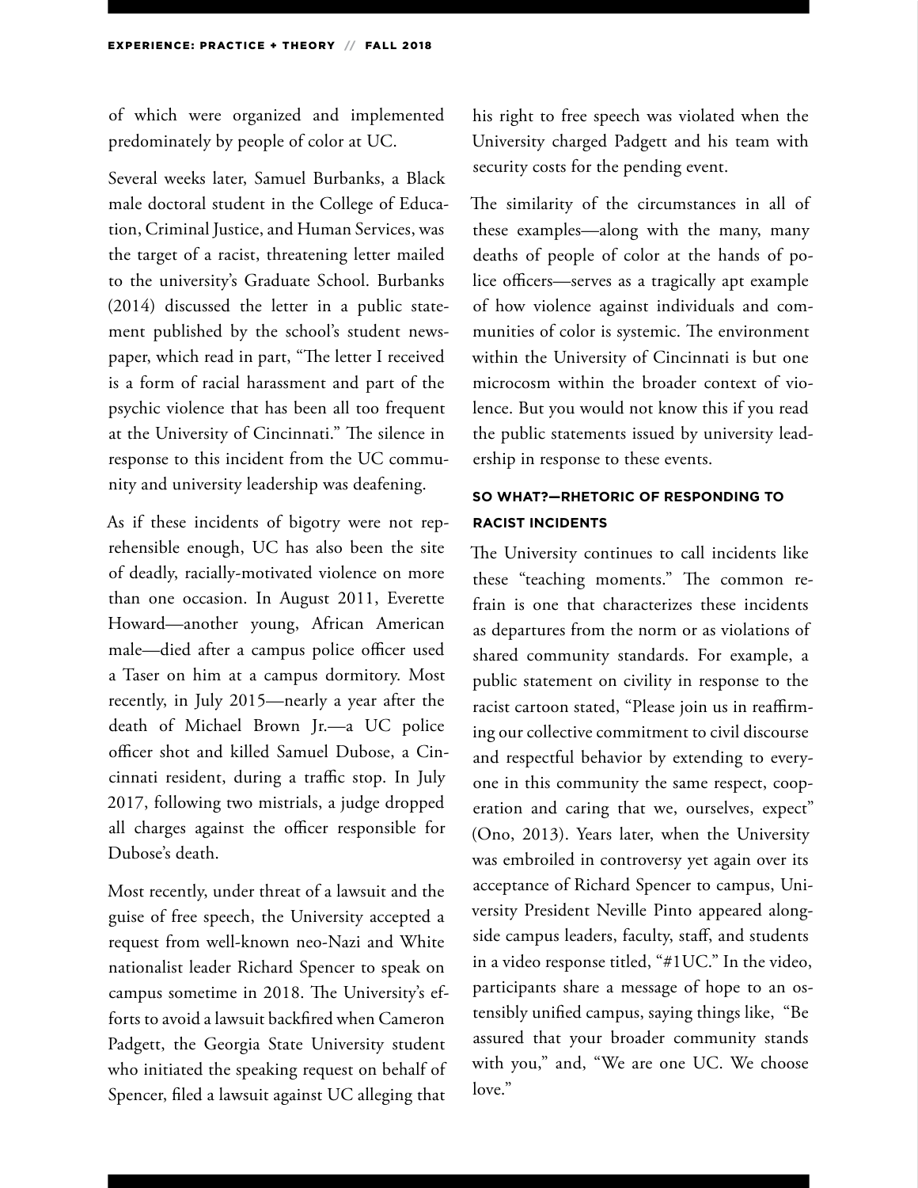of which were organized and implemented predominately by people of color at UC.

Several weeks later, Samuel Burbanks, a Black male doctoral student in the College of Education, Criminal Justice, and Human Services, was the target of a racist, threatening letter mailed to the university's Graduate School. Burbanks (2014) discussed the letter in a public statement published by the school's student newspaper, which read in part, "The letter I received is a form of racial harassment and part of the psychic violence that has been all too frequent at the University of Cincinnati." The silence in response to this incident from the UC community and university leadership was deafening.

As if these incidents of bigotry were not reprehensible enough, UC has also been the site of deadly, racially-motivated violence on more than one occasion. In August 2011, Everette Howard—another young, African American male—died after a campus police officer used a Taser on him at a campus dormitory. Most recently, in July 2015—nearly a year after the death of Michael Brown Jr.—a UC police officer shot and killed Samuel Dubose, a Cincinnati resident, during a traffic stop. In July 2017, following two mistrials, a judge dropped all charges against the officer responsible for Dubose's death.

Most recently, under threat of a lawsuit and the guise of free speech, the University accepted a request from well-known neo-Nazi and White nationalist leader Richard Spencer to speak on campus sometime in 2018. The University's efforts to avoid a lawsuit backfired when Cameron Padgett, the Georgia State University student who initiated the speaking request on behalf of Spencer, filed a lawsuit against UC alleging that his right to free speech was violated when the University charged Padgett and his team with security costs for the pending event.

The similarity of the circumstances in all of these examples—along with the many, many deaths of people of color at the hands of police officers—serves as a tragically apt example of how violence against individuals and communities of color is systemic. The environment within the University of Cincinnati is but one microcosm within the broader context of violence. But you would not know this if you read the public statements issued by university leadership in response to these events.

#### SO WHAT?—RHETORIC OF RESPONDING TO RACIST INCIDENTS

The University continues to call incidents like these "teaching moments." The common refrain is one that characterizes these incidents as departures from the norm or as violations of shared community standards. For example, a public statement on civility in response to the racist cartoon stated, "Please join us in reaffirming our collective commitment to civil discourse and respectful behavior by extending to everyone in this community the same respect, cooperation and caring that we, ourselves, expect" (Ono, 2013). Years later, when the University was embroiled in controversy yet again over its acceptance of Richard Spencer to campus, University President Neville Pinto appeared alongside campus leaders, faculty, staff, and students in a video response titled, "#1UC." In the video, participants share a message of hope to an ostensibly unified campus, saying things like, "Be assured that your broader community stands with you," and, "We are one UC. We choose love."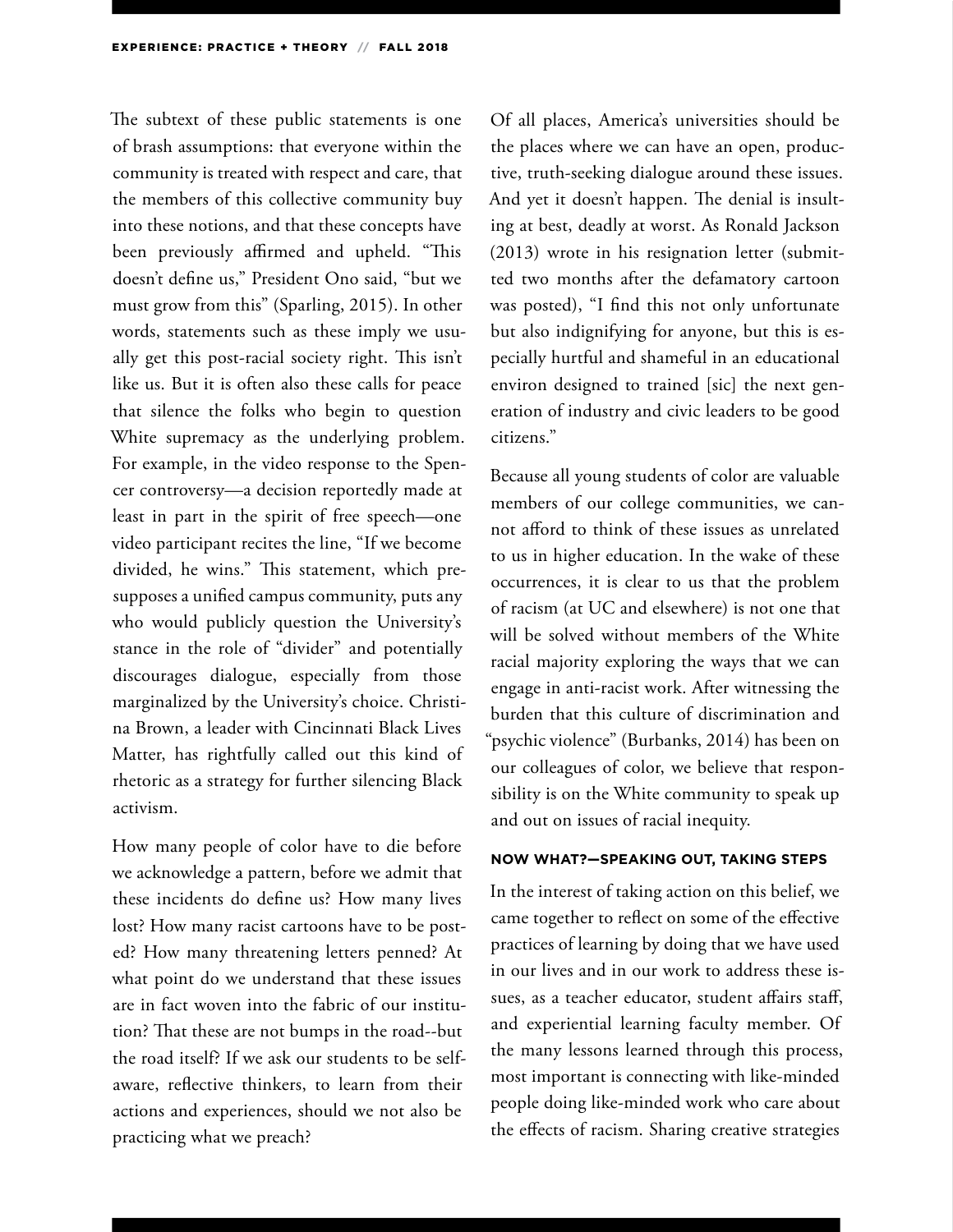The subtext of these public statements is one of brash assumptions: that everyone within the community is treated with respect and care, that the members of this collective community buy into these notions, and that these concepts have been previously affirmed and upheld. "This doesn't define us," President Ono said, "but we must grow from this" (Sparling, 2015). In other words, statements such as these imply we usually get this post-racial society right. This isn't like us. But it is often also these calls for peace that silence the folks who begin to question White supremacy as the underlying problem. For example, in the video response to the Spencer controversy—a decision reportedly made at least in part in the spirit of free speech—one video participant recites the line, "If we become divided, he wins." This statement, which presupposes a unified campus community, puts any who would publicly question the University's stance in the role of "divider" and potentially discourages dialogue, especially from those marginalized by the University's choice. Christina Brown, a leader with Cincinnati Black Lives Matter, has rightfully called out this kind of rhetoric as a strategy for further silencing Black activism.

How many people of color have to die before we acknowledge a pattern, before we admit that these incidents do define us? How many lives lost? How many racist cartoons have to be posted? How many threatening letters penned? At what point do we understand that these issues are in fact woven into the fabric of our institution? That these are not bumps in the road--but the road itself? If we ask our students to be self-aware, reflective thinkers, to learn from their actions and experiences, should we not also be practicing what we preach?

Of all places, America's universities should be the places where we can have an open, productive, truth-seeking dialogue around these issues. And yet it doesn't happen. The denial is insulting at best, deadly at worst. As Ronald Jackson (2013) wrote in his resignation letter (submitted two months after the defamatory cartoon was posted), "I find this not only unfortunate but also indignifying for anyone, but this is especially hurtful and shameful in an educational environ designed to trained [sic] the next generation of industry and civic leaders to be good citizens."

Because all young students of color are valuable members of our college communities, we cannot afford to think of these issues as unrelated to us in higher education. In the wake of these occurrences, it is clear to us that the problem of racism (at UC and elsewhere) is not one that will be solved without members of the White racial majority exploring the ways that we can engage in anti-racist work. After witnessing the burden that this culture of discrimination and "psychic violence" (Burbanks, 2014) has been on our colleagues of color, we believe that responsibility is on the White community to speak up and out on issues of racial inequity.

#### NOW WHAT?—SPEAKING OUT, TAKING STEPS

In the interest of taking action on this belief, we came together to reflect on some of the effective practices of learning by doing that we have used in our lives and in our work to address these issues, as a teacher educator, student affairs staff, and experiential learning faculty member. Of the many lessons learned through this process, most important is connecting with like-minded people doing like-minded work who care about the effects of racism. Sharing creative strategies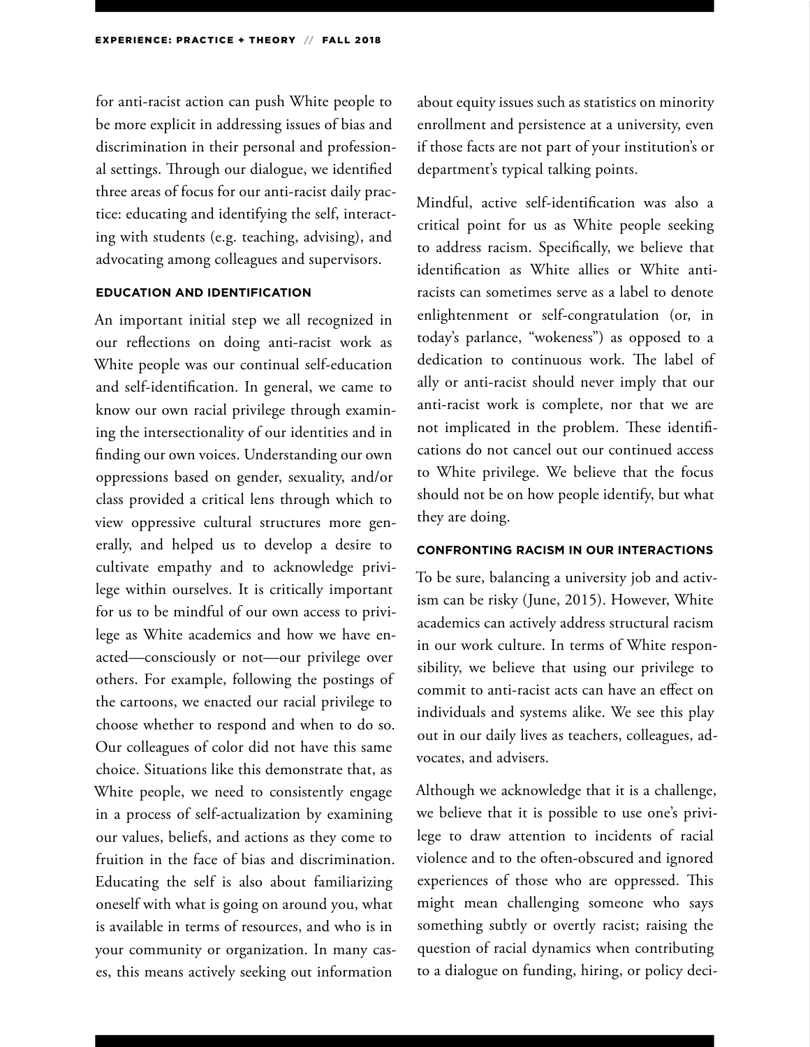for anti-racist action can push White people to be more explicit in addressing issues of bias and discrimination in their personal and professional settings. Through our dialogue, we identified three areas of focus for our anti-racist daily practice: educating and identifying the self, interacting with students (e.g. teaching, advising), and advocating among colleagues and supervisors.

#### EDUCATION AND IDENTIFICATION

An important initial step we all recognized in our reflections on doing anti-racist work as White people was our continual self-education and self-identification. In general, we came to know our own racial privilege through examining the intersectionality of our identities and in finding our own voices. Understanding our own oppressions based on gender, sexuality, and/or class provided a critical lens through which to view oppressive cultural structures more generally, and helped us to develop a desire to cultivate empathy and to acknowledge privilege within ourselves. It is critically important for us to be mindful of our own access to privilege as White academics and how we have enacted—consciously or not—our privilege over others. For example, following the postings of the cartoons, we enacted our racial privilege to choose whether to respond and when to do so. Our colleagues of color did not have this same choice. Situations like this demonstrate that, as White people, we need to consistently engage in a process of self-actualization by examining our values, beliefs, and actions as they come to fruition in the face of bias and discrimination. Educating the self is also about familiarizing oneself with what is going on around you, what is available in terms of resources, and who is in your community or organization. In many cases, this means actively seeking out information about equity issues such as statistics on minority enrollment and persistence at a university, even if those facts are not part of your institution's or department's typical talking points.

Mindful, active self-identification was also a critical point for us as White people seeking to address racism. Specifically, we believe that identification as White allies or White anti-racists can sometimes serve as a label to denote enlightenment or self-congratulation (or, in today's parlance, "wokeness") as opposed to a dedication to continuous work. The label of ally or anti-racist should never imply that our anti-racist work is complete, nor that we are not implicated in the problem. These identifications do not cancel out our continued access to White privilege. We believe that the focus should not be on how people identify, but what they are doing.

#### CONFRONTING RACISM IN OUR INTERACTIONS

To be sure, balancing a university job and activism can be risky (June, 2015). However, White academics can actively address structural racism in our work culture. In terms of White responsibility, we believe that using our privilege to commit to anti-racist acts can have an effect on individuals and systems alike. We see this play out in our daily lives as teachers, colleagues, advocates, and advisers.

Although we acknowledge that it is a challenge, we believe that it is possible to use one's privilege to draw attention to incidents of racial violence and to the often-obscured and ignored experiences of those who are oppressed. This might mean challenging someone who says something subtly or overtly racist; raising the question of racial dynamics when contributing to a dialogue on funding, hiring, or policy deci-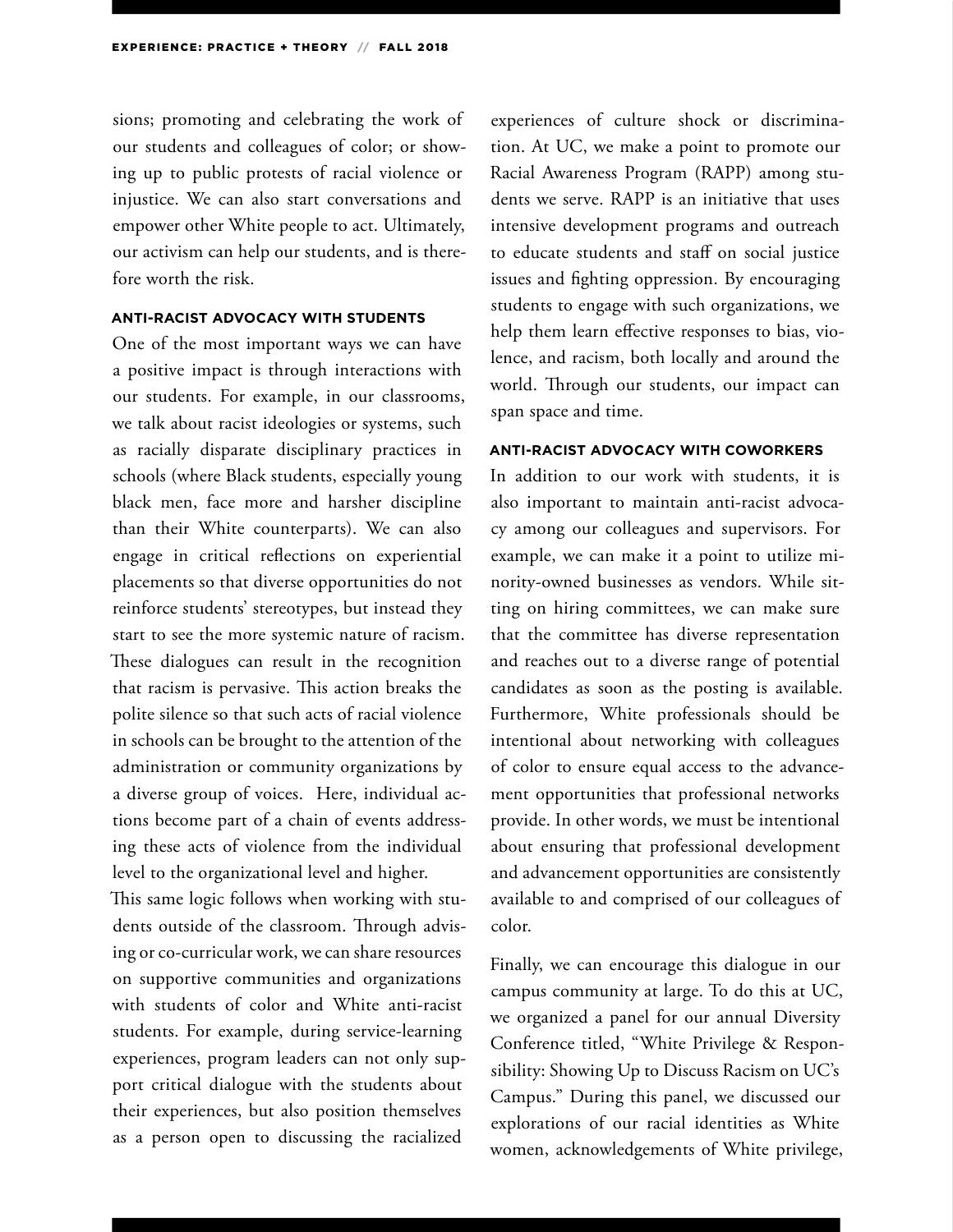sions; promoting and celebrating the work of our students and colleagues of color; or showing up to public protests of racial violence or injustice. We can also start conversations and empower other White people to act. Ultimately, our activism can help our students, and is therefore worth the risk.

### ANTI-RACIST ADVOCACY WITH STUDENTS

One of the most important ways we can have a positive impact is through interactions with our students. For example, in our classrooms, we talk about racist ideologies or systems, such as racially disparate disciplinary practices in schools (where Black students, especially young black men, face more and harsher discipline than their White counterparts). We can also engage in critical reflections on experiential placements so that diverse opportunities do not reinforce students' stereotypes, but instead they start to see the more systemic nature of racism. These dialogues can result in the recognition that racism is pervasive. This action breaks the polite silence so that such acts of racial violence in schools can be brought to the attention of the administration or community organizations by a diverse group of voices. Here, individual actions become part of a chain of events addressing these acts of violence from the individual level to the organizational level and higher.

This same logic follows when working with students outside of the classroom. Through advising or co-curricular work, we can share resources on supportive communities and organizations with students of color and White anti-racist students. For example, during service-learning experiences, program leaders can not only support critical dialogue with the students about their experiences, but also position themselves as a person open to discussing the racialized experiences of culture shock or discrimination. At UC, we make a point to promote our Racial Awareness Program (RAPP) among students we serve. RAPP is an initiative that uses intensive development programs and outreach to educate students and staff on social justice issues and fighting oppression. By encouraging students to engage with such organizations, we help them learn effective responses to bias, violence, and racism, both locally and around the world. Through our students, our impact can span space and time.

### ANTI-RACIST ADVOCACY WITH COWORKERS

In addition to our work with students, it is also important to maintain anti-racist advocacy among our colleagues and supervisors. For example, we can make it a point to utilize minority-owned businesses as vendors. While sitting on hiring committees, we can make sure that the committee has diverse representation and reaches out to a diverse range of potential candidates as soon as the posting is available. Furthermore, White professionals should be intentional about networking with colleagues of color to ensure equal access to the advancement opportunities that professional networks provide. In other words, we must be intentional about ensuring that professional development and advancement opportunities are consistently available to and comprised of our colleagues of color.

Finally, we can encourage this dialogue in our campus community at large. To do this at UC, we organized a panel for our annual Diversity Conference titled, "White Privilege & Responsibility: Showing Up to Discuss Racism on UC's Campus." During this panel, we discussed our explorations of our racial identities as White women, acknowledgements of White privilege,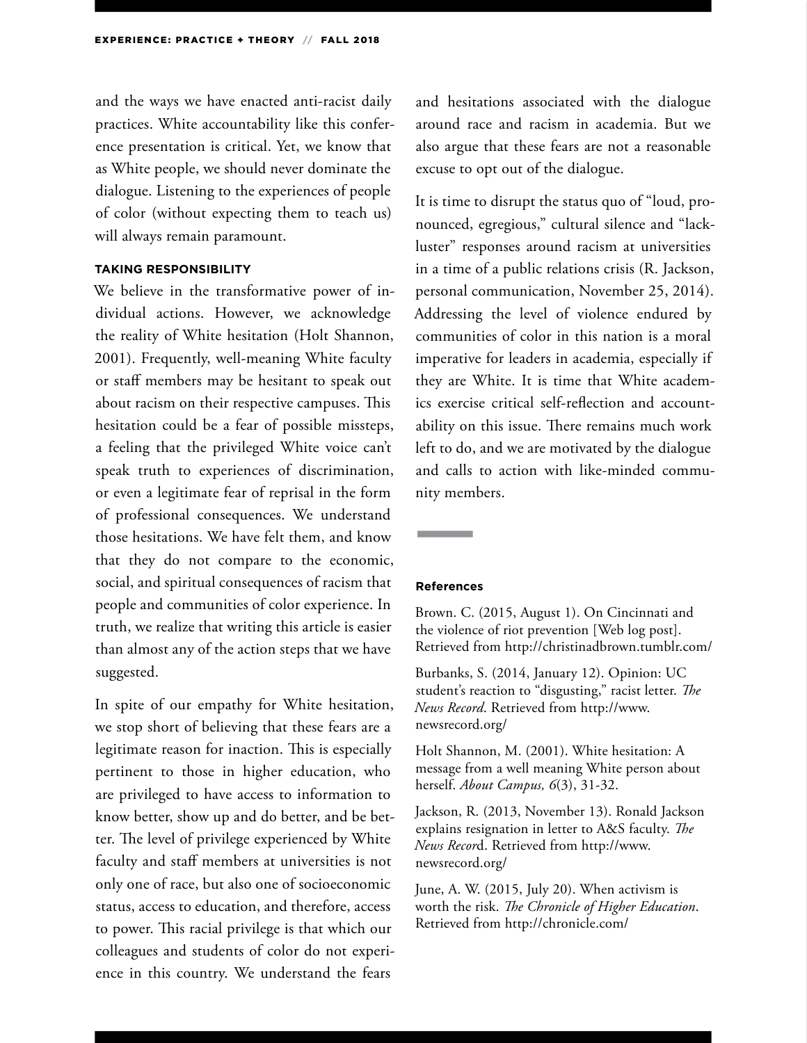and the ways we have enacted anti-racist daily practices. White accountability like this conference presentation is critical. Yet, we know that as White people, we should never dominate the dialogue. Listening to the experiences of people of color (without expecting them to teach us) will always remain paramount.

#### TAKING RESPONSIBILITY

We believe in the transformative power of individual actions. However, we acknowledge the reality of White hesitation (Holt Shannon, 2001). Frequently, well-meaning White faculty or staff members may be hesitant to speak out about racism on their respective campuses. This hesitation could be a fear of possible missteps, a feeling that the privileged White voice can't speak truth to experiences of discrimination, or even a legitimate fear of reprisal in the form of professional consequences. We understand those hesitations. We have felt them, and know that they do not compare to the economic, social, and spiritual consequences of racism that people and communities of color experience. In truth, we realize that writing this article is easier than almost any of the action steps that we have suggested.

In spite of our empathy for White hesitation, we stop short of believing that these fears are a legitimate reason for inaction. This is especially pertinent to those in higher education, who are privileged to have access to information to know better, show up and do better, and be better. The level of privilege experienced by White faculty and staff members at universities is not only one of race, but also one of socioeconomic status, access to education, and therefore, access to power. This racial privilege is that which our colleagues and students of color do not experience in this country. We understand the fears and hesitations associated with the dialogue around race and racism in academia. But we also argue that these fears are not a reasonable excuse to opt out of the dialogue.

It is time to disrupt the status quo of "loud, pronounced, egregious," cultural silence and "lackluster" responses around racism at universities in a time of a public relations crisis (R. Jackson, personal communication, November 25, 2014). Addressing the level of violence endured by communities of color in this nation is a moral imperative for leaders in academia, especially if they are White. It is time that White academics exercise critical self-reflection and accountability on this issue. There remains much work left to do, and we are motivated by the dialogue and calls to action with like-minded community members.

#### References

Brown. C. (2015, August 1). On Cincinnati and the violence of riot prevention [Web log post]. Retrieved from http://christinadbrown.tumblr.com/

Burbanks, S. (2014, January 12). Opinion: UC student's reaction to "disgusting," racist letter. *The News Record*. Retrieved from http://www.newsrecord.org/

Holt Shannon, M. (2001). White hesitation: A message from a well meaning White person about herself. *About Campus, 6*(3), 31-32.

Jackson, R. (2013, November 13). Ronald Jackson explains resignation in letter to A&S faculty. *The News Record*. Retrieved from http://www.newsrecord.org/

June, A. W. (2015, July 20). When activism is worth the risk. *The Chronicle of Higher Education*. Retrieved from http://chronicle.com/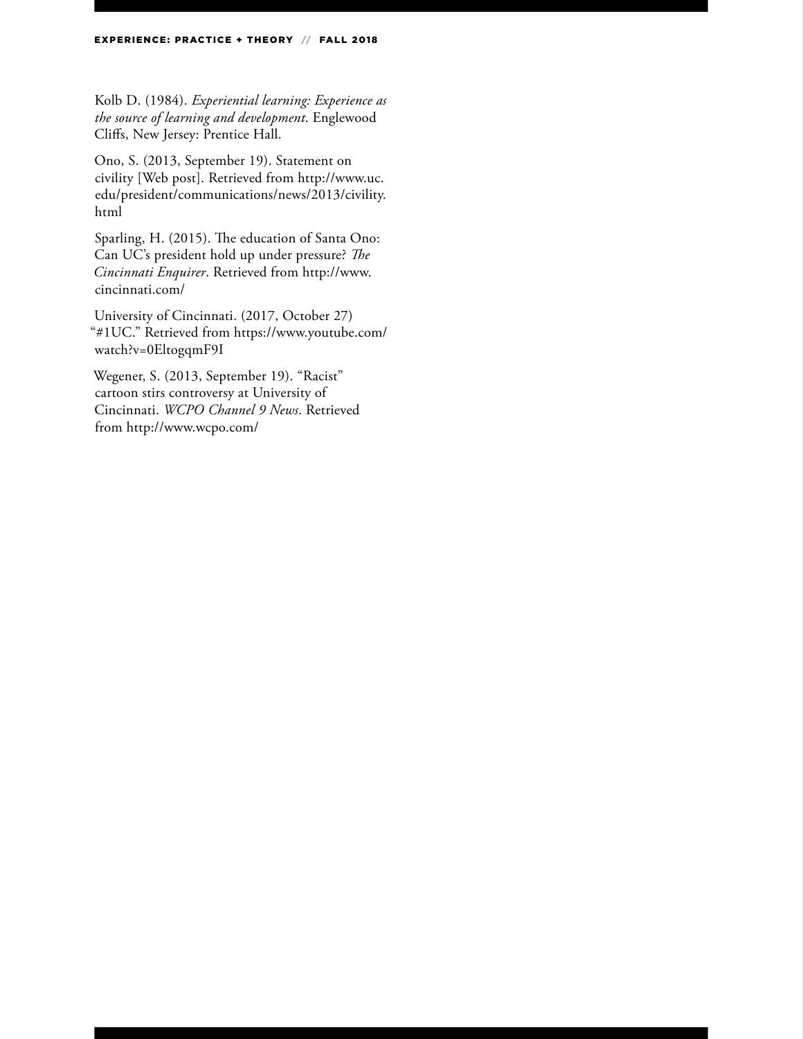Kolb D. (1984). *Experiential learning: Experience as the source of learning and development*. Englewood Cliffs, New Jersey: Prentice Hall.

Ono, S. (2013, September 19). Statement on civility [Web post]. Retrieved from http://www.uc.edu/president/communications/news/2013/civility.html

Sparling, H. (2015). The education of Santa Ono: Can UC's president hold up under pressure? *The Cincinnati Enquirer*. Retrieved from http://www.cincinnati.com/

University of Cincinnati. (2017, October 27) "#1UC." Retrieved from https://www.youtube.com/watch?v=0EltogqmF9I

Wegener, S. (2013, September 19). "Racist" cartoon stirs controversy at University of Cincinnati. *WCPO Channel 9 News*. Retrieved from http://www.wcpo.com/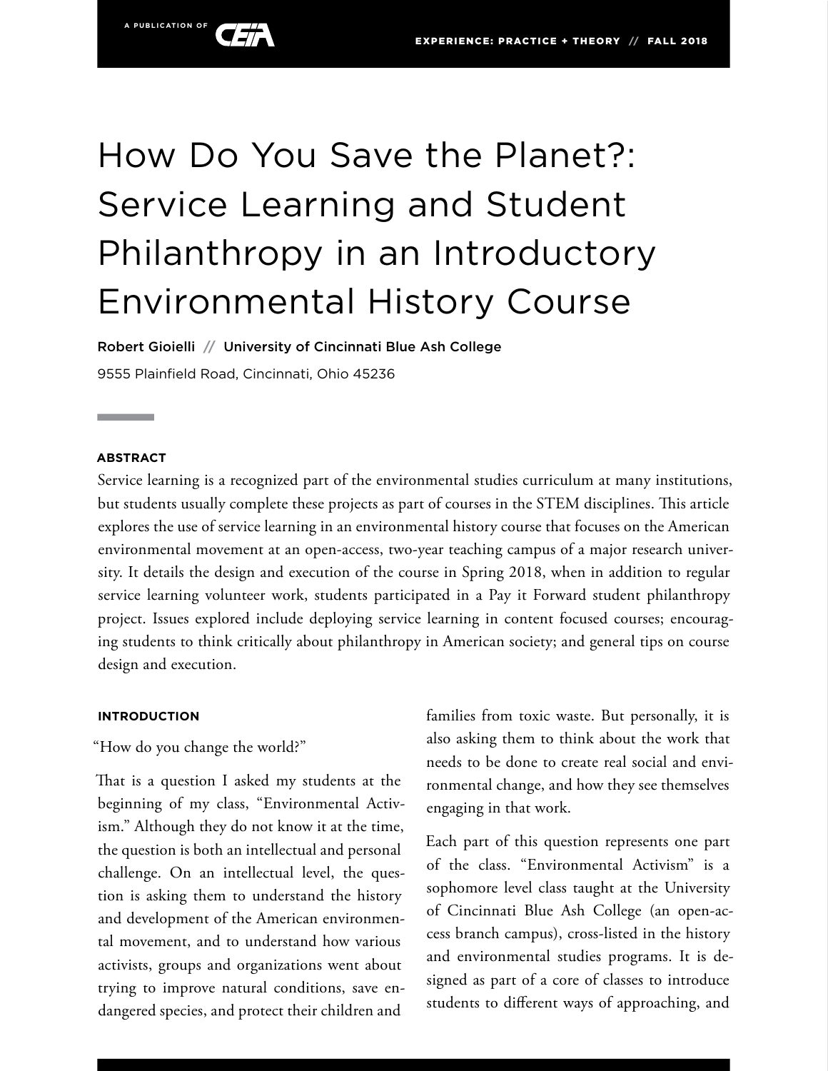# How Do You Save the Planet?: Service Learning and Student Philanthropy in an Introductory Environmental History Course

**Robert Gioielli** // **University of Cincinnati Blue Ash College**

9555 Plainfield Road, Cincinnati, Ohio 45236

## ABSTRACT

Service learning is a recognized part of the environmental studies curriculum at many institutions, but students usually complete these projects as part of courses in the STEM disciplines. This article explores the use of service learning in an environmental history course that focuses on the American environmental movement at an open-access, two-year teaching campus of a major research university. It details the design and execution of the course in Spring 2018, when in addition to regular service learning volunteer work, students participated in a Pay it Forward student philanthropy project. Issues explored include deploying service learning in content focused courses; encouraging students to think critically about philanthropy in American society; and general tips on course design and execution.

## INTRODUCTION

"How do you change the world?"

That is a question I asked my students at the beginning of my class, "Environmental Activism." Although they do not know it at the time, the question is both an intellectual and personal challenge. On an intellectual level, the question is asking them to understand the history and development of the American environmental movement, and to understand how various activists, groups and organizations went about trying to improve natural conditions, save endangered species, and protect their children and families from toxic waste. But personally, it is also asking them to think about the work that needs to be done to create real social and environmental change, and how they see themselves engaging in that work.

Each part of this question represents one part of the class. "Environmental Activism" is a sophomore level class taught at the University of Cincinnati Blue Ash College (an open-access branch campus), cross-listed in the history and environmental studies programs. It is designed as part of a core of classes to introduce students to different ways of approaching, and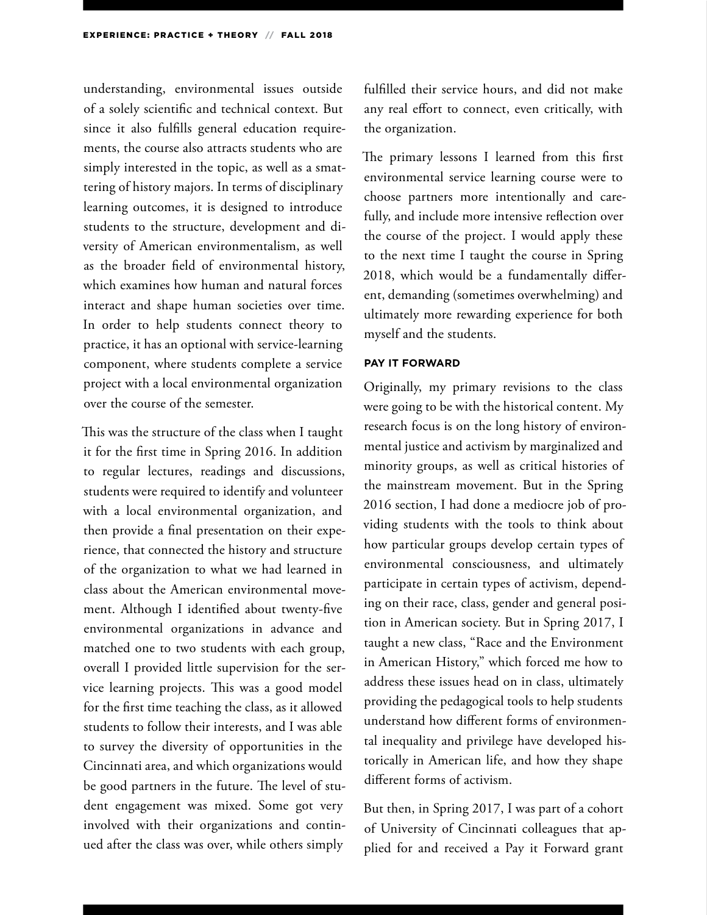understanding, environmental issues outside of a solely scientific and technical context. But since it also fulfills general education requirements, the course also attracts students who are simply interested in the topic, as well as a smattering of history majors. In terms of disciplinary learning outcomes, it is designed to introduce students to the structure, development and diversity of American environmentalism, as well as the broader field of environmental history, which examines how human and natural forces interact and shape human societies over time. In order to help students connect theory to practice, it has an optional with service-learning component, where students complete a service project with a local environmental organization over the course of the semester.

This was the structure of the class when I taught it for the first time in Spring 2016. In addition to regular lectures, readings and discussions, students were required to identify and volunteer with a local environmental organization, and then provide a final presentation on their experience, that connected the history and structure of the organization to what we had learned in class about the American environmental movement. Although I identified about twenty-five environmental organizations in advance and matched one to two students with each group, overall I provided little supervision for the service learning projects. This was a good model for the first time teaching the class, as it allowed students to follow their interests, and I was able to survey the diversity of opportunities in the Cincinnati area, and which organizations would be good partners in the future. The level of student engagement was mixed. Some got very involved with their organizations and continued after the class was over, while others simply fulfilled their service hours, and did not make any real effort to connect, even critically, with the organization.

The primary lessons I learned from this first environmental service learning course were to choose partners more intentionally and carefully, and include more intensive reflection over the course of the project. I would apply these to the next time I taught the course in Spring 2018, which would be a fundamentally different, demanding (sometimes overwhelming) and ultimately more rewarding experience for both myself and the students.

### PAY IT FORWARD

Originally, my primary revisions to the class were going to be with the historical content. My research focus is on the long history of environmental justice and activism by marginalized and minority groups, as well as critical histories of the mainstream movement. But in the Spring 2016 section, I had done a mediocre job of providing students with the tools to think about how particular groups develop certain types of environmental consciousness, and ultimately participate in certain types of activism, depending on their race, class, gender and general position in American society. But in Spring 2017, I taught a new class, "Race and the Environment in American History," which forced me how to address these issues head on in class, ultimately providing the pedagogical tools to help students understand how different forms of environmental inequality and privilege have developed historically in American life, and how they shape different forms of activism.

But then, in Spring 2017, I was part of a cohort of University of Cincinnati colleagues that applied for and received a Pay it Forward grant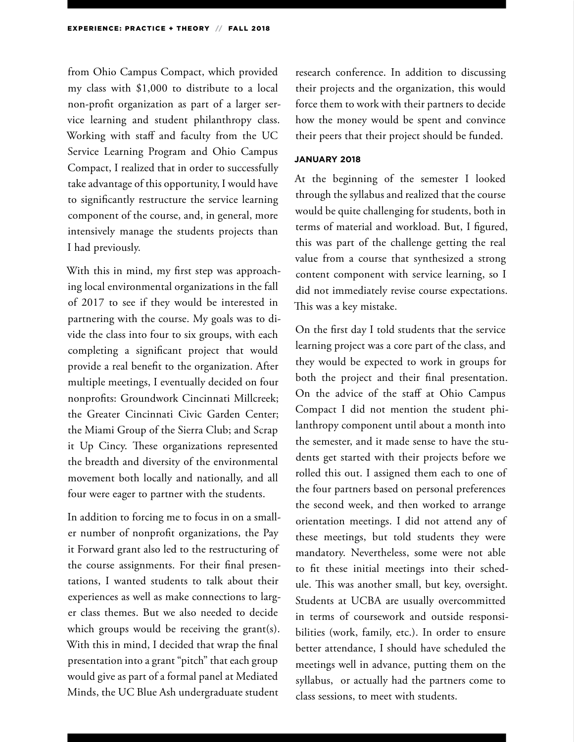from Ohio Campus Compact, which provided my class with $1,000 to distribute to a local non-profit organization as part of a larger service learning and student philanthropy class. Working with staff and faculty from the UC Service Learning Program and Ohio Campus Compact, I realized that in order to successfully take advantage of this opportunity, I would have to significantly restructure the service learning component of the course, and, in general, more intensively manage the students projects than I had previously.

With this in mind, my first step was approaching local environmental organizations in the fall of 2017 to see if they would be interested in partnering with the course. My goals was to divide the class into four to six groups, with each completing a significant project that would provide a real benefit to the organization. After multiple meetings, I eventually decided on four nonprofits: Groundwork Cincinnati Millcreek; the Greater Cincinnati Civic Garden Center; the Miami Group of the Sierra Club; and Scrap it Up Cincy. These organizations represented the breadth and diversity of the environmental movement both locally and nationally, and all four were eager to partner with the students.

In addition to forcing me to focus in on a smaller number of nonprofit organizations, the Pay it Forward grant also led to the restructuring of the course assignments. For their final presentations, I wanted students to talk about their experiences as well as make connections to larger class themes. But we also needed to decide which groups would be receiving the grant(s). With this in mind, I decided that wrap the final presentation into a grant "pitch" that each group would give as part of a formal panel at Mediated Minds, the UC Blue Ash undergraduate student research conference. In addition to discussing their projects and the organization, this would force them to work with their partners to decide how the money would be spent and convince their peers that their project should be funded.

#### JANUARY 2018

At the beginning of the semester I looked through the syllabus and realized that the course would be quite challenging for students, both in terms of material and workload. But, I figured, this was part of the challenge getting the real value from a course that synthesized a strong content component with service learning, so I did not immediately revise course expectations. This was a key mistake.

On the first day I told students that the service learning project was a core part of the class, and they would be expected to work in groups for both the project and their final presentation. On the advice of the staff at Ohio Campus Compact I did not mention the student philanthropy component until about a month into the semester, and it made sense to have the students get started with their projects before we rolled this out. I assigned them each to one of the four partners based on personal preferences the second week, and then worked to arrange orientation meetings. I did not attend any of these meetings, but told students they were mandatory. Nevertheless, some were not able to fit these initial meetings into their schedule. This was another small, but key, oversight. Students at UCBA are usually overcommitted in terms of coursework and outside responsibilities (work, family, etc.). In order to ensure better attendance, I should have scheduled the meetings well in advance, putting them on the syllabus, or actually had the partners come to class sessions, to meet with students.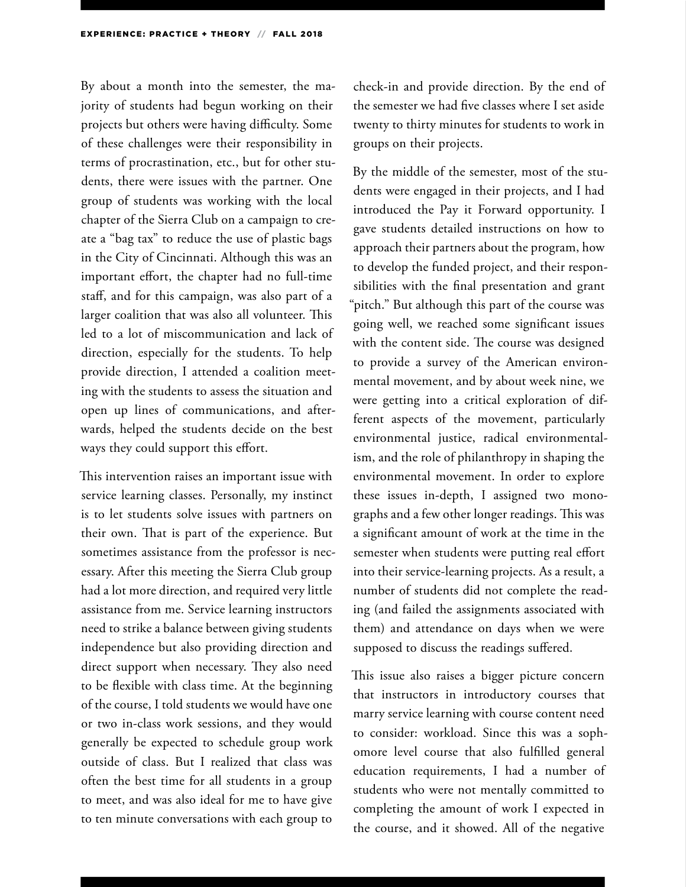By about a month into the semester, the majority of students had begun working on their projects but others were having difficulty. Some of these challenges were their responsibility in terms of procrastination, etc., but for other students, there were issues with the partner. One group of students was working with the local chapter of the Sierra Club on a campaign to create a "bag tax" to reduce the use of plastic bags in the City of Cincinnati. Although this was an important effort, the chapter had no full-time staff, and for this campaign, was also part of a larger coalition that was also all volunteer. This led to a lot of miscommunication and lack of direction, especially for the students. To help provide direction, I attended a coalition meeting with the students to assess the situation and open up lines of communications, and afterwards, helped the students decide on the best ways they could support this effort.

This intervention raises an important issue with service learning classes. Personally, my instinct is to let students solve issues with partners on their own. That is part of the experience. But sometimes assistance from the professor is necessary. After this meeting the Sierra Club group had a lot more direction, and required very little assistance from me. Service learning instructors need to strike a balance between giving students independence but also providing direction and direct support when necessary. They also need to be flexible with class time. At the beginning of the course, I told students we would have one or two in-class work sessions, and they would generally be expected to schedule group work outside of class. But I realized that class was often the best time for all students in a group to meet, and was also ideal for me to have give to ten minute conversations with each group to check-in and provide direction. By the end of the semester we had five classes where I set aside twenty to thirty minutes for students to work in groups on their projects.

By the middle of the semester, most of the students were engaged in their projects, and I had introduced the Pay it Forward opportunity. I gave students detailed instructions on how to approach their partners about the program, how to develop the funded project, and their responsibilities with the final presentation and grant "pitch." But although this part of the course was going well, we reached some significant issues with the content side. The course was designed to provide a survey of the American environmental movement, and by about week nine, we were getting into a critical exploration of different aspects of the movement, particularly environmental justice, radical environmentalism, and the role of philanthropy in shaping the environmental movement. In order to explore these issues in-depth, I assigned two monographs and a few other longer readings. This was a significant amount of work at the time in the semester when students were putting real effort into their service-learning projects. As a result, a number of students did not complete the reading (and failed the assignments associated with them) and attendance on days when we were supposed to discuss the readings suffered.

This issue also raises a bigger picture concern that instructors in introductory courses that marry service learning with course content need to consider: workload. Since this was a sophomore level course that also fulfilled general education requirements, I had a number of students who were not mentally committed to completing the amount of work I expected in the course, and it showed. All of the negative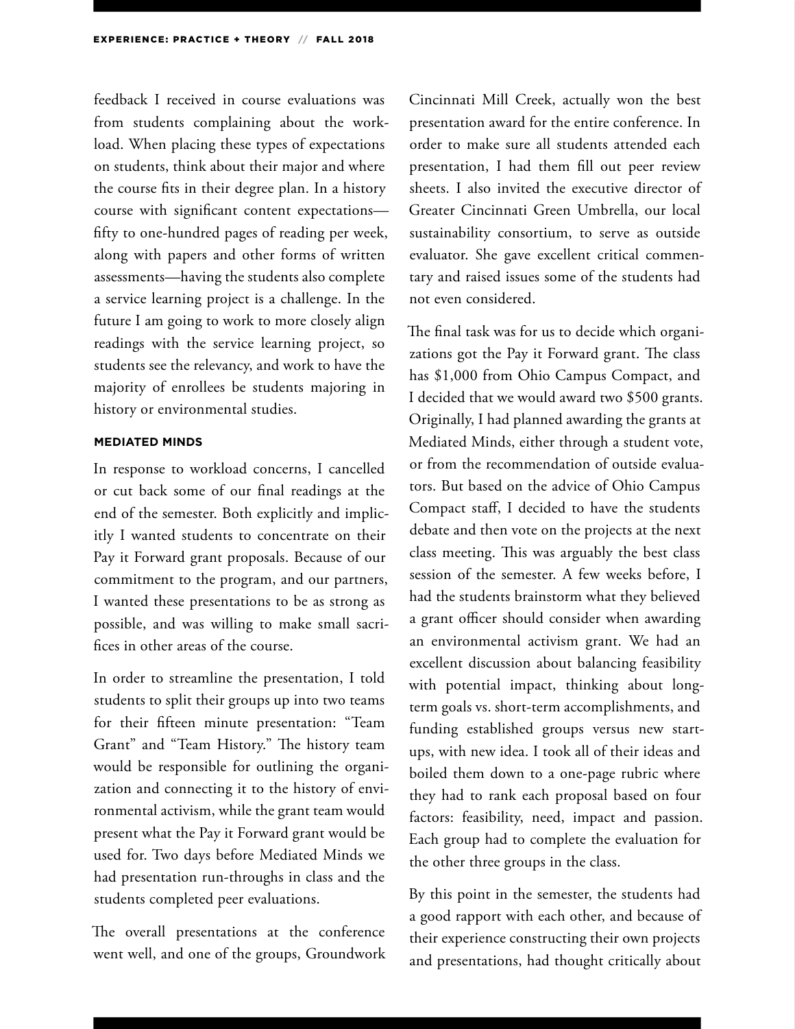feedback I received in course evaluations was from students complaining about the workload. When placing these types of expectations on students, think about their major and where the course fits in their degree plan. In a history course with significant content expectations—fifty to one-hundred pages of reading per week, along with papers and other forms of written assessments—having the students also complete a service learning project is a challenge. In the future I am going to work to more closely align readings with the service learning project, so students see the relevancy, and work to have the majority of enrollees be students majoring in history or environmental studies.

#### MEDIATED MINDS

In response to workload concerns, I cancelled or cut back some of our final readings at the end of the semester. Both explicitly and implicitly I wanted students to concentrate on their Pay it Forward grant proposals. Because of our commitment to the program, and our partners, I wanted these presentations to be as strong as possible, and was willing to make small sacrifices in other areas of the course.

In order to streamline the presentation, I told students to split their groups up into two teams for their fifteen minute presentation: "Team Grant" and "Team History." The history team would be responsible for outlining the organization and connecting it to the history of environmental activism, while the grant team would present what the Pay it Forward grant would be used for. Two days before Mediated Minds we had presentation run-throughs in class and the students completed peer evaluations.

The overall presentations at the conference went well, and one of the groups, Groundwork Cincinnati Mill Creek, actually won the best presentation award for the entire conference. In order to make sure all students attended each presentation, I had them fill out peer review sheets. I also invited the executive director of Greater Cincinnati Green Umbrella, our local sustainability consortium, to serve as outside evaluator. She gave excellent critical commentary and raised issues some of the students had not even considered.

The final task was for us to decide which organizations got the Pay it Forward grant. The class has $1,000 from Ohio Campus Compact, and I decided that we would award two $500 grants. Originally, I had planned awarding the grants at Mediated Minds, either through a student vote, or from the recommendation of outside evaluators. But based on the advice of Ohio Campus Compact staff, I decided to have the students debate and then vote on the projects at the next class meeting. This was arguably the best class session of the semester. A few weeks before, I had the students brainstorm what they believed a grant officer should consider when awarding an environmental activism grant. We had an excellent discussion about balancing feasibility with potential impact, thinking about long-term goals vs. short-term accomplishments, and funding established groups versus new start-ups, with new idea. I took all of their ideas and boiled them down to a one-page rubric where they had to rank each proposal based on four factors: feasibility, need, impact and passion. Each group had to complete the evaluation for the other three groups in the class.

By this point in the semester, the students had a good rapport with each other, and because of their experience constructing their own projects and presentations, had thought critically about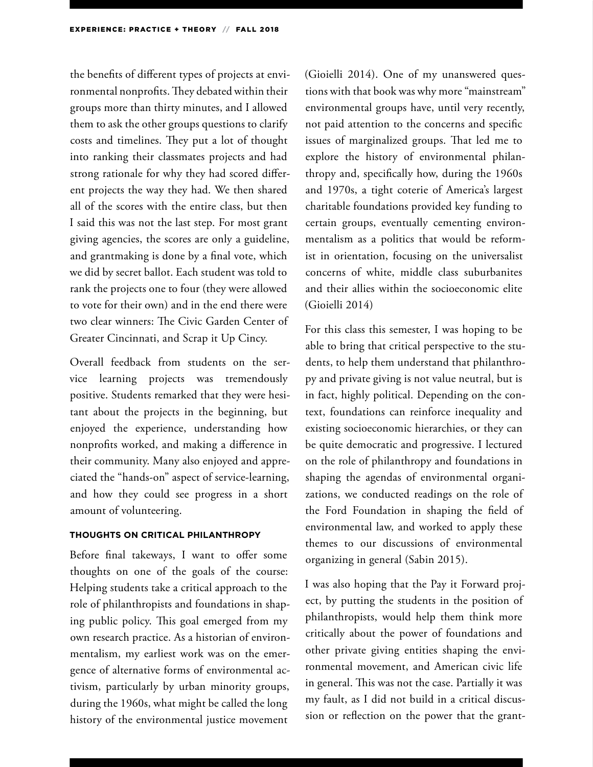the benefits of different types of projects at environmental nonprofits. They debated within their groups more than thirty minutes, and I allowed them to ask the other groups questions to clarify costs and timelines. They put a lot of thought into ranking their classmates projects and had strong rationale for why they had scored different projects the way they had. We then shared all of the scores with the entire class, but then I said this was not the last step. For most grant giving agencies, the scores are only a guideline, and grantmaking is done by a final vote, which we did by secret ballot. Each student was told to rank the projects one to four (they were allowed to vote for their own) and in the end there were two clear winners: The Civic Garden Center of Greater Cincinnati, and Scrap it Up Cincy.

Overall feedback from students on the service learning projects was tremendously positive. Students remarked that they were hesitant about the projects in the beginning, but enjoyed the experience, understanding how nonprofits worked, and making a difference in their community. Many also enjoyed and appreciated the "hands-on" aspect of service-learning, and how they could see progress in a short amount of volunteering.

### THOUGHTS ON CRITICAL PHILANTHROPY

Before final takeways, I want to offer some thoughts on one of the goals of the course: Helping students take a critical approach to the role of philanthropists and foundations in shaping public policy. This goal emerged from my own research practice. As a historian of environmentalism, my earliest work was on the emergence of alternative forms of environmental activism, particularly by urban minority groups, during the 1960s, what might be called the long history of the environmental justice movement (Gioielli 2014). One of my unanswered questions with that book was why more "mainstream" environmental groups have, until very recently, not paid attention to the concerns and specific issues of marginalized groups. That led me to explore the history of environmental philanthropy and, specifically how, during the 1960s and 1970s, a tight coterie of America's largest charitable foundations provided key funding to certain groups, eventually cementing environmentalism as a politics that would be reformist in orientation, focusing on the universalist concerns of white, middle class suburbanites and their allies within the socioeconomic elite (Gioielli 2014)

For this class this semester, I was hoping to be able to bring that critical perspective to the students, to help them understand that philanthropy and private giving is not value neutral, but is in fact, highly political. Depending on the context, foundations can reinforce inequality and existing socioeconomic hierarchies, or they can be quite democratic and progressive. I lectured on the role of philanthropy and foundations in shaping the agendas of environmental organizations, we conducted readings on the role of the Ford Foundation in shaping the field of environmental law, and worked to apply these themes to our discussions of environmental organizing in general (Sabin 2015).

I was also hoping that the Pay it Forward project, by putting the students in the position of philanthropists, would help them think more critically about the power of foundations and other private giving entities shaping the environmental movement, and American civic life in general. This was not the case. Partially it was my fault, as I did not build in a critical discussion or reflection on the power that the grant-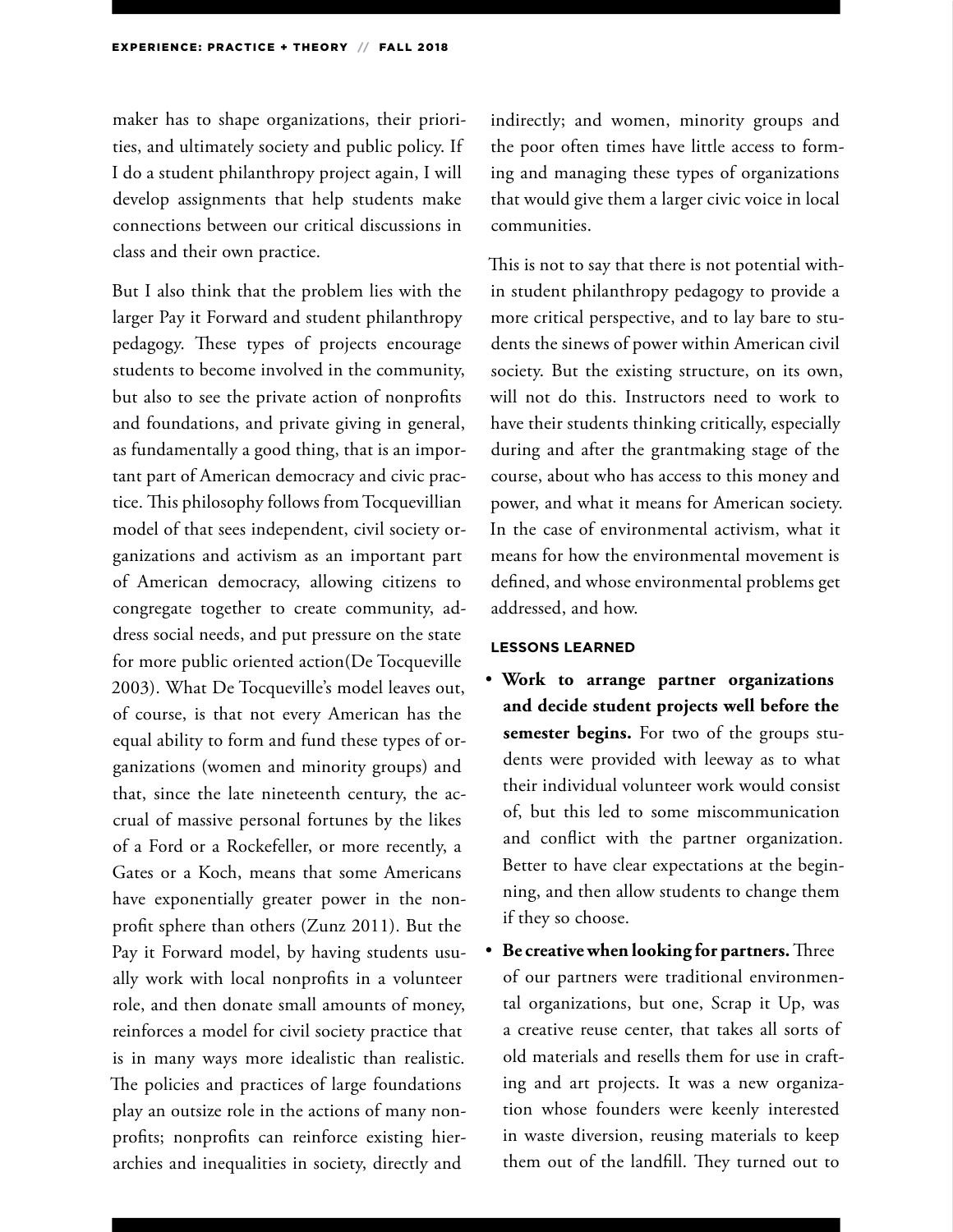maker has to shape organizations, their priorities, and ultimately society and public policy. If I do a student philanthropy project again, I will develop assignments that help students make connections between our critical discussions in class and their own practice.

But I also think that the problem lies with the larger Pay it Forward and student philanthropy pedagogy. These types of projects encourage students to become involved in the community, but also to see the private action of nonprofits and foundations, and private giving in general, as fundamentally a good thing, that is an important part of American democracy and civic practice. This philosophy follows from Tocquevillian model of that sees independent, civil society organizations and activism as an important part of American democracy, allowing citizens to congregate together to create community, address social needs, and put pressure on the state for more public oriented action(De Tocqueville 2003). What De Tocqueville's model leaves out, of course, is that not every American has the equal ability to form and fund these types of organizations (women and minority groups) and that, since the late nineteenth century, the accrual of massive personal fortunes by the likes of a Ford or a Rockefeller, or more recently, a Gates or a Koch, means that some Americans have exponentially greater power in the nonprofit sphere than others (Zunz 2011). But the Pay it Forward model, by having students usually work with local nonprofits in a volunteer role, and then donate small amounts of money, reinforces a model for civil society practice that is in many ways more idealistic than realistic. The policies and practices of large foundations play an outsize role in the actions of many nonprofits; nonprofits can reinforce existing hierarchies and inequalities in society, directly and indirectly; and women, minority groups and the poor often times have little access to forming and managing these types of organizations that would give them a larger civic voice in local communities.

This is not to say that there is not potential within student philanthropy pedagogy to provide a more critical perspective, and to lay bare to students the sinews of power within American civil society. But the existing structure, on its own, will not do this. Instructors need to work to have their students thinking critically, especially during and after the grantmaking stage of the course, about who has access to this money and power, and what it means for American society. In the case of environmental activism, what it means for how the environmental movement is defined, and whose environmental problems get addressed, and how.

#### LESSONS LEARNED

- **Work to arrange partner organizations and decide student projects well before the semester begins.** For two of the groups students were provided with leeway as to what their individual volunteer work would consist of, but this led to some miscommunication and conflict with the partner organization. Better to have clear expectations at the beginning, and then allow students to change them if they so choose.
- **Be creative when looking for partners.** Three of our partners were traditional environmental organizations, but one, Scrap it Up, was a creative reuse center, that takes all sorts of old materials and resells them for use in crafting and art projects. It was a new organization whose founders were keenly interested in waste diversion, reusing materials to keep them out of the landfill. They turned out to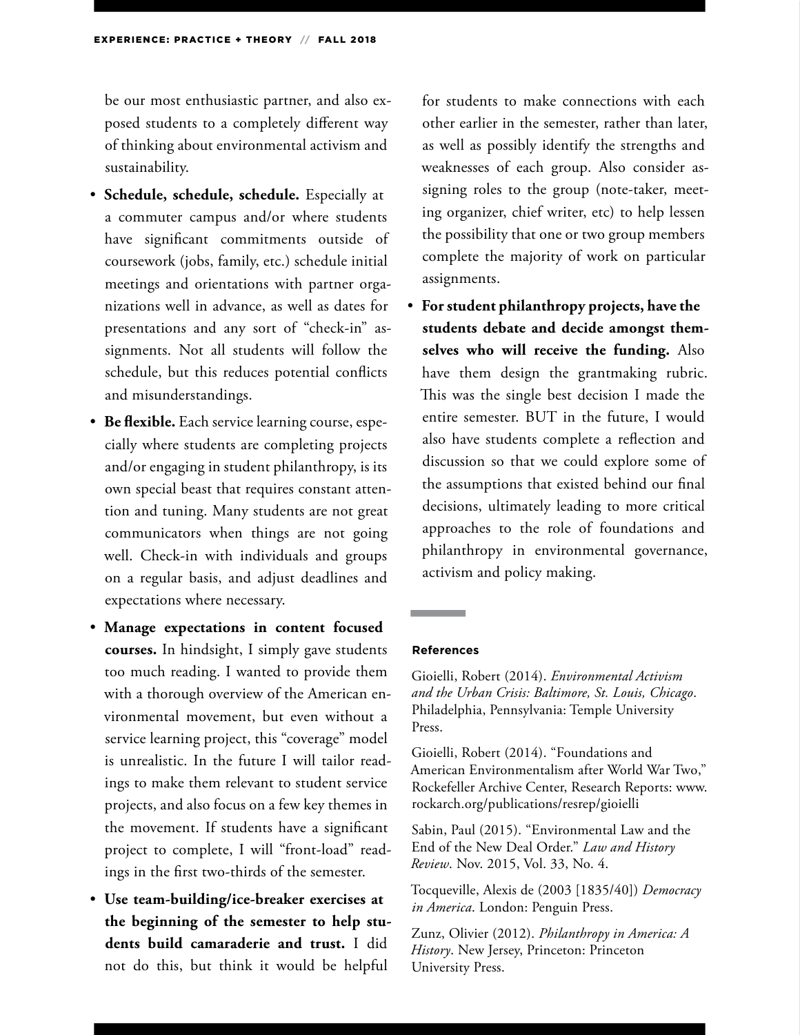be our most enthusiastic partner, and also exposed students to a completely different way of thinking about environmental activism and sustainability.

- **Schedule, schedule, schedule.** Especially at a commuter campus and/or where students have significant commitments outside of coursework (jobs, family, etc.) schedule initial meetings and orientations with partner organizations well in advance, as well as dates for presentations and any sort of "check-in" assignments. Not all students will follow the schedule, but this reduces potential conflicts and misunderstandings.
- **Be flexible.** Each service learning course, especially where students are completing projects and/or engaging in student philanthropy, is its own special beast that requires constant attention and tuning. Many students are not great communicators when things are not going well. Check-in with individuals and groups on a regular basis, and adjust deadlines and expectations where necessary.
- **Manage expectations in content focused courses.** In hindsight, I simply gave students too much reading. I wanted to provide them with a thorough overview of the American environmental movement, but even without a service learning project, this "coverage" model is unrealistic. In the future I will tailor readings to make them relevant to student service projects, and also focus on a few key themes in the movement. If students have a significant project to complete, I will "front-load" readings in the first two-thirds of the semester.
- **Use team-building/ice-breaker exercises at the beginning of the semester to help students build camaraderie and trust.** I did not do this, but think it would be helpful for students to make connections with each other earlier in the semester, rather than later, as well as possibly identify the strengths and weaknesses of each group. Also consider assigning roles to the group (note-taker, meeting organizer, chief writer, etc) to help lessen the possibility that one or two group members complete the majority of work on particular assignments.
- **For student philanthropy projects, have the students debate and decide amongst themselves who will receive the funding.** Also have them design the grantmaking rubric. This was the single best decision I made the entire semester. BUT in the future, I would also have students complete a reflection and discussion so that we could explore some of the assumptions that existed behind our final decisions, ultimately leading to more critical approaches to the role of foundations and philanthropy in environmental governance, activism and policy making.

### References

Gioielli, Robert (2014). *Environmental Activism and the Urban Crisis: Baltimore, St. Louis, Chicago*. Philadelphia, Pennsylvania: Temple University Press.

Gioielli, Robert (2014). "Foundations and American Environmentalism after World War Two," Rockefeller Archive Center, Research Reports: www.rockarch.org/publications/resrep/gioielli

Sabin, Paul (2015). "Environmental Law and the End of the New Deal Order." *Law and History Review*. Nov. 2015, Vol. 33, No. 4.

Tocqueville, Alexis de (2003 [1835/40]) *Democracy in America*. London: Penguin Press.

Zunz, Olivier (2012). *Philanthropy in America: A History*. New Jersey, Princeton: Princeton University Press.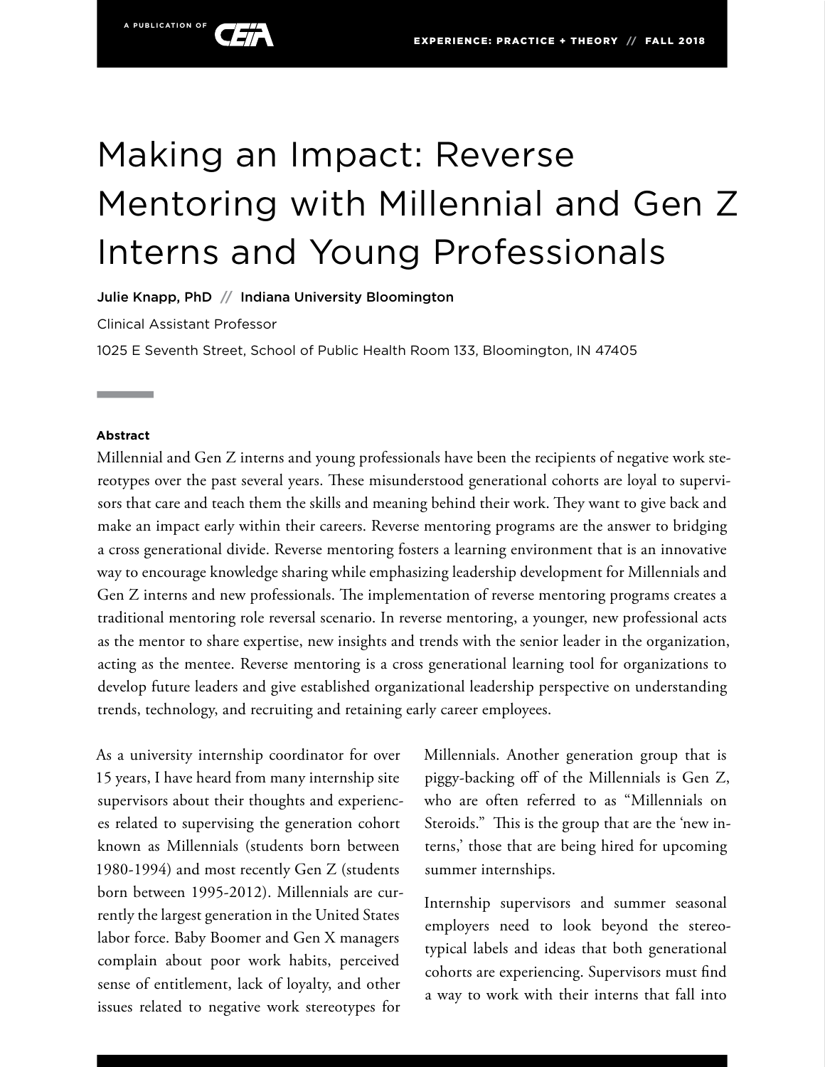# Making an Impact: Reverse Mentoring with Millennial and Gen Z Interns and Young Professionals

**Julie Knapp, PhD // Indiana University Bloomington**

Clinical Assistant Professor

1025 E Seventh Street, School of Public Health Room 133, Bloomington, IN 47405

**Abstract**

Millennial and Gen Z interns and young professionals have been the recipients of negative work stereotypes over the past several years. These misunderstood generational cohorts are loyal to supervisors that care and teach them the skills and meaning behind their work. They want to give back and make an impact early within their careers. Reverse mentoring programs are the answer to bridging a cross generational divide. Reverse mentoring fosters a learning environment that is an innovative way to encourage knowledge sharing while emphasizing leadership development for Millennials and Gen Z interns and new professionals. The implementation of reverse mentoring programs creates a traditional mentoring role reversal scenario. In reverse mentoring, a younger, new professional acts as the mentor to share expertise, new insights and trends with the senior leader in the organization, acting as the mentee. Reverse mentoring is a cross generational learning tool for organizations to develop future leaders and give established organizational leadership perspective on understanding trends, technology, and recruiting and retaining early career employees.

As a university internship coordinator for over 15 years, I have heard from many internship site supervisors about their thoughts and experiences related to supervising the generation cohort known as Millennials (students born between 1980-1994) and most recently Gen Z (students born between 1995-2012). Millennials are currently the largest generation in the United States labor force. Baby Boomer and Gen X managers complain about poor work habits, perceived sense of entitlement, lack of loyalty, and other issues related to negative work stereotypes for Millennials. Another generation group that is piggy-backing off of the Millennials is Gen Z, who are often referred to as "Millennials on Steroids." This is the group that are the 'new interns,' those that are being hired for upcoming summer internships.

Internship supervisors and summer seasonal employers need to look beyond the stereotypical labels and ideas that both generational cohorts are experiencing. Supervisors must find a way to work with their interns that fall into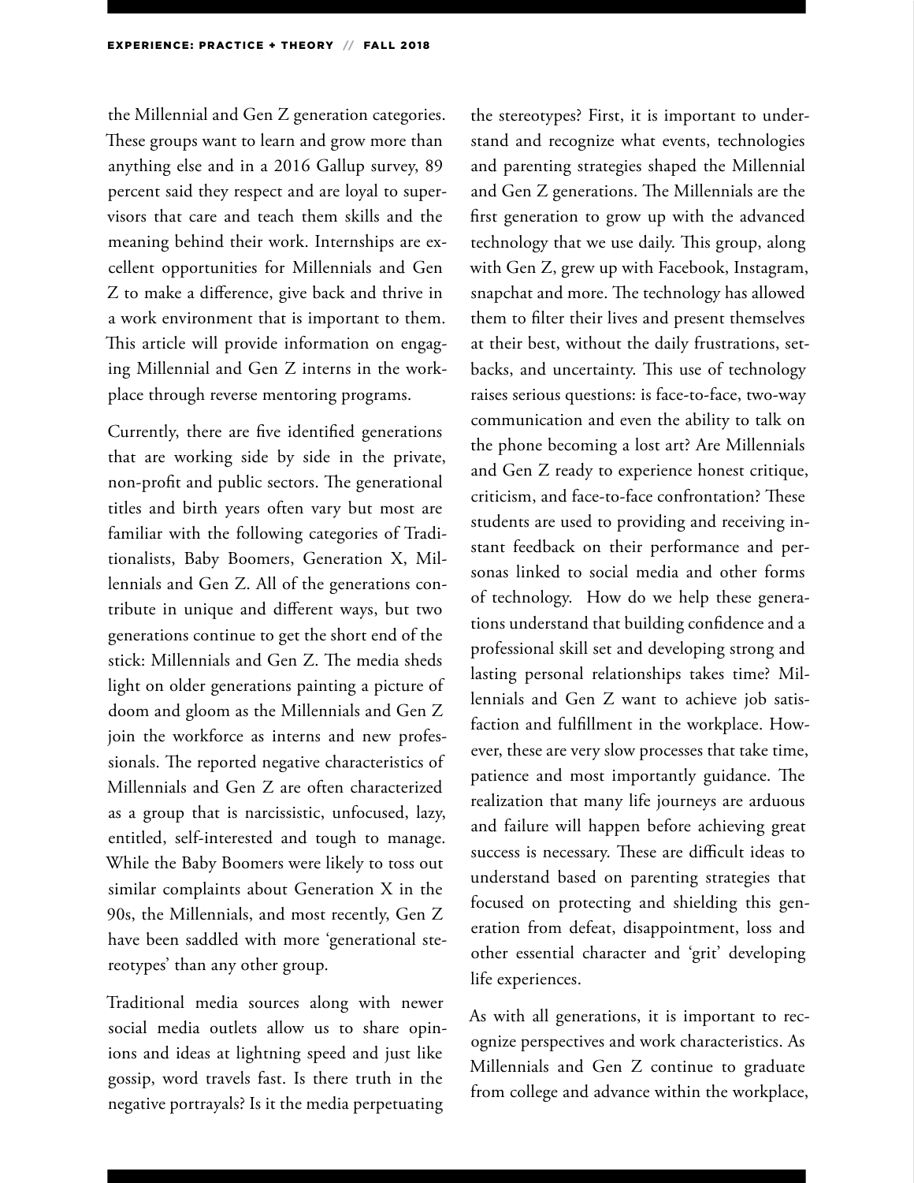the Millennial and Gen Z generation categories. These groups want to learn and grow more than anything else and in a 2016 Gallup survey, 89 percent said they respect and are loyal to supervisors that care and teach them skills and the meaning behind their work. Internships are excellent opportunities for Millennials and Gen Z to make a difference, give back and thrive in a work environment that is important to them. This article will provide information on engaging Millennial and Gen Z interns in the workplace through reverse mentoring programs.

Currently, there are five identified generations that are working side by side in the private, non-profit and public sectors. The generational titles and birth years often vary but most are familiar with the following categories of Traditionalists, Baby Boomers, Generation X, Millennials and Gen Z. All of the generations contribute in unique and different ways, but two generations continue to get the short end of the stick: Millennials and Gen Z. The media sheds light on older generations painting a picture of doom and gloom as the Millennials and Gen Z join the workforce as interns and new professionals. The reported negative characteristics of Millennials and Gen Z are often characterized as a group that is narcissistic, unfocused, lazy, entitled, self-interested and tough to manage. While the Baby Boomers were likely to toss out similar complaints about Generation X in the 90s, the Millennials, and most recently, Gen Z have been saddled with more 'generational stereotypes' than any other group.

Traditional media sources along with newer social media outlets allow us to share opinions and ideas at lightning speed and just like gossip, word travels fast. Is there truth in the negative portrayals? Is it the media perpetuating the stereotypes? First, it is important to understand and recognize what events, technologies and parenting strategies shaped the Millennial and Gen Z generations. The Millennials are the first generation to grow up with the advanced technology that we use daily. This group, along with Gen Z, grew up with Facebook, Instagram, snapchat and more. The technology has allowed them to filter their lives and present themselves at their best, without the daily frustrations, setbacks, and uncertainty. This use of technology raises serious questions: is face-to-face, two-way communication and even the ability to talk on the phone becoming a lost art? Are Millennials and Gen Z ready to experience honest critique, criticism, and face-to-face confrontation? These students are used to providing and receiving instant feedback on their performance and personas linked to social media and other forms of technology. How do we help these generations understand that building confidence and a professional skill set and developing strong and lasting personal relationships takes time? Millennials and Gen Z want to achieve job satisfaction and fulfillment in the workplace. However, these are very slow processes that take time, patience and most importantly guidance. The realization that many life journeys are arduous and failure will happen before achieving great success is necessary. These are difficult ideas to understand based on parenting strategies that focused on protecting and shielding this generation from defeat, disappointment, loss and other essential character and 'grit' developing life experiences.

As with all generations, it is important to recognize perspectives and work characteristics. As Millennials and Gen Z continue to graduate from college and advance within the workplace,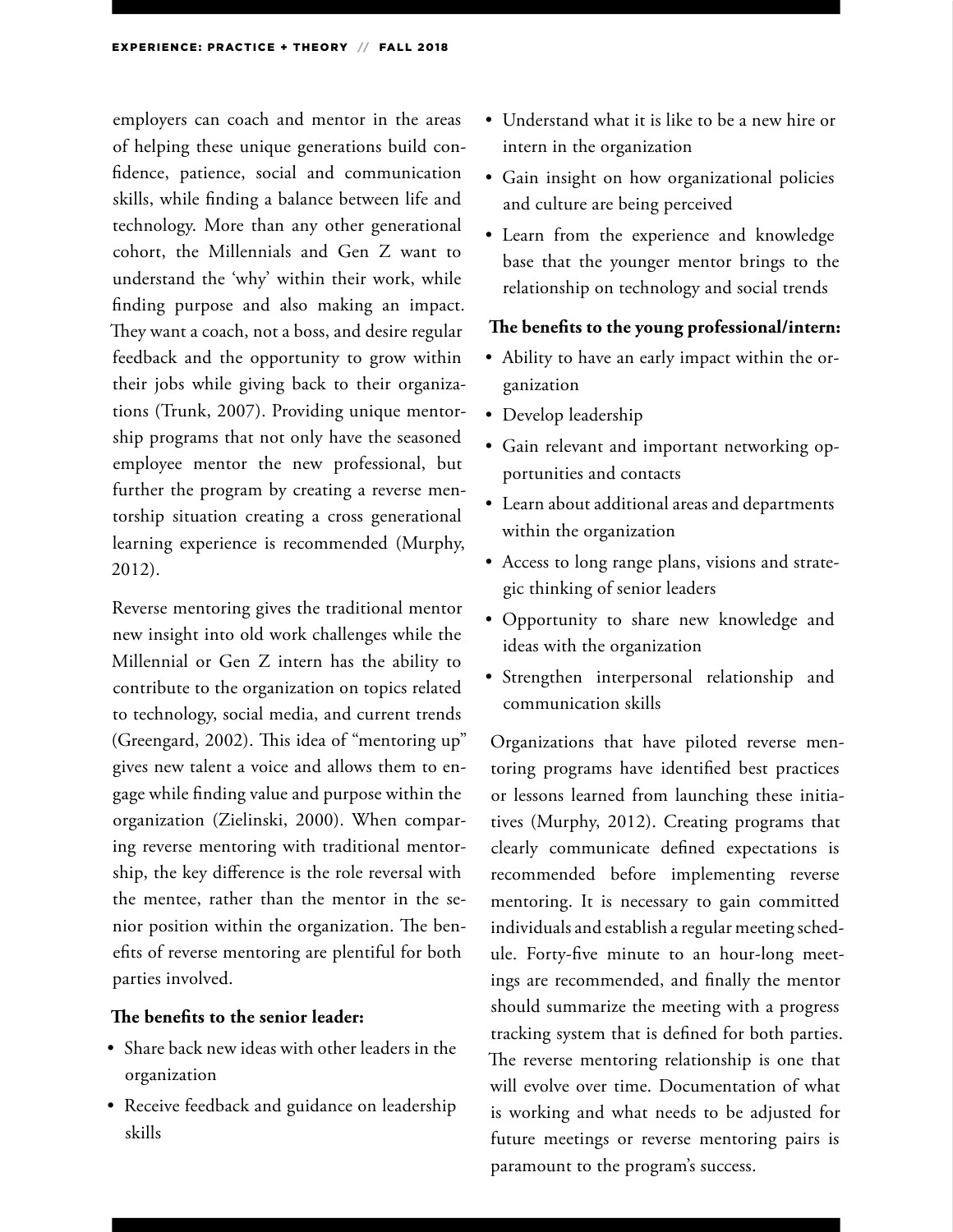employers can coach and mentor in the areas of helping these unique generations build confidence, patience, social and communication skills, while finding a balance between life and technology. More than any other generational cohort, the Millennials and Gen Z want to understand the 'why' within their work, while finding purpose and also making an impact. They want a coach, not a boss, and desire regular feedback and the opportunity to grow within their jobs while giving back to their organizations (Trunk, 2007). Providing unique mentorship programs that not only have the seasoned employee mentor the new professional, but further the program by creating a reverse mentorship situation creating a cross generational learning experience is recommended (Murphy, 2012).

Reverse mentoring gives the traditional mentor new insight into old work challenges while the Millennial or Gen Z intern has the ability to contribute to the organization on topics related to technology, social media, and current trends (Greengard, 2002). This idea of "mentoring up" gives new talent a voice and allows them to engage while finding value and purpose within the organization (Zielinski, 2000). When comparing reverse mentoring with traditional mentorship, the key difference is the role reversal with the mentee, rather than the mentor in the senior position within the organization. The benefits of reverse mentoring are plentiful for both parties involved.

**The benefits to the senior leader:**

- Share back new ideas with other leaders in the organization
- Receive feedback and guidance on leadership skills
- Understand what it is like to be a new hire or intern in the organization
- Gain insight on how organizational policies and culture are being perceived
- Learn from the experience and knowledge base that the younger mentor brings to the relationship on technology and social trends

**The benefits to the young professional/intern:**

- Ability to have an early impact within the organization
- Develop leadership
- Gain relevant and important networking opportunities and contacts
- Learn about additional areas and departments within the organization
- Access to long range plans, visions and strategic thinking of senior leaders
- Opportunity to share new knowledge and ideas with the organization
- Strengthen interpersonal relationship and communication skills

Organizations that have piloted reverse mentoring programs have identified best practices or lessons learned from launching these initiatives (Murphy, 2012). Creating programs that clearly communicate defined expectations is recommended before implementing reverse mentoring. It is necessary to gain committed individuals and establish a regular meeting schedule. Forty-five minute to an hour-long meetings are recommended, and finally the mentor should summarize the meeting with a progress tracking system that is defined for both parties. The reverse mentoring relationship is one that will evolve over time. Documentation of what is working and what needs to be adjusted for future meetings or reverse mentoring pairs is paramount to the program's success.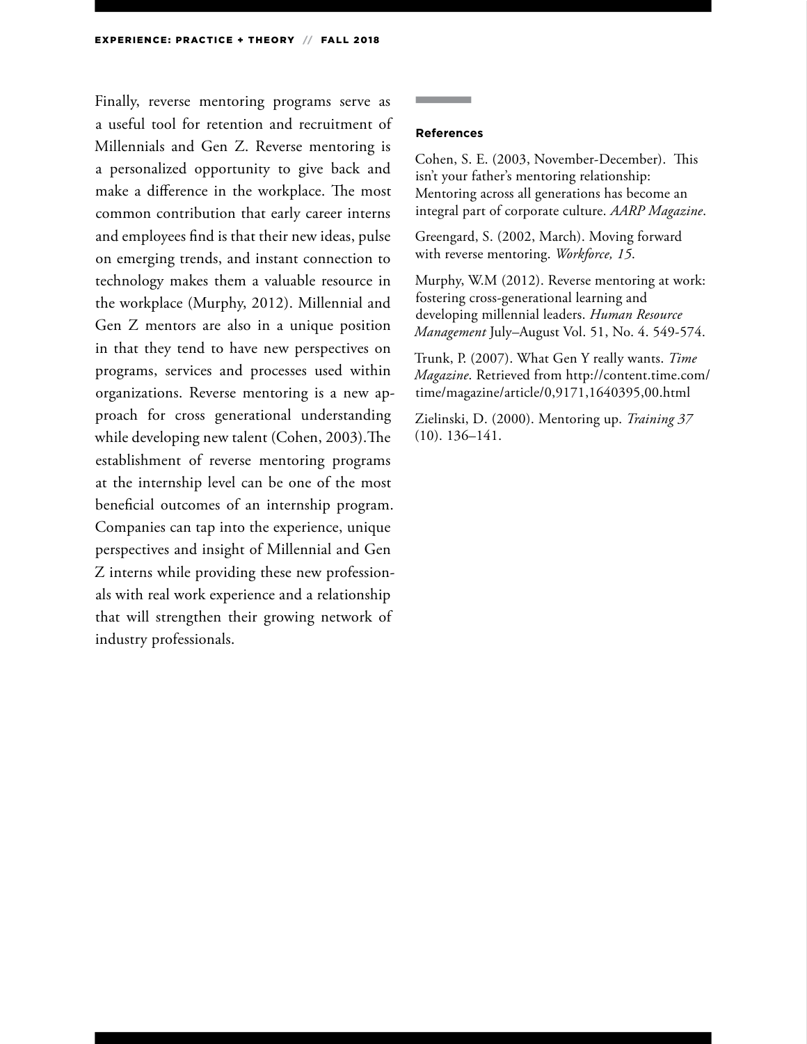Finally, reverse mentoring programs serve as a useful tool for retention and recruitment of Millennials and Gen Z. Reverse mentoring is a personalized opportunity to give back and make a difference in the workplace. The most common contribution that early career interns and employees find is that their new ideas, pulse on emerging trends, and instant connection to technology makes them a valuable resource in the workplace (Murphy, 2012). Millennial and Gen Z mentors are also in a unique position in that they tend to have new perspectives on programs, services and processes used within organizations. Reverse mentoring is a new approach for cross generational understanding while developing new talent (Cohen, 2003).The establishment of reverse mentoring programs at the internship level can be one of the most beneficial outcomes of an internship program. Companies can tap into the experience, unique perspectives and insight of Millennial and Gen Z interns while providing these new professionals with real work experience and a relationship that will strengthen their growing network of industry professionals.

### References

Cohen, S. E. (2003, November-December). This isn't your father's mentoring relationship: Mentoring across all generations has become an integral part of corporate culture. *AARP Magazine*.

Greengard, S. (2002, March). Moving forward with reverse mentoring. *Workforce, 15*.

Murphy, W.M (2012). Reverse mentoring at work: fostering cross-generational learning and developing millennial leaders. *Human Resource Management* July–August Vol. 51, No. 4. 549-574.

Trunk, P. (2007). What Gen Y really wants. *Time Magazine*. Retrieved from http://content.time.com/time/magazine/article/0,9171,1640395,00.html

Zielinski, D. (2000). Mentoring up. *Training 37* (10). 136–141.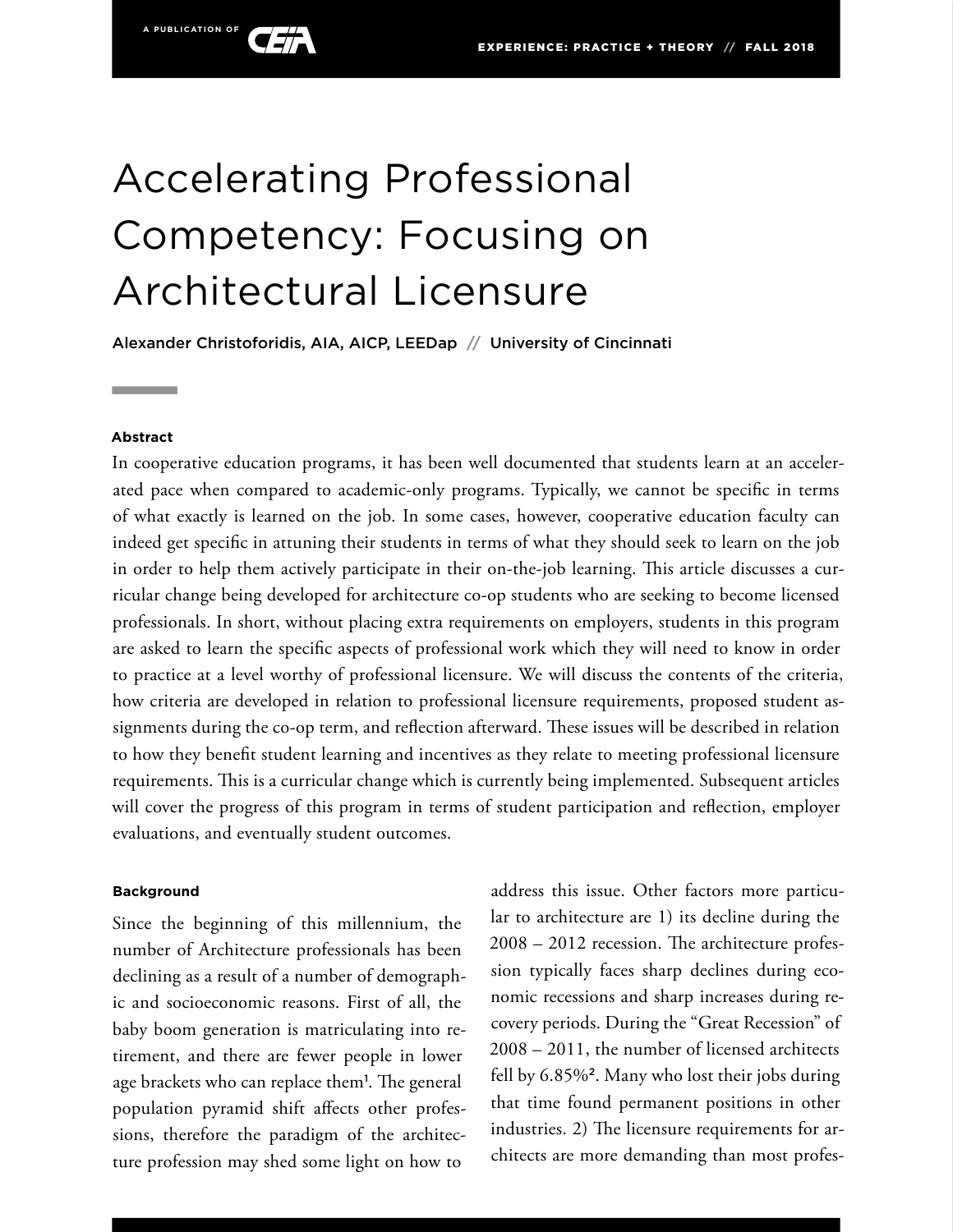# Accelerating Professional Competency: Focusing on Architectural Licensure

Alexander Christoforidis, AIA, AICP, LEEDap // University of Cincinnati

**Abstract**

In cooperative education programs, it has been well documented that students learn at an accelerated pace when compared to academic-only programs. Typically, we cannot be specific in terms of what exactly is learned on the job. In some cases, however, cooperative education faculty can indeed get specific in attuning their students in terms of what they should seek to learn on the job in order to help them actively participate in their on-the-job learning. This article discusses a curricular change being developed for architecture co-op students who are seeking to become licensed professionals. In short, without placing extra requirements on employers, students in this program are asked to learn the specific aspects of professional work which they will need to know in order to practice at a level worthy of professional licensure. We will discuss the contents of the criteria, how criteria are developed in relation to professional licensure requirements, proposed student assignments during the co-op term, and reflection afterward. These issues will be described in relation to how they benefit student learning and incentives as they relate to meeting professional licensure requirements. This is a curricular change which is currently being implemented. Subsequent articles will cover the progress of this program in terms of student participation and reflection, employer evaluations, and eventually student outcomes.

**Background**

Since the beginning of this millennium, the number of Architecture professionals has been declining as a result of a number of demographic and socioeconomic reasons. First of all, the baby boom generation is matriculating into retirement, and there are fewer people in lower age brackets who can replace them[1]. The general population pyramid shift affects other professions, therefore the paradigm of the architecture profession may shed some light on how to address this issue. Other factors more particular to architecture are 1) its decline during the 2008 – 2012 recession. The architecture profession typically faces sharp declines during economic recessions and sharp increases during recovery periods. During the "Great Recession" of 2008 – 2011, the number of licensed architects fell by 6.85%[2]. Many who lost their jobs during that time found permanent positions in other industries. 2) The licensure requirements for architects are more demanding than most profes-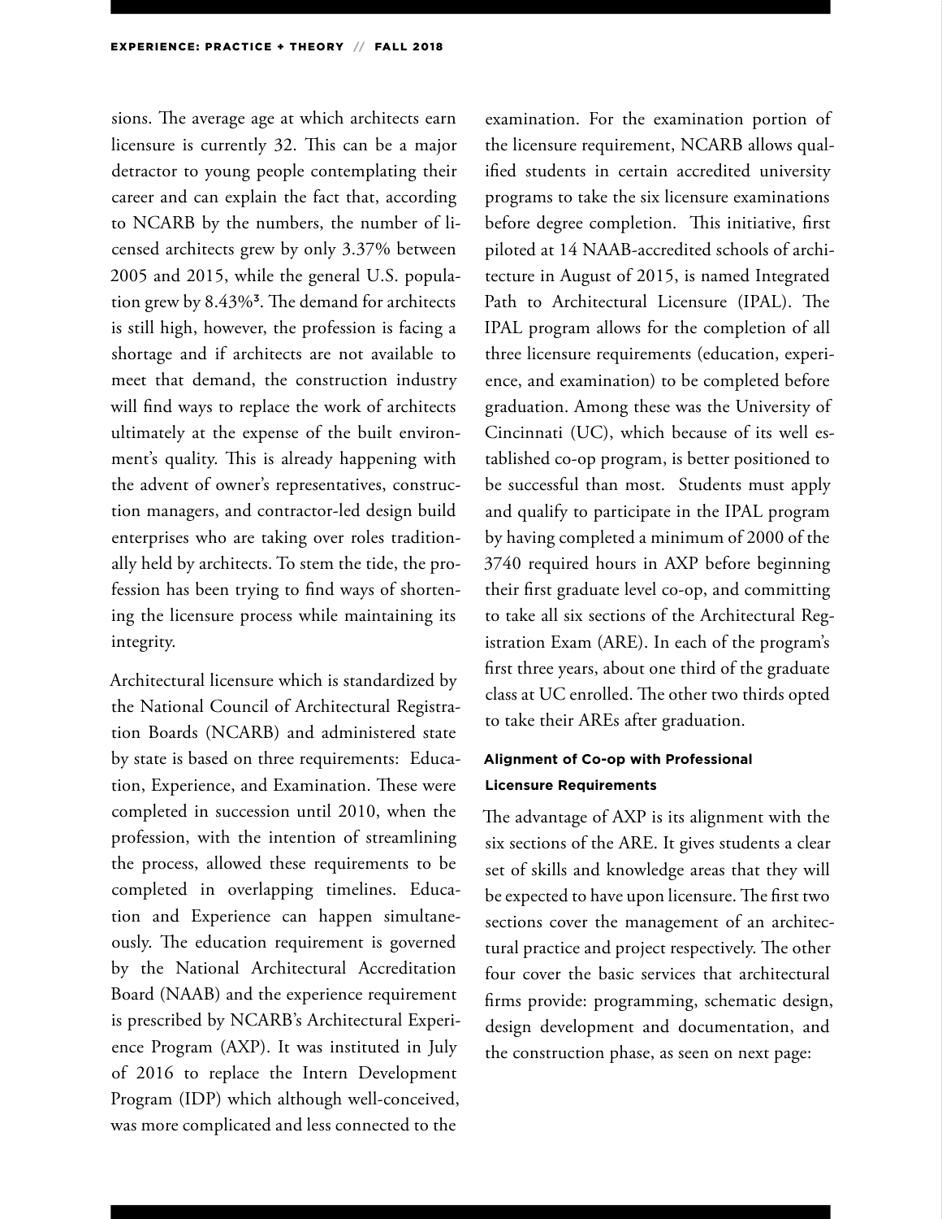sions. The average age at which architects earn licensure is currently 32. This can be a major detractor to young people contemplating their career and can explain the fact that, according to NCARB by the numbers, the number of licensed architects grew by only 3.37% between 2005 and 2015, while the general U.S. population grew by 8.43%[3]. The demand for architects is still high, however, the profession is facing a shortage and if architects are not available to meet that demand, the construction industry will find ways to replace the work of architects ultimately at the expense of the built environment's quality. This is already happening with the advent of owner's representatives, construction managers, and contractor-led design build enterprises who are taking over roles traditionally held by architects. To stem the tide, the profession has been trying to find ways of shortening the licensure process while maintaining its integrity.

Architectural licensure which is standardized by the National Council of Architectural Registration Boards (NCARB) and administered state by state is based on three requirements: Education, Experience, and Examination. These were completed in succession until 2010, when the profession, with the intention of streamlining the process, allowed these requirements to be completed in overlapping timelines. Education and Experience can happen simultaneously. The education requirement is governed by the National Architectural Accreditation Board (NAAB) and the experience requirement is prescribed by NCARB's Architectural Experience Program (AXP). It was instituted in July of 2016 to replace the Intern Development Program (IDP) which although well-conceived, was more complicated and less connected to the examination. For the examination portion of the licensure requirement, NCARB allows qualified students in certain accredited university programs to take the six licensure examinations before degree completion. This initiative, first piloted at 14 NAAB-accredited schools of architecture in August of 2015, is named Integrated Path to Architectural Licensure (IPAL). The IPAL program allows for the completion of all three licensure requirements (education, experience, and examination) to be completed before graduation. Among these was the University of Cincinnati (UC), which because of its well established co-op program, is better positioned to be successful than most. Students must apply and qualify to participate in the IPAL program by having completed a minimum of 2000 of the 3740 required hours in AXP before beginning their first graduate level co-op, and committing to take all six sections of the Architectural Registration Exam (ARE). In each of the program's first three years, about one third of the graduate class at UC enrolled. The other two thirds opted to take their AREs after graduation.

#### Alignment of Co-op with Professional Licensure Requirements

The advantage of AXP is its alignment with the six sections of the ARE. It gives students a clear set of skills and knowledge areas that they will be expected to have upon licensure. The first two sections cover the management of an architectural practice and project respectively. The other four cover the basic services that architectural firms provide: programming, schematic design, design development and documentation, and the construction phase, as seen on next page: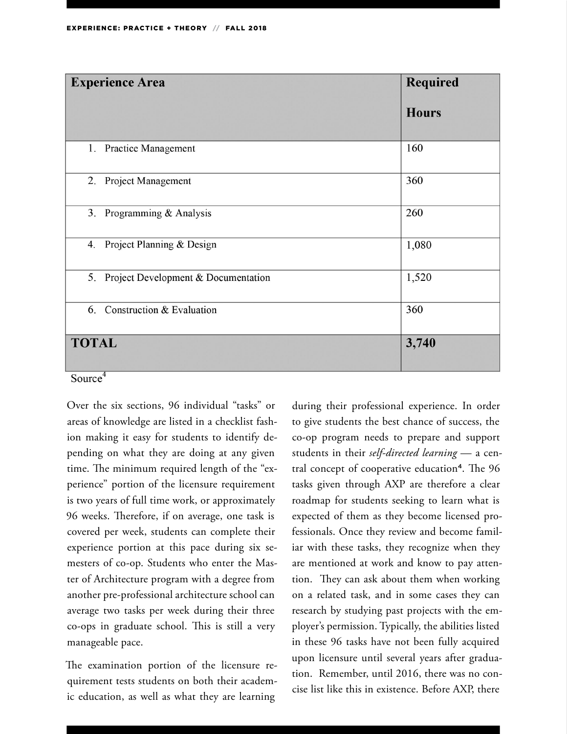| Experience Area | Required Hours |
|---|---|
| 1. Practice Management | 160 |
| 2. Project Management | 360 |
| 3. Programming & Analysis | 260 |
| 4. Project Planning & Design | 1,080 |
| 5. Project Development & Documentation | 1,520 |
| 6. Construction & Evaluation | 360 |
| **TOTAL** | **3,740** |

Source[4]

Over the six sections, 96 individual "tasks" or areas of knowledge are listed in a checklist fashion making it easy for students to identify depending on what they are doing at any given time. The minimum required length of the "experience" portion of the licensure requirement is two years of full time work, or approximately 96 weeks. Therefore, if on average, one task is covered per week, students can complete their experience portion at this pace during six semesters of co-op. Students who enter the Master of Architecture program with a degree from another pre-professional architecture school can average two tasks per week during their three co-ops in graduate school. This is still a very manageable pace.

The examination portion of the licensure requirement tests students on both their academic education, as well as what they are learning during their professional experience. In order to give students the best chance of success, the co-op program needs to prepare and support students in their *self-directed learning* — a central concept of cooperative education[4]. The 96 tasks given through AXP are therefore a clear roadmap for students seeking to learn what is expected of them as they become licensed professionals. Once they review and become familiar with these tasks, they recognize when they are mentioned at work and know to pay attention. They can ask about them when working on a related task, and in some cases they can research by studying past projects with the employer's permission. Typically, the abilities listed in these 96 tasks have not been fully acquired upon licensure until several years after graduation. Remember, until 2016, there was no concise list like this in existence. Before AXP, there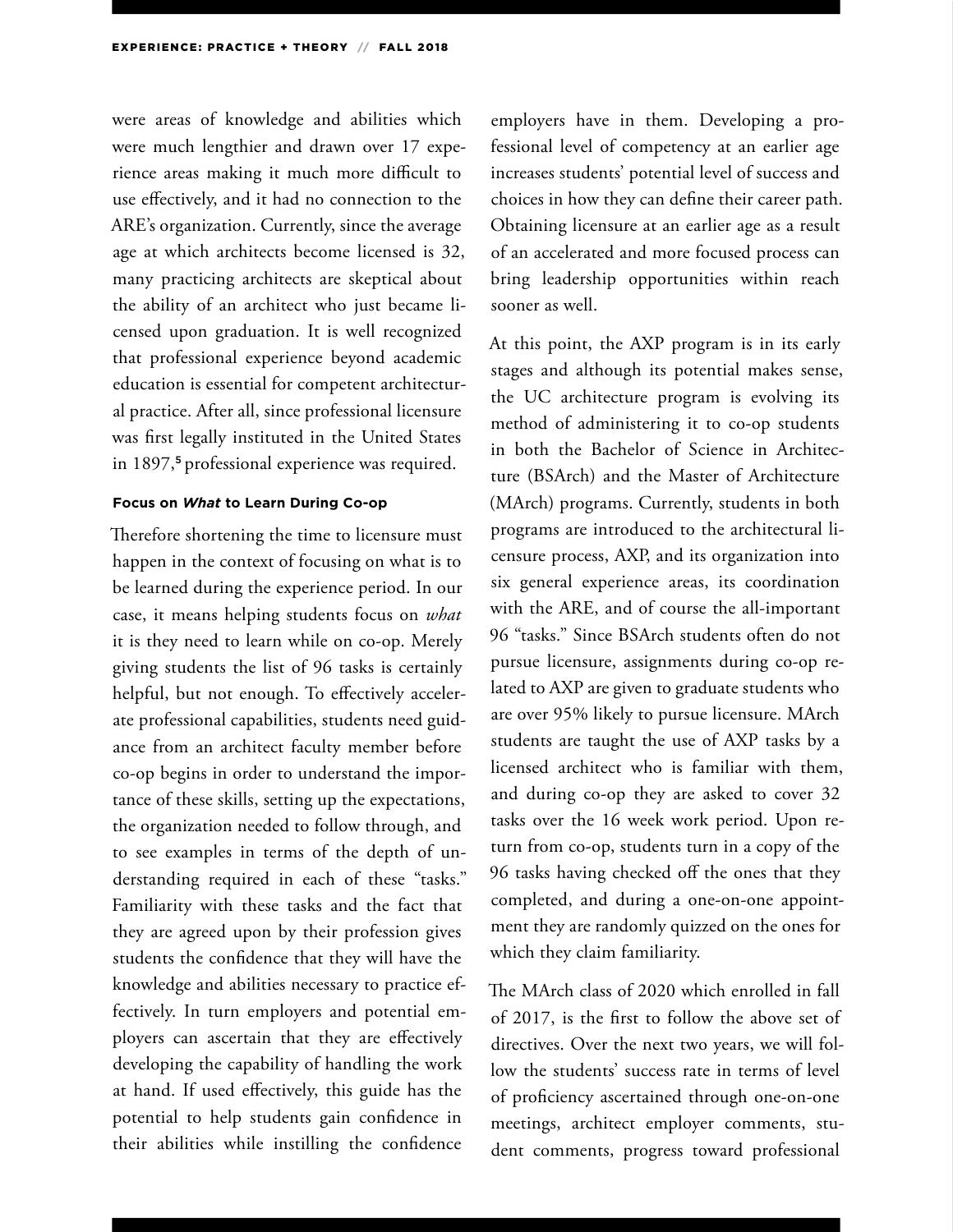were areas of knowledge and abilities which were much lengthier and drawn over 17 experience areas making it much more difficult to use effectively, and it had no connection to the ARE's organization. Currently, since the average age at which architects become licensed is 32, many practicing architects are skeptical about the ability of an architect who just became licensed upon graduation. It is well recognized that professional experience beyond academic education is essential for competent architectural practice. After all, since professional licensure was first legally instituted in the United States in 1897,[5] professional experience was required.

#### Focus on *What* to Learn During Co-op

Therefore shortening the time to licensure must happen in the context of focusing on what is to be learned during the experience period. In our case, it means helping students focus on *what* it is they need to learn while on co-op. Merely giving students the list of 96 tasks is certainly helpful, but not enough. To effectively accelerate professional capabilities, students need guidance from an architect faculty member before co-op begins in order to understand the importance of these skills, setting up the expectations, the organization needed to follow through, and to see examples in terms of the depth of understanding required in each of these "tasks." Familiarity with these tasks and the fact that they are agreed upon by their profession gives students the confidence that they will have the knowledge and abilities necessary to practice effectively. In turn employers and potential employers can ascertain that they are effectively developing the capability of handling the work at hand. If used effectively, this guide has the potential to help students gain confidence in their abilities while instilling the confidence employers have in them. Developing a professional level of competency at an earlier age increases students' potential level of success and choices in how they can define their career path. Obtaining licensure at an earlier age as a result of an accelerated and more focused process can bring leadership opportunities within reach sooner as well.

At this point, the AXP program is in its early stages and although its potential makes sense, the UC architecture program is evolving its method of administering it to co-op students in both the Bachelor of Science in Architecture (BSArch) and the Master of Architecture (MArch) programs. Currently, students in both programs are introduced to the architectural licensure process, AXP, and its organization into six general experience areas, its coordination with the ARE, and of course the all-important 96 "tasks." Since BSArch students often do not pursue licensure, assignments during co-op related to AXP are given to graduate students who are over 95% likely to pursue licensure. MArch students are taught the use of AXP tasks by a licensed architect who is familiar with them, and during co-op they are asked to cover 32 tasks over the 16 week work period. Upon return from co-op, students turn in a copy of the 96 tasks having checked off the ones that they completed, and during a one-on-one appointment they are randomly quizzed on the ones for which they claim familiarity.

The MArch class of 2020 which enrolled in fall of 2017, is the first to follow the above set of directives. Over the next two years, we will follow the students' success rate in terms of level of proficiency ascertained through one-on-one meetings, architect employer comments, student comments, progress toward professional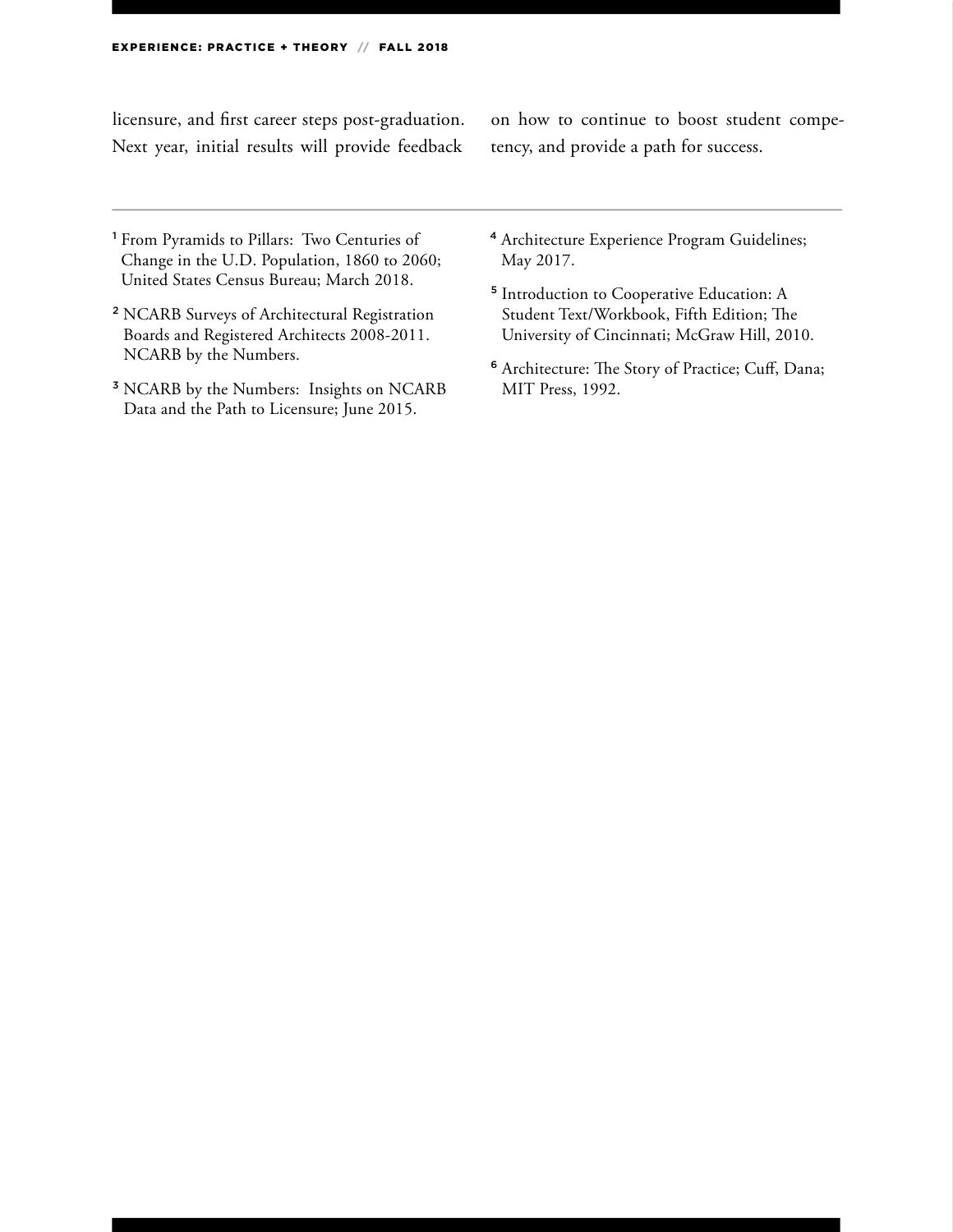licensure, and first career steps post-graduation. Next year, initial results will provide feedback on how to continue to boost student competency, and provide a path for success.

---

[1] From Pyramids to Pillars: Two Centuries of Change in the U.D. Population, 1860 to 2060; United States Census Bureau; March 2018.

[2] NCARB Surveys of Architectural Registration Boards and Registered Architects 2008-2011. NCARB by the Numbers.

[3] NCARB by the Numbers: Insights on NCARB Data and the Path to Licensure; June 2015.

[4] Architecture Experience Program Guidelines; May 2017.

[5] Introduction to Cooperative Education: A Student Text/Workbook, Fifth Edition; The University of Cincinnati; McGraw Hill, 2010.

[6] Architecture: The Story of Practice; Cuff, Dana; MIT Press, 1992.